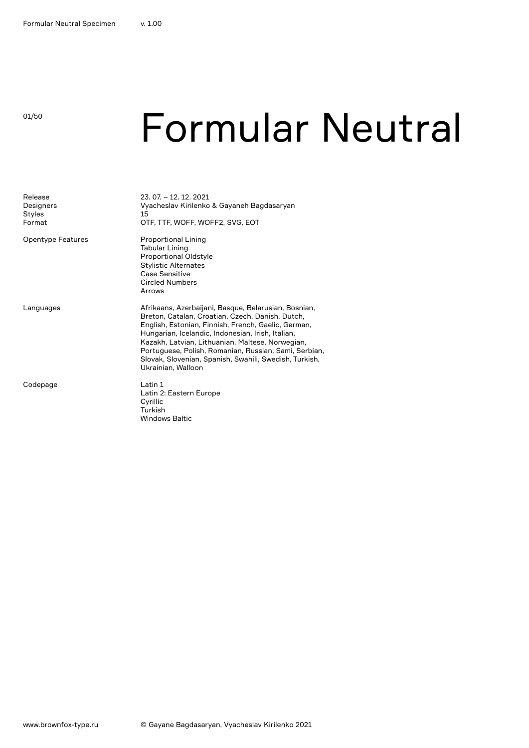# Formular Neutral

| | |
|---|---|
| Release | 23. 07. – 12. 12. 2021 |
| Designers | Vyacheslav Kirilenko & Gayaneh Bagdasaryan |
| Styles | 15 |
| Format | OTF, TTF, WOFF, WOFF2, SVG, EOT |
| Opentype Features | Proportional Lining<br>Tabular Lining<br>Proportional Oldstyle<br>Stylistic Alternates<br>Case Sensitive<br>Circled Numbers<br>Arrows |
| Languages | Afrikaans, Azerbaijani, Basque, Belarusian, Bosnian, Breton, Catalan, Croatian, Czech, Danish, Dutch, English, Estonian, Finnish, French, Gaelic, German, Hungarian, Icelandic, Indonesian, Irish, Italian, Kazakh, Latvian, Lithuanian, Maltese, Norwegian, Portuguese, Polish, Romanian, Russian, Sami, Serbian, Slovak, Slovenian, Spanish, Swahili, Swedish, Turkish, Ukrainian, Walloon |
| Codepage | Latin 1<br>Latin 2: Eastern Europe<br>Cyrillic<br>Turkish<br>Windows Baltic |

www.brownfox-type.ru

© Gayane Bagdasaryan, Vyacheslav Kirilenko 2021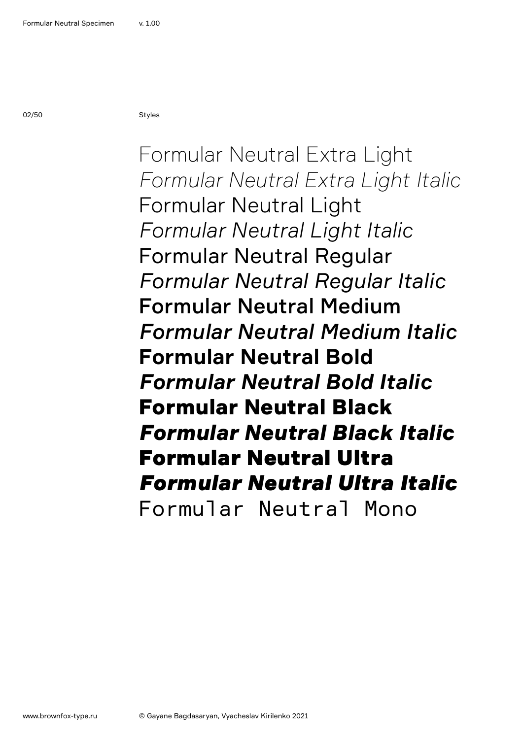Styles

Formular Neutral Extra Light
*Formular Neutral Extra Light Italic*
Formular Neutral Light
*Formular Neutral Light Italic*
Formular Neutral Regular
*Formular Neutral Regular Italic*
**Formular Neutral Medium**
***Formular Neutral Medium Italic***
**Formular Neutral Bold**
***Formular Neutral Bold Italic***
**Formular Neutral Black**
***Formular Neutral Black Italic***
**Formular Neutral Ultra**
***Formular Neutral Ultra Italic***
`Formular Neutral Mono`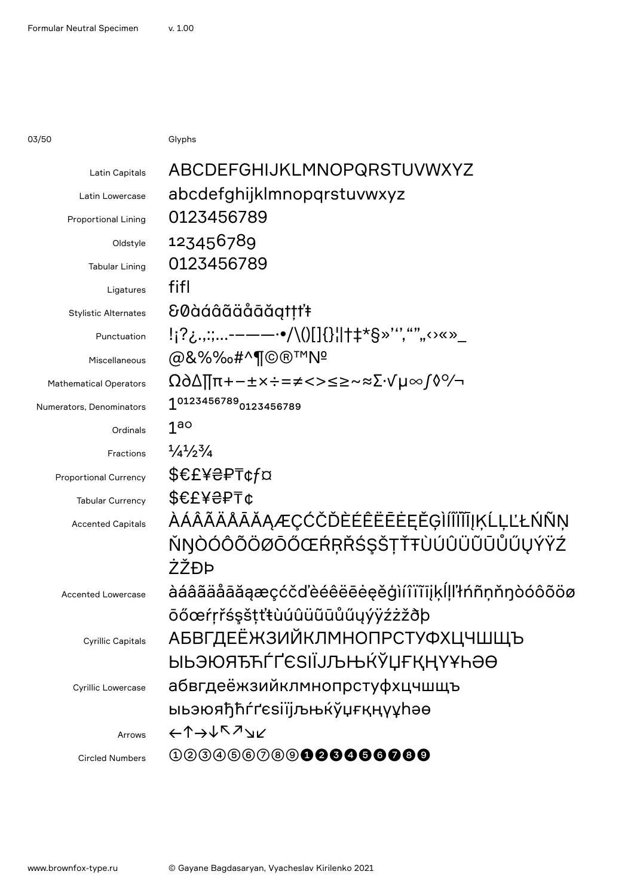## Glyphs

| | |
|---|---|
| Latin Capitals | ABCDEFGHIJKLMNOPQRSTUVWXYZ |
| Latin Lowercase | abcdefghijklmnopqrstuvwxyz |
| Proportional Lining | 0123456789 |
| Oldstyle | 123456789 |
| Tabular Lining | 0123456789 |
| Ligatures | fifl |
| Stylistic Alternates | &0àáâãäåāăąţţťŧ |
| Punctuation | !¡?¿.,:;…-–—―·•/\()[]{}¦\|†‡*§»’‘’,“”„‹›«»_ |
| Miscellaneous | @&%‰#^¶©®™№ |
| Mathematical Operators | Ω∂∆∏π+−±×÷=≠<>≤≥~≈∑·√µ∞∫◊⁰⁄¬ |
| Numerators, Denominators | 1⁰¹²³⁴⁵⁶⁷⁸⁹₀₁₂₃₄₅₆₇₈₉ |
| Ordinals | 1ªº |
| Fractions | ¼½¾ |
| Proportional Currency | $€£¥₴₽₸¢ƒ¤ |
| Tabular Currency | $€£¥₴₽₸¢ |
| Accented Capitals | ÀÁÂÃÄÅĀĂĄÆÇĆČĎÈÉÊËĒĖĘĚĢÌÍÎÏĪĮĶĹĻĽŁŃÑŅŇŊÒÓÔÕÖØŌŐŒŔŖŘŚŞŠŢŤŦÙÚÛÜŨŪŮŰŲÝŸŹŻŽÐÞ |
| Accented Lowercase | àáâãäåāăąæçćčďèéêëēėęěģìíîïĩīįķĺļľłńñņňŋòóôõöøōőœŕŗřśşšţťŧùúûüũūůűųýÿźżžðþ |
| Cyrillic Capitals | АБВГДЕЁЖЗИЙКЛМНОПРСТУФХЦЧШЩЪЫЬЭЮЯЂЋЃҐЄЅІЇЈЉЊЌЎЏҒҚҢҮҰҺӘӨ |
| Cyrillic Lowercase | абвгдеёжзийклмнопрстуфхцчшщъыьэюяђћѓґєѕіїјљњќўџғқңүұһәө |
| Arrows | ←↑→↓↖↗↘↙ |
| Circled Numbers | ①②③④⑤⑥⑦⑧⑨❶❷❸❹❺❻❼❽❾ |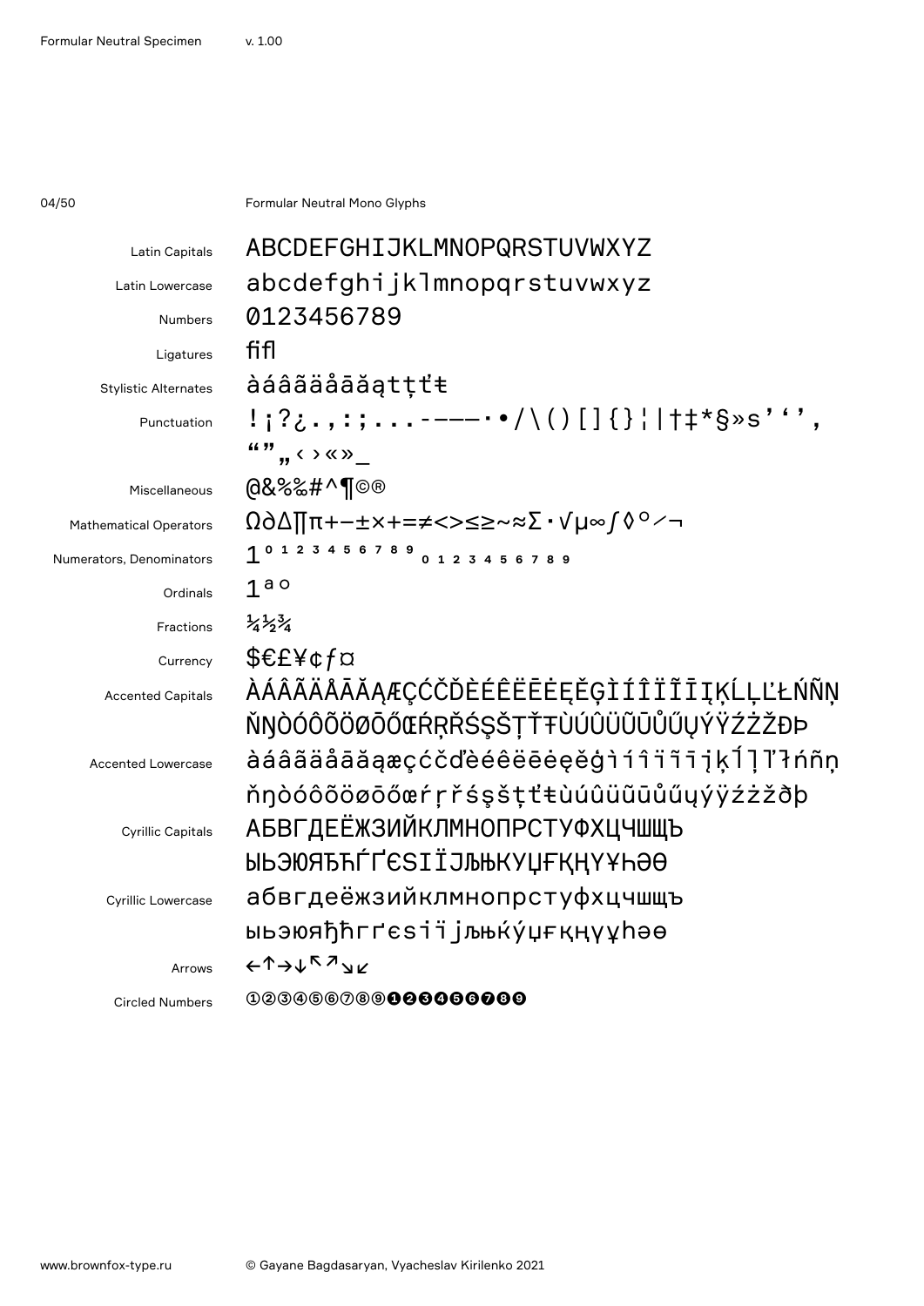Formular Neutral Mono Glyphs

| | |
|---|---|
| Latin Capitals | ABCDEFGHIJKLMNOPQRSTUVWXYZ |
| Latin Lowercase | abcdefghijklmnopqrstuvwxyz |
| Numbers | 0123456789 |
| Ligatures | fifl |
| Stylistic Alternates | àáâãäåāăątţťŧ |
| Punctuation | !¡?¿.,:;...-–—·•/\()[]{}¦\|†‡*§»s’‘’,“”„‹›«»_ |
| Miscellaneous | @&%‰#^¶©® |
| Mathematical Operators | Ω∂∆∏π+−±×+=≠<>≤≥~≈∑·√µ∞∫◊°⁄¬ |
| Numerators, Denominators | 1⁰¹²³⁴⁵⁶⁷⁸⁹₀₁₂₃₄₅₆₇₈₉ |
| Ordinals | 1ªº |
| Fractions | ¼½¾ |
| Currency | $€£¥¢ƒ¤ |
| Accented Capitals | ÀÁÂÃÄÅĀĂĄÆÇĆČĎÈÉÊËĒĖĘĞĢÌÍÎÏĪĮĶĹĻĽŁŃÑŅŇŊÒÓÔÕÖØŌŐŒŔŖŘŚŞŠŢŤŦÙÚÛÜŨŪŮŰŲÝŸŹŻŽÐÞ |
| Accented Lowercase | àáâãäåāăąæçćčďèéêëēėęğģìíîïĩīįķĺļľłńñņňŋòóôõöøōőœŕŗřśşšţťŧùúûüũūůűųýÿźżžðþ |
| Cyrillic Capitals | АБВГДЕЁЖЗИЙКЛМНОПРСТУФХЦЧШЩЪЫЬЭЮЯЂЋЃҐЄЅІЇЈЉЊЌЎЏҒҚҢҮҰҺӘӨ |
| Cyrillic Lowercase | абвгдеёжзийклмнопрстуфхцчшщъыьэюяђћѓґєѕіїјљњќўџғқңүұһәө |
| Arrows | ←↑→↓↖↗↘↙ |
| Circled Numbers | ①②③④⑤⑥⑦⑧⑨❶❷❸❹❺❻❼❽❾ |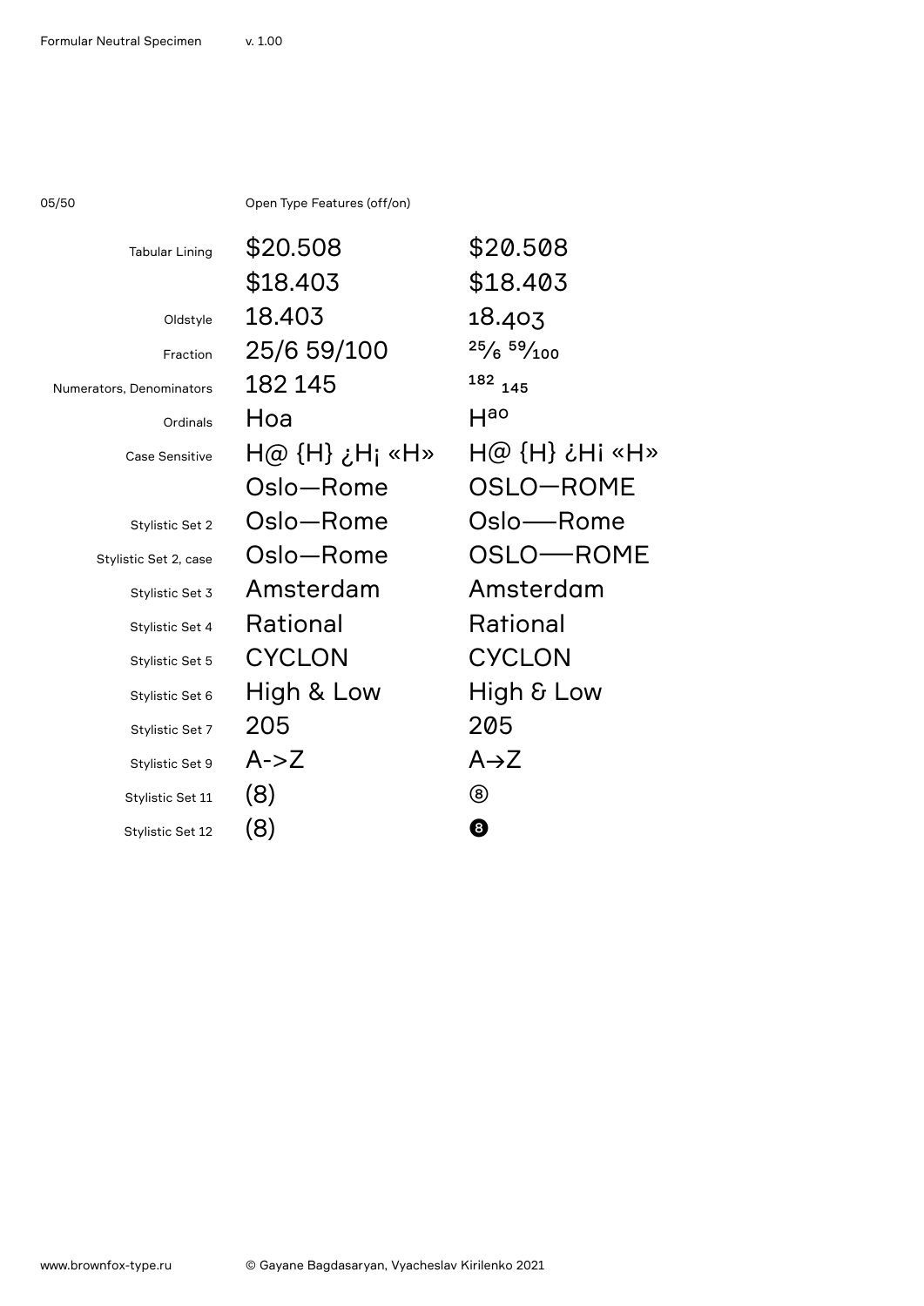05/50

Open Type Features (off/on)

| Feature | Off | On |
| --- | --- | --- |
| Tabular Lining | $20.508 | $20.508 |
| | $18.403 | $18.403 |
| Oldstyle | 18.403 | 18.403 |
| Fraction | 25/6 59/100 | 25⁄6 59⁄100 |
| Numerators, Denominators | 182 145 | 182 145 |
| Ordinals | Hoa | Hªº |
| Case Sensitive | H@ {H} ¿H¡ «H» | H@ {H} ¿H¡ «H» |
| | Oslo—Rome | OSLO—ROME |
| Stylistic Set 2 | Oslo—Rome | Oslo—Rome |
| Stylistic Set 2, case | Oslo—Rome | OSLO—ROME |
| Stylistic Set 3 | Amsterdam | Amsterdam |
| Stylistic Set 4 | Rational | Rational |
| Stylistic Set 5 | CYCLON | CYCLON |
| Stylistic Set 6 | High & Low | High & Low |
| Stylistic Set 7 | 205 | 205 |
| Stylistic Set 9 | A->Z | A→Z |
| Stylistic Set 11 | (8) | ⑧ |
| Stylistic Set 12 | (8) | ❽ |

www.brownfox-type.ru

© Gayane Bagdasaryan, Vyacheslav Kirilenko 2021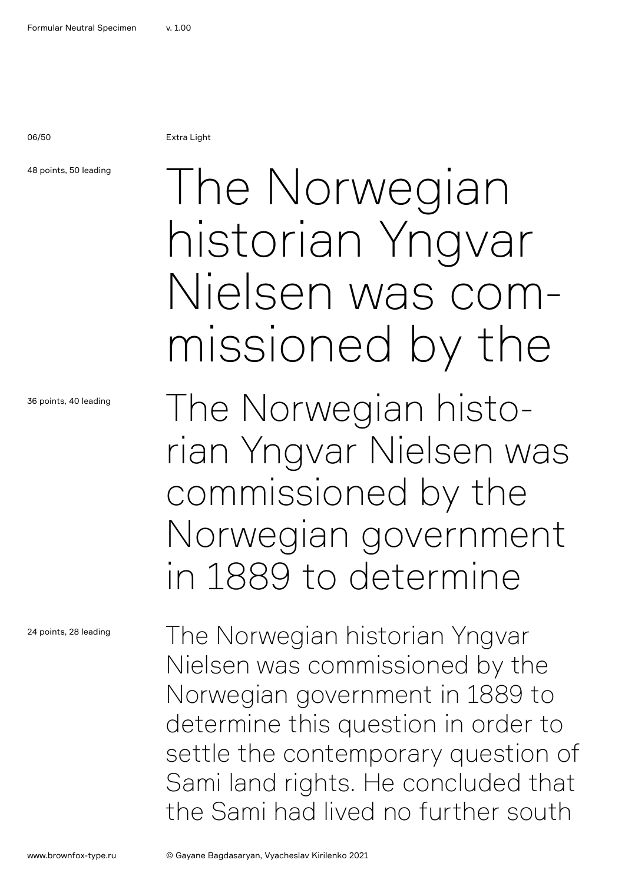Extra Light

48 points, 50 leading

The Norwegian historian Yngvar Nielsen was com-missioned by the

36 points, 40 leading

The Norwegian histo-rian Yngvar Nielsen was commissioned by the Norwegian government in 1889 to determine

24 points, 28 leading

The Norwegian historian Yngvar Nielsen was commissioned by the Norwegian government in 1889 to determine this question in order to settle the contemporary question of Sami land rights. He concluded that the Sami had lived no further south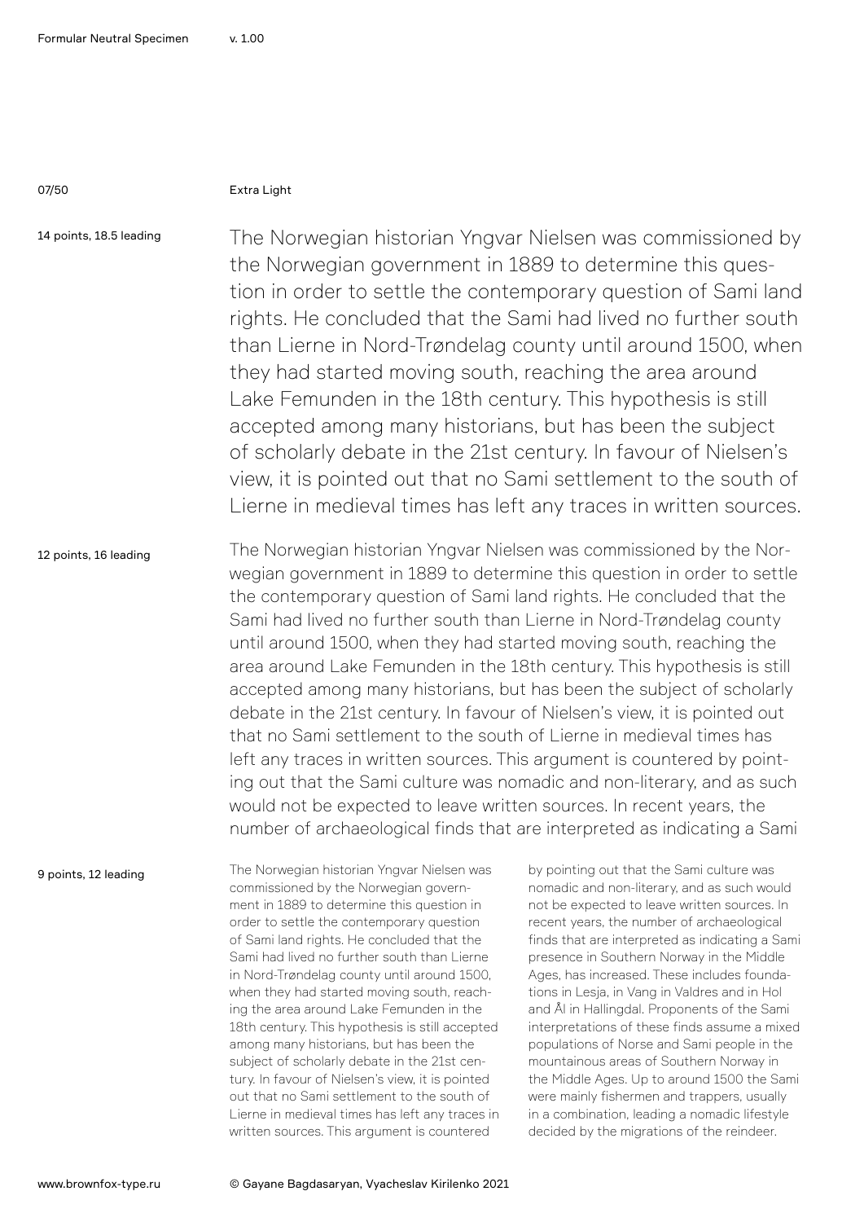Extra Light

14 points, 18.5 leading

The Norwegian historian Yngvar Nielsen was commissioned by the Norwegian government in 1889 to determine this question in order to settle the contemporary question of Sami land rights. He concluded that the Sami had lived no further south than Lierne in Nord-Trøndelag county until around 1500, when they had started moving south, reaching the area around Lake Femunden in the 18th century. This hypothesis is still accepted among many historians, but has been the subject of scholarly debate in the 21st century. In favour of Nielsen's view, it is pointed out that no Sami settlement to the south of Lierne in medieval times has left any traces in written sources.

12 points, 16 leading

The Norwegian historian Yngvar Nielsen was commissioned by the Norwegian government in 1889 to determine this question in order to settle the contemporary question of Sami land rights. He concluded that the Sami had lived no further south than Lierne in Nord-Trøndelag county until around 1500, when they had started moving south, reaching the area around Lake Femunden in the 18th century. This hypothesis is still accepted among many historians, but has been the subject of scholarly debate in the 21st century. In favour of Nielsen's view, it is pointed out that no Sami settlement to the south of Lierne in medieval times has left any traces in written sources. This argument is countered by pointing out that the Sami culture was nomadic and non-literary, and as such would not be expected to leave written sources. In recent years, the number of archaeological finds that are interpreted as indicating a Sami

9 points, 12 leading

The Norwegian historian Yngvar Nielsen was commissioned by the Norwegian government in 1889 to determine this question in order to settle the contemporary question of Sami land rights. He concluded that the Sami had lived no further south than Lierne in Nord-Trøndelag county until around 1500, when they had started moving south, reaching the area around Lake Femunden in the 18th century. This hypothesis is still accepted among many historians, but has been the subject of scholarly debate in the 21st century. In favour of Nielsen's view, it is pointed out that no Sami settlement to the south of Lierne in medieval times has left any traces in written sources. This argument is countered by pointing out that the Sami culture was nomadic and non-literary, and as such would not be expected to leave written sources. In recent years, the number of archaeological finds that are interpreted as indicating a Sami presence in Southern Norway in the Middle Ages, has increased. These includes foundations in Lesja, in Vang in Valdres and in Hol and Ål in Hallingdal. Proponents of the Sami interpretations of these finds assume a mixed populations of Norse and Sami people in the mountainous areas of Southern Norway in the Middle Ages. Up to around 1500 the Sami were mainly fishermen and trappers, usually in a combination, leading a nomadic lifestyle decided by the migrations of the reindeer.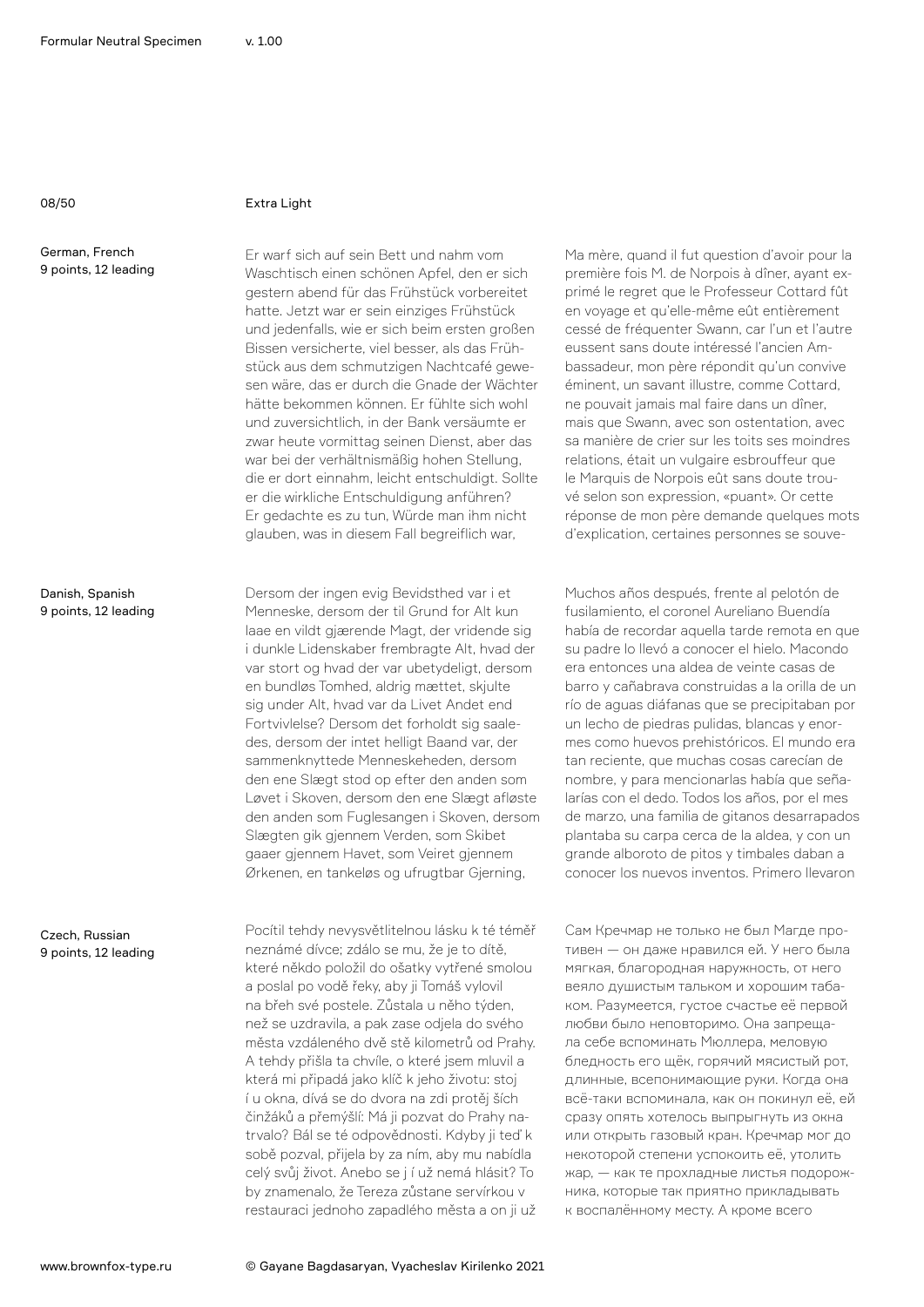## Extra Light

**German, French**
9 points, 12 leading

Er warf sich auf sein Bett und nahm vom Waschtisch einen schönen Apfel, den er sich gestern abend für das Frühstück vorbereitet hatte. Jetzt war er sein einziges Frühstück und jedenfalls, wie er sich beim ersten großen Bissen versicherte, viel besser, als das Frühstück aus dem schmutzigen Nachtcafé gewesen wäre, das er durch die Gnade der Wächter hätte bekommen können. Er fühlte sich wohl und zuversichtlich, in der Bank versäumte er zwar heute vormittag seinen Dienst, aber das war bei der verhältnismäßig hohen Stellung, die er dort einnahm, leicht entschuldigt. Sollte er die wirkliche Entschuldigung anführen? Er gedachte es zu tun, Würde man ihm nicht glauben, was in diesem Fall begreiflich war,

Ma mère, quand il fut question d'avoir pour la première fois M. de Norpois à dîner, ayant exprimé le regret que le Professeur Cottard fût en voyage et qu'elle-même eût entièrement cessé de fréquenter Swann, car l'un et l'autre eussent sans doute intéressé l'ancien Ambassadeur, mon père répondit qu'un convive éminent, un savant illustre, comme Cottard, ne pouvait jamais mal faire dans un dîner, mais que Swann, avec son ostentation, avec sa manière de crier sur les toits ses moindres relations, était un vulgaire esbrouffeur que le Marquis de Norpois eût sans doute trouvé selon son expression, «puant». Or cette réponse de mon père demande quelques mots d'explication, certaines personnes se souve-

**Danish, Spanish**
9 points, 12 leading

Dersom der ingen evig Bevidsthed var i et Menneske, dersom der til Grund for Alt kun laae en vildt gjærende Magt, der vridende sig i dunkle Lidenskaber frembragte Alt, hvad der var stort og hvad der var ubetydeligt, dersom en bundløs Tomhed, aldrig mættet, skjulte sig under Alt, hvad var da Livet Andet end Fortvivlelse? Dersom det forholdt sig saaledes, dersom der intet helligt Baand var, der sammenknyttede Menneskeheden, dersom den ene Slægt stod op efter den anden som Løvet i Skoven, dersom den ene Slægt afløste den anden som Fuglesangen i Skoven, dersom Slægten gik gjennem Verden, som Skibet gaaer gjennem Havet, som Veiret gjennem Ørkenen, en tankeløs og ufrugtbar Gjerning,

Muchos años después, frente al pelotón de fusilamiento, el coronel Aureliano Buendía había de recordar aquella tarde remota en que su padre lo llevó a conocer el hielo. Macondo era entonces una aldea de veinte casas de barro y cañabrava construidas a la orilla de un río de aguas diáfanas que se precipitaban por un lecho de piedras pulidas, blancas y enormes como huevos prehistóricos. El mundo era tan reciente, que muchas cosas carecían de nombre, y para mencionarlas había que señalarías con el dedo. Todos los años, por el mes de marzo, una familia de gitanos desarrapados plantaba su carpa cerca de la aldea, y con un grande alboroto de pitos y timbales daban a conocer los nuevos inventos. Primero llevaron

**Czech, Russian**
9 points, 12 leading

Pocítil tehdy nevysvětlitelnou lásku k té téměř neznámé dívce; zdálo se mu, že je to dítě, které někdo položil do ošatky vytřené smolou a poslal po vodě řeky, aby ji Tomáš vylovil na břeh své postele. Zůstala u něho týden, než se uzdravila, a pak zase odjela do svého města vzdáleného dvě stě kilometrů od Prahy. A tehdy přišla ta chvíle, o které jsem mluvil a která mi připadá jako klíč k jeho životu: stoj í u okna, dívá se do dvora na zdi protěj ších činžáků a přemýšlí: Má ji pozvat do Prahy natrvalo? Bál se té odpovědnosti. Kdyby ji teď k sobě pozval, přijela by za ním, aby mu nabídla celý svůj život. Anebo se j í už nemá hlásit? To by znamenalo, že Tereza zůstane servírkou v restauraci jednoho zapadlého města a on ji už

Сам Кречмар не только не был Магде противен — он даже нравился ей. У него была мягкая, благородная наружность, от него веяло душистым тальком и хорошим табаком. Разумеется, густое счастье её первой любви было неповторимо. Она запрещала себе вспоминать Мюллера, меловую бледность его щёк, горячий мясистый рот, длинные, всепонимающие руки. Когда она всё-таки вспоминала, как он покинул её, ей сразу опять хотелось выпрыгнуть из окна или открыть газовый кран. Кречмар мог до некоторой степени успокоить её, утолить жар, — как те прохладные листья подорожника, которые так приятно прикладывать к воспалённому месту. А кроме всего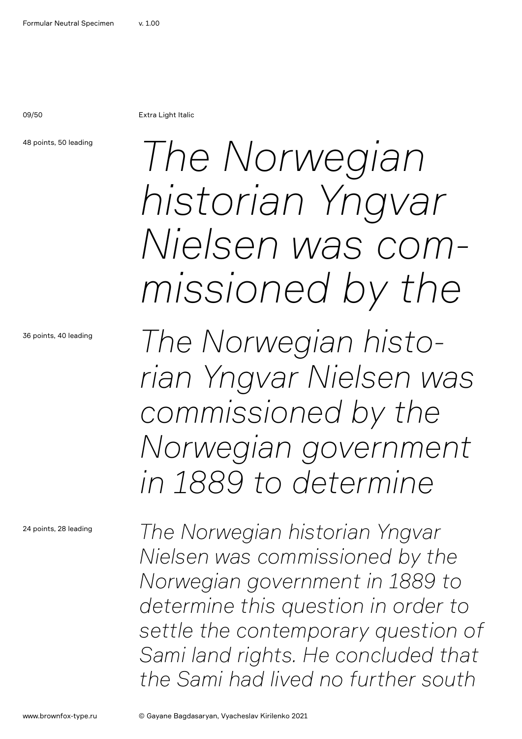Extra Light Italic

48 points, 50 leading

*The Norwegian historian Yngvar Nielsen was com-missioned by the*

36 points, 40 leading

*The Norwegian histo-rian Yngvar Nielsen was commissioned by the Norwegian government in 1889 to determine*

24 points, 28 leading

*The Norwegian historian Yngvar Nielsen was commissioned by the Norwegian government in 1889 to determine this question in order to settle the contemporary question of Sami land rights. He concluded that the Sami had lived no further south*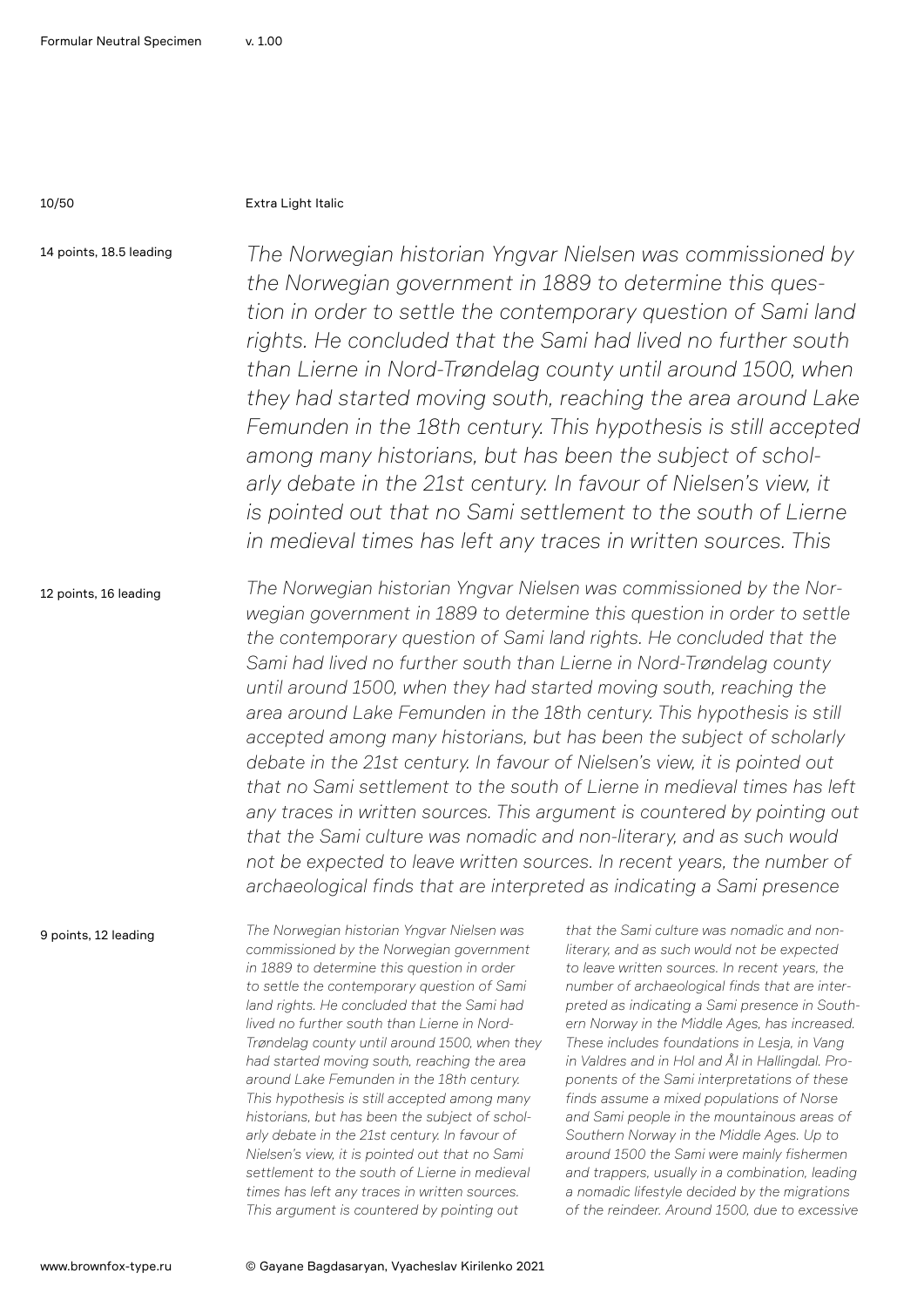Extra Light Italic

14 points, 18.5 leading

*The Norwegian historian Yngvar Nielsen was commissioned by the Norwegian government in 1889 to determine this question in order to settle the contemporary question of Sami land rights. He concluded that the Sami had lived no further south than Lierne in Nord-Trøndelag county until around 1500, when they had started moving south, reaching the area around Lake Femunden in the 18th century. This hypothesis is still accepted among many historians, but has been the subject of scholarly debate in the 21st century. In favour of Nielsen's view, it is pointed out that no Sami settlement to the south of Lierne in medieval times has left any traces in written sources. This*

12 points, 16 leading

*The Norwegian historian Yngvar Nielsen was commissioned by the Norwegian government in 1889 to determine this question in order to settle the contemporary question of Sami land rights. He concluded that the Sami had lived no further south than Lierne in Nord-Trøndelag county until around 1500, when they had started moving south, reaching the area around Lake Femunden in the 18th century. This hypothesis is still accepted among many historians, but has been the subject of scholarly debate in the 21st century. In favour of Nielsen's view, it is pointed out that no Sami settlement to the south of Lierne in medieval times has left any traces in written sources. This argument is countered by pointing out that the Sami culture was nomadic and non-literary, and as such would not be expected to leave written sources. In recent years, the number of archaeological finds that are interpreted as indicating a Sami presence*

9 points, 12 leading

*The Norwegian historian Yngvar Nielsen was commissioned by the Norwegian government in 1889 to determine this question in order to settle the contemporary question of Sami land rights. He concluded that the Sami had lived no further south than Lierne in Nord-Trøndelag county until around 1500, when they had started moving south, reaching the area around Lake Femunden in the 18th century. This hypothesis is still accepted among many historians, but has been the subject of scholarly debate in the 21st century. In favour of Nielsen's view, it is pointed out that no Sami settlement to the south of Lierne in medieval times has left any traces in written sources. This argument is countered by pointing out that the Sami culture was nomadic and non-literary, and as such would not be expected to leave written sources. In recent years, the number of archaeological finds that are interpreted as indicating a Sami presence in Southern Norway in the Middle Ages, has increased. These includes foundations in Lesja, in Vang in Valdres and in Hol and Ål in Hallingdal. Proponents of the Sami interpretations of these finds assume a mixed populations of Norse and Sami people in the mountainous areas of Southern Norway in the Middle Ages. Up to around 1500 the Sami were mainly fishermen and trappers, usually in a combination, leading a nomadic lifestyle decided by the migrations of the reindeer. Around 1500, due to excessive*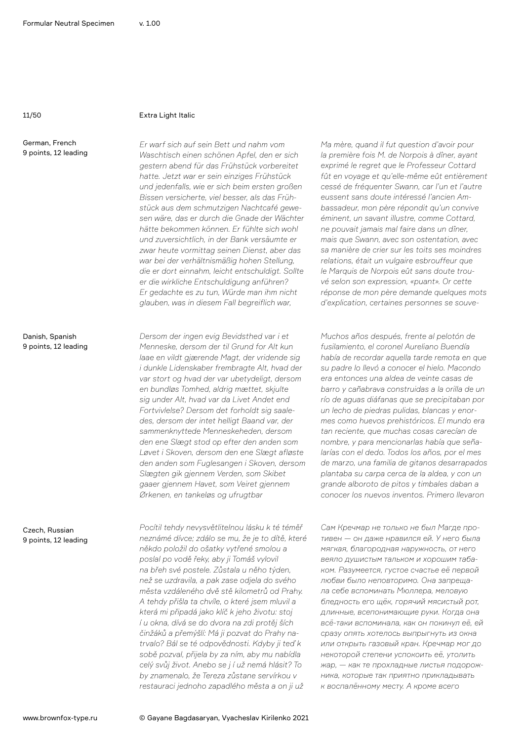## Extra Light Italic

**German, French**
9 points, 12 leading

*Er warf sich auf sein Bett und nahm vom Waschtisch einen schönen Apfel, den er sich gestern abend für das Frühstück vorbereitet hatte. Jetzt war er sein einziges Frühstück und jedenfalls, wie er sich beim ersten großen Bissen versicherte, viel besser, als das Frühstück aus dem schmutzigen Nachtcafé gewesen wäre, das er durch die Gnade der Wächter hätte bekommen können. Er fühlte sich wohl und zuversichtlich, in der Bank versäumte er zwar heute vormittag seinen Dienst, aber das war bei der verhältnismäßig hohen Stellung, die er dort einnahm, leicht entschuldigt. Sollte er die wirkliche Entschuldigung anführen? Er gedachte es zu tun, Würde man ihm nicht glauben, was in diesem Fall begreiflich war,*

*Ma mère, quand il fut question d'avoir pour la première fois M. de Norpois à dîner, ayant exprimé le regret que le Professeur Cottard fût en voyage et qu'elle-même eût entièrement cessé de fréquenter Swann, car l'un et l'autre eussent sans doute intéressé l'ancien Ambassadeur, mon père répondit qu'un convive éminent, un savant illustre, comme Cottard, ne pouvait jamais mal faire dans un dîner, mais que Swann, avec son ostentation, avec sa manière de crier sur les toits ses moindres relations, était un vulgaire esbrouffeur que le Marquis de Norpois eût sans doute trouvé selon son expression, «puant». Or cette réponse de mon père demande quelques mots d'explication, certaines personnes se souve-*

**Danish, Spanish**
9 points, 12 leading

*Dersom der ingen evig Bevidsthed var i et Menneske, dersom der til Grund for Alt kun laae en vildt gjærende Magt, der vridende sig i dunkle Lidenskaber frembragte Alt, hvad der var stort og hvad der var ubetydeligt, dersom en bundløs Tomhed, aldrig mættet, skjulte sig under Alt, hvad var da Livet Andet end Fortvivlelse? Dersom det forholdt sig saaledes, dersom der intet helligt Baand var, der sammenknyttede Menneskeheden, dersom den ene Slægt stod op efter den anden som Løvet i Skoven, dersom den ene Slægt afløste den anden som Fuglesangen i Skoven, dersom Slægten gik gjennem Verden, som Skibet gaaer gjennem Havet, som Veiret gjennem Ørkenen, en tankeløs og ufrugtbar*

*Muchos años después, frente al pelotón de fusilamiento, el coronel Aureliano Buendía había de recordar aquella tarde remota en que su padre lo llevó a conocer el hielo. Macondo era entonces una aldea de veinte casas de barro y cañabrava construidas a la orilla de un río de aguas diáfanas que se precipitaban por un lecho de piedras pulidas, blancas y enormes como huevos prehistóricos. El mundo era tan reciente, que muchas cosas carecían de nombre, y para mencionarlas había que señalarías con el dedo. Todos los años, por el mes de marzo, una familia de gitanos desarrapados plantaba su carpa cerca de la aldea, y con un grande alboroto de pitos y timbales daban a conocer los nuevos inventos. Primero llevaron*

**Czech, Russian**
9 points, 12 leading

*Pocítil tehdy nevysvětlitelnou lásku k té téměř neznámé dívce; zdálo se mu, že je to dítě, které někdo položil do ošatky vytřené smolou a poslal po vodě řeky, aby ji Tomáš vylovil na břeh své postele. Zůstala u něho týden, než se uzdravila, a pak zase odjela do svého města vzdáleného dvě stě kilometrů od Prahy. A tehdy přišla ta chvíle, o které jsem mluvil a která mi připadá jako klíč k jeho životu: stoj í u okna, dívá se do dvora na zdi protěj ších činžáků a přemýšlí: Má ji pozvat do Prahy natrvalo? Bál se té odpovědnosti. Kdyby ji teď k sobě pozval, přijela by za ním, aby mu nabídla celý svůj život. Anebo se j í už nemá hlásit? To by znamenalo, že Tereza zůstane servírkou v restauraci jednoho zapadlého města a on ji už*

*Сам Кречмар не только не был Магде противен — он даже нравился ей. У него была мягкая, благородная наружность, от него веяло душистым тальком и хорошим табаком. Разумеется, густое счастье её первой любви было неповторимо. Она запрещала себе вспоминать Мюллера, меловую бледность его щёк, горячий мясистый рот, длинные, всепонимающие руки. Когда она всё-таки вспоминала, как он покинул её, ей сразу опять хотелось выпрыгнуть из окна или открыть газовый кран. Кречмар мог до некоторой степени успокоить её, утолить жар, — как те прохладные листья подорожника, которые так приятно прикладывать к воспалённому месту. А кроме всего*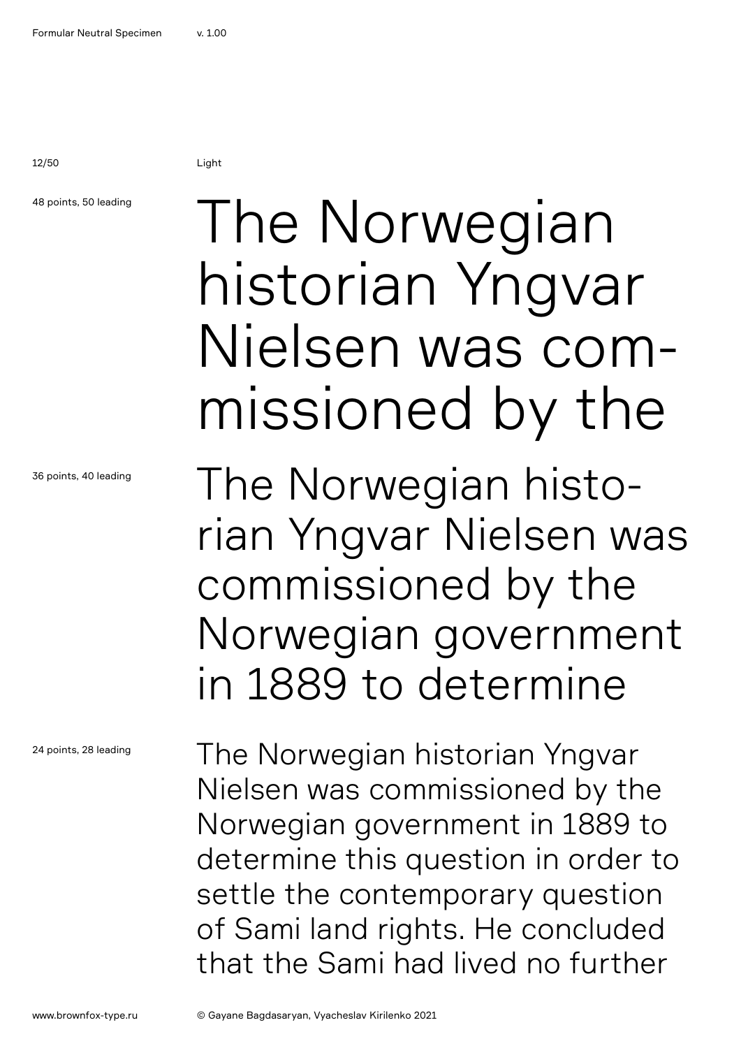Light

48 points, 50 leading

The Norwegian historian Yngvar Nielsen was commissioned by the

36 points, 40 leading

The Norwegian historian Yngvar Nielsen was commissioned by the Norwegian government in 1889 to determine

24 points, 28 leading

The Norwegian historian Yngvar Nielsen was commissioned by the Norwegian government in 1889 to determine this question in order to settle the contemporary question of Sami land rights. He concluded that the Sami had lived no further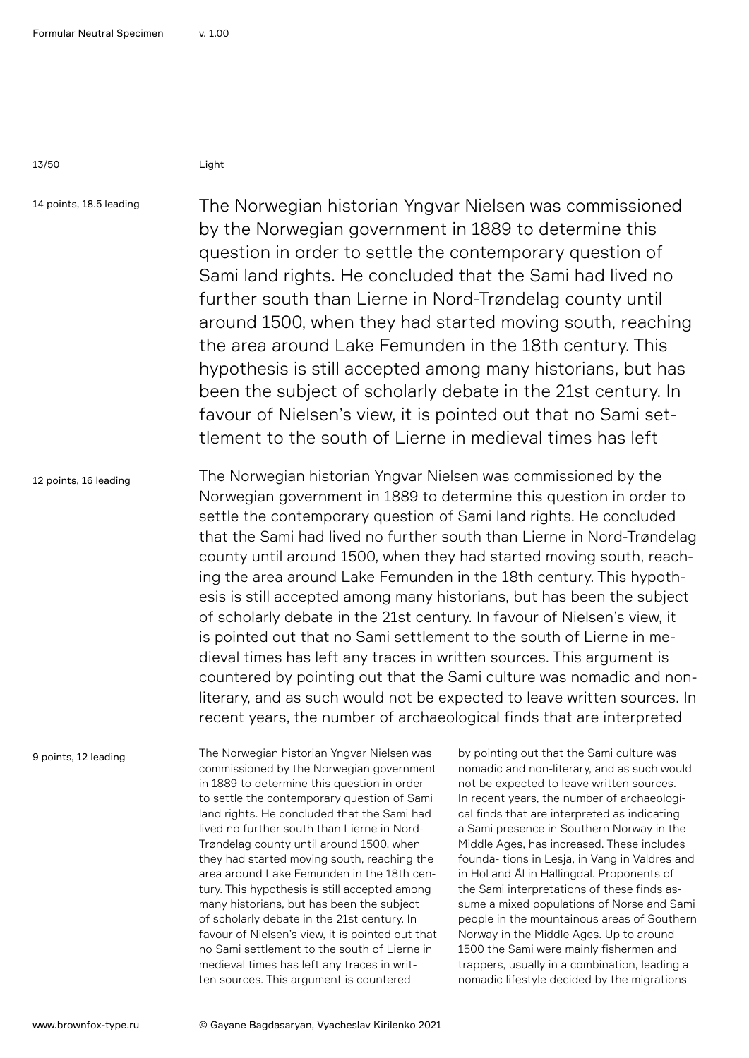Light

14 points, 18.5 leading

The Norwegian historian Yngvar Nielsen was commissioned by the Norwegian government in 1889 to determine this question in order to settle the contemporary question of Sami land rights. He concluded that the Sami had lived no further south than Lierne in Nord-Trøndelag county until around 1500, when they had started moving south, reaching the area around Lake Femunden in the 18th century. This hypothesis is still accepted among many historians, but has been the subject of scholarly debate in the 21st century. In favour of Nielsen's view, it is pointed out that no Sami settlement to the south of Lierne in medieval times has left

12 points, 16 leading

The Norwegian historian Yngvar Nielsen was commissioned by the Norwegian government in 1889 to determine this question in order to settle the contemporary question of Sami land rights. He concluded that the Sami had lived no further south than Lierne in Nord-Trøndelag county until around 1500, when they had started moving south, reaching the area around Lake Femunden in the 18th century. This hypothesis is still accepted among many historians, but has been the subject of scholarly debate in the 21st century. In favour of Nielsen's view, it is pointed out that no Sami settlement to the south of Lierne in medieval times has left any traces in written sources. This argument is countered by pointing out that the Sami culture was nomadic and non-literary, and as such would not be expected to leave written sources. In recent years, the number of archaeological finds that are interpreted

9 points, 12 leading

The Norwegian historian Yngvar Nielsen was commissioned by the Norwegian government in 1889 to determine this question in order to settle the contemporary question of Sami land rights. He concluded that the Sami had lived no further south than Lierne in Nord-Trøndelag county until around 1500, when they had started moving south, reaching the area around Lake Femunden in the 18th century. This hypothesis is still accepted among many historians, but has been the subject of scholarly debate in the 21st century. In favour of Nielsen's view, it is pointed out that no Sami settlement to the south of Lierne in medieval times has left any traces in written sources. This argument is countered by pointing out that the Sami culture was nomadic and non-literary, and as such would not be expected to leave written sources. In recent years, the number of archaeological finds that are interpreted as indicating a Sami presence in Southern Norway in the Middle Ages, has increased. These includes founda- tions in Lesja, in Vang in Valdres and in Hol and Ål in Hallingdal. Proponents of the Sami interpretations of these finds assume a mixed populations of Norse and Sami people in the mountainous areas of Southern Norway in the Middle Ages. Up to around 1500 the Sami were mainly fishermen and trappers, usually in a combination, leading a nomadic lifestyle decided by the migrations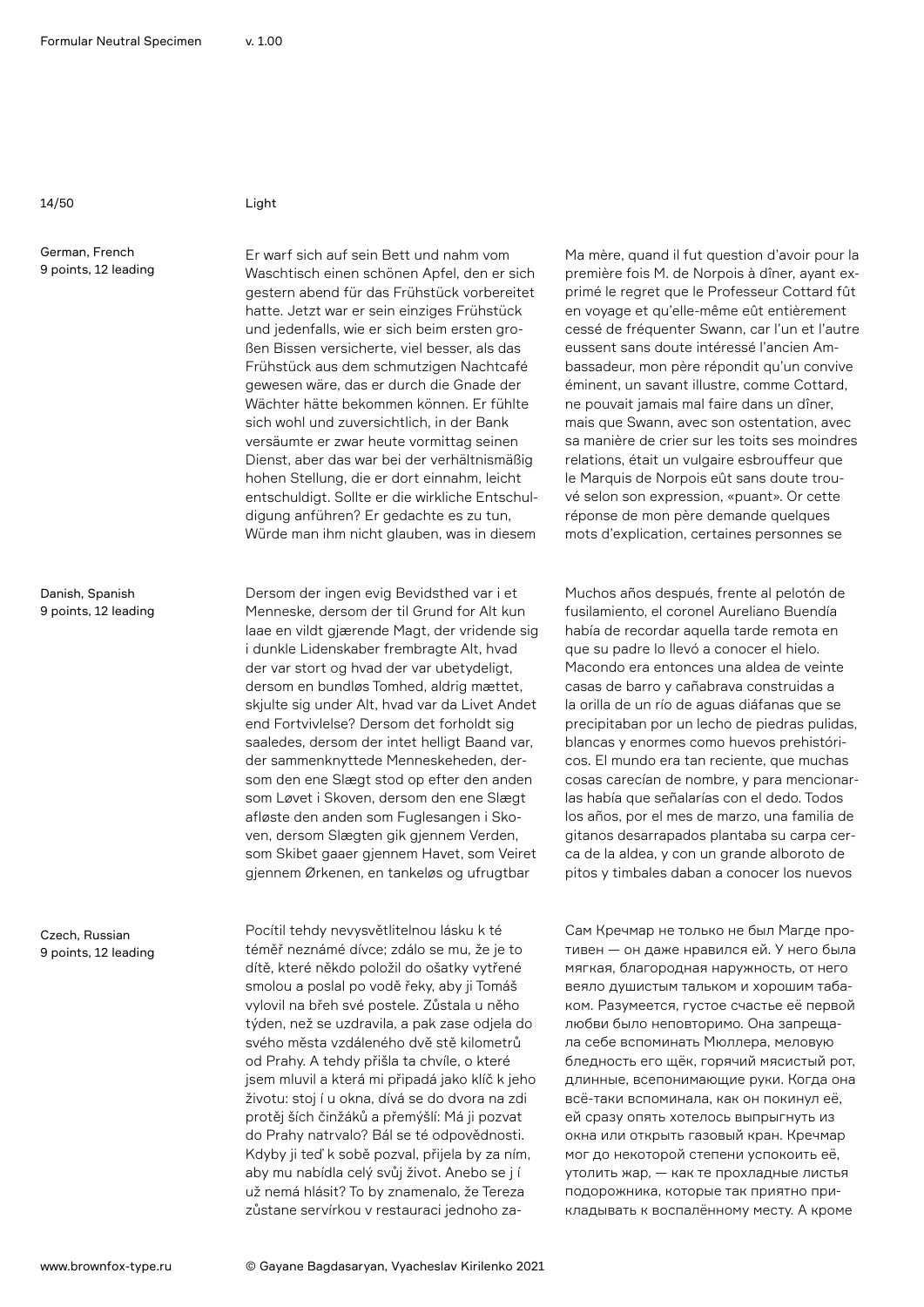Light

German, French
9 points, 12 leading

Er warf sich auf sein Bett und nahm vom Waschtisch einen schönen Apfel, den er sich gestern abend für das Frühstück vorbereitet hatte. Jetzt war er sein einziges Frühstück und jedenfalls, wie er sich beim ersten großen Bissen versicherte, viel besser, als das Frühstück aus dem schmutzigen Nachtcafé gewesen wäre, das er durch die Gnade der Wächter hätte bekommen können. Er fühlte sich wohl und zuversichtlich, in der Bank versäumte er zwar heute vormittag seinen Dienst, aber das war bei der verhältnismäßig hohen Stellung, die er dort einnahm, leicht entschuldigt. Sollte er die wirkliche Entschuldigung anführen? Er gedachte es zu tun, Würde man ihm nicht glauben, was in diesem

Ma mère, quand il fut question d'avoir pour la première fois M. de Norpois à dîner, ayant exprimé le regret que le Professeur Cottard fût en voyage et qu'elle-même eût entièrement cessé de fréquenter Swann, car l'un et l'autre eussent sans doute intéressé l'ancien Ambassadeur, mon père répondit qu'un convive éminent, un savant illustre, comme Cottard, ne pouvait jamais mal faire dans un dîner, mais que Swann, avec son ostentation, avec sa manière de crier sur les toits ses moindres relations, était un vulgaire esbrouffeur que le Marquis de Norpois eût sans doute trouvé selon son expression, «puant». Or cette réponse de mon père demande quelques mots d'explication, certaines personnes se

Danish, Spanish
9 points, 12 leading

Dersom der ingen evig Bevidsthed var i et Menneske, dersom der til Grund for Alt kun laae en vildt gjærende Magt, der vridende sig i dunkle Lidenskaber frembragte Alt, hvad der var stort og hvad der var ubetydeligt, dersom en bundløs Tomhed, aldrig mættet, skjulte sig under Alt, hvad var da Livet Andet end Fortvivlelse? Dersom det forholdt sig saaledes, dersom der intet helligt Baand var, der sammenknyttede Menneskeheden, dersom den ene Slægt stod op efter den anden som Løvet i Skoven, dersom den ene Slægt afløste den anden som Fuglesangen i Skoven, dersom Slægten gik gjennem Verden, som Skibet gaaer gjennem Havet, som Veiret gjennem Ørkenen, en tankeløs og ufrugtbar

Muchos años después, frente al pelotón de fusilamiento, el coronel Aureliano Buendía había de recordar aquella tarde remota en que su padre lo llevó a conocer el hielo. Macondo era entonces una aldea de veinte casas de barro y cañabrava construidas a la orilla de un río de aguas diáfanas que se precipitaban por un lecho de piedras pulidas, blancas y enormes como huevos prehistóricos. El mundo era tan reciente, que muchas cosas carecían de nombre, y para mencionarlas había que señalarías con el dedo. Todos los años, por el mes de marzo, una familia de gitanos desarrapados plantaba su carpa cerca de la aldea, y con un grande alboroto de pitos y timbales daban a conocer los nuevos

Czech, Russian
9 points, 12 leading

Pocítil tehdy nevysvětlitelnou lásku k té téměř neznámé dívce; zdálo se mu, že je to dítě, které někdo položil do ošatky vytřené smolou a poslal po vodě řeky, aby ji Tomáš vylovil na břeh své postele. Zůstala u něho týden, než se uzdravila, a pak zase odjela do svého města vzdáleného dvě stě kilometrů od Prahy. A tehdy přišla ta chvíle, o které jsem mluvil a která mi připadá jako klíč k jeho životu: stoj í u okna, dívá se do dvora na zdi protěj ších činžáků a přemýšlí: Má ji pozvat do Prahy natrvalo? Bál se té odpovědnosti. Kdyby ji teď k sobě pozval, přijela by za ním, aby mu nabídla celý svůj život. Anebo se j í už nemá hlásit? To by znamenalo, že Tereza zůstane servírkou v restauraci jednoho za-

Сам Кречмар не только не был Магде противен — он даже нравился ей. У него была мягкая, благородная наружность, от него веяло душистым тальком и хорошим табаком. Разумеется, густое счастье её первой любви было неповторимо. Она запрещала себе вспоминать Мюллера, меловую бледность его щёк, горячий мясистый рот, длинные, всепонимающие руки. Когда она всё-таки вспоминала, как он покинул её, ей сразу опять хотелось выпрыгнуть из окна или открыть газовый кран. Кречмар мог до некоторой степени успокоить её, утолить жар, — как те прохладные листья подорожника, которые так приятно прикладывать к воспалённому месту. А кроме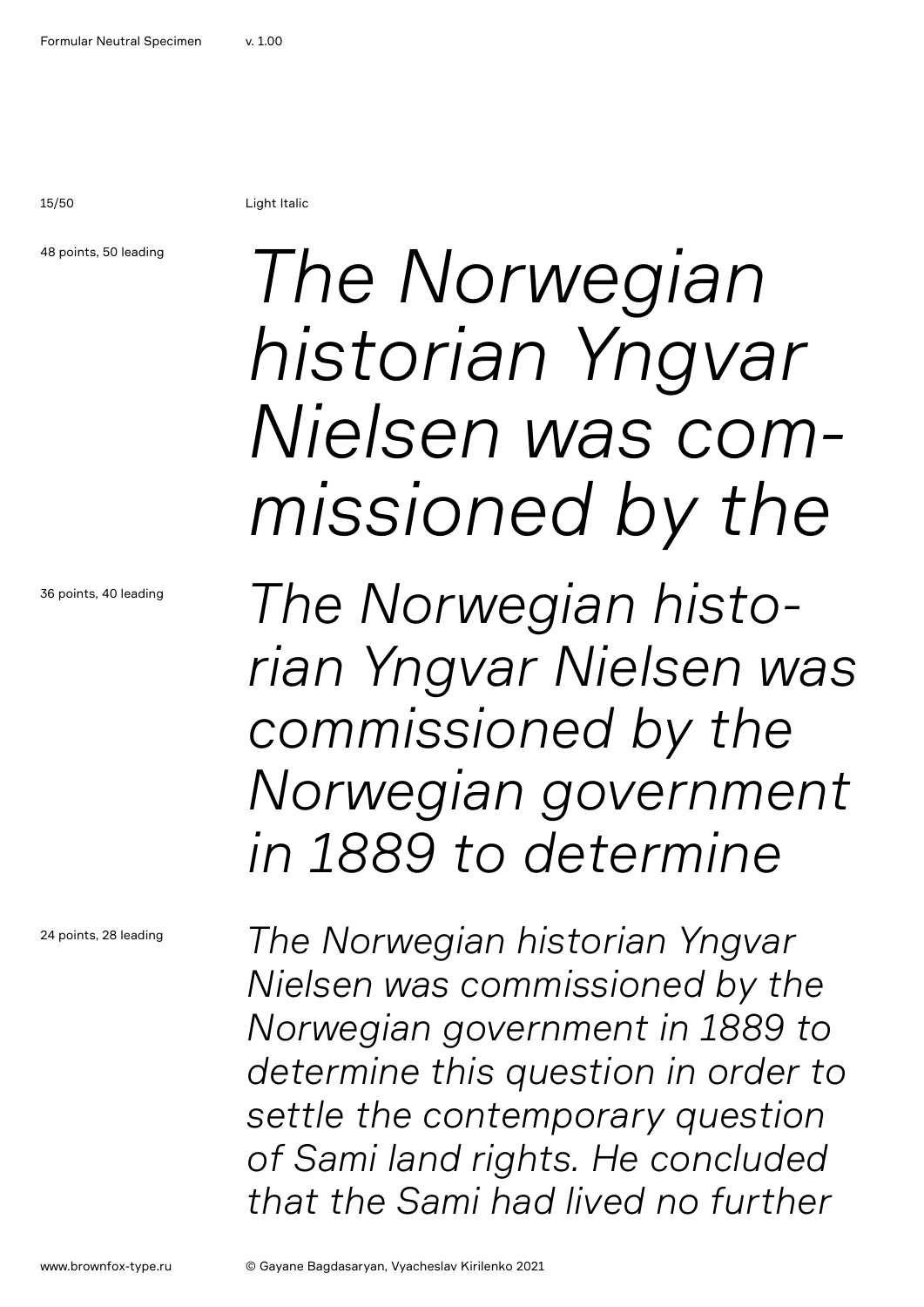Light Italic

48 points, 50 leading

*The Norwegian historian Yngvar Nielsen was com-missioned by the*

36 points, 40 leading

*The Norwegian histo-rian Yngvar Nielsen was commissioned by the Norwegian government in 1889 to determine*

24 points, 28 leading

*The Norwegian historian Yngvar Nielsen was commissioned by the Norwegian government in 1889 to determine this question in order to settle the contemporary question of Sami land rights. He concluded that the Sami had lived no further*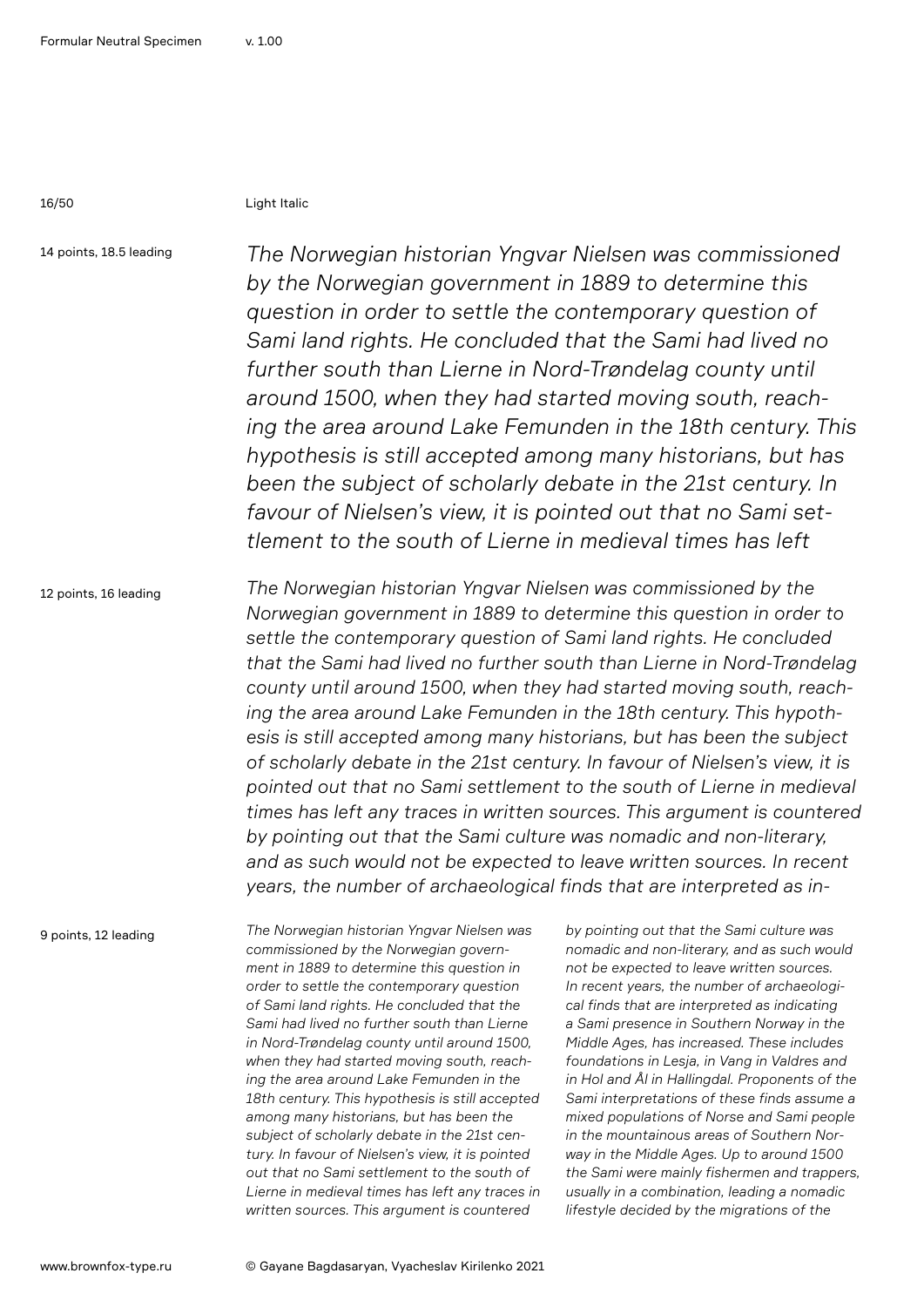Light Italic

14 points, 18.5 leading

*The Norwegian historian Yngvar Nielsen was commissioned by the Norwegian government in 1889 to determine this question in order to settle the contemporary question of Sami land rights. He concluded that the Sami had lived no further south than Lierne in Nord-Trøndelag county until around 1500, when they had started moving south, reaching the area around Lake Femunden in the 18th century. This hypothesis is still accepted among many historians, but has been the subject of scholarly debate in the 21st century. In favour of Nielsen's view, it is pointed out that no Sami settlement to the south of Lierne in medieval times has left*

12 points, 16 leading

*The Norwegian historian Yngvar Nielsen was commissioned by the Norwegian government in 1889 to determine this question in order to settle the contemporary question of Sami land rights. He concluded that the Sami had lived no further south than Lierne in Nord-Trøndelag county until around 1500, when they had started moving south, reaching the area around Lake Femunden in the 18th century. This hypothesis is still accepted among many historians, but has been the subject of scholarly debate in the 21st century. In favour of Nielsen's view, it is pointed out that no Sami settlement to the south of Lierne in medieval times has left any traces in written sources. This argument is countered by pointing out that the Sami culture was nomadic and non-literary, and as such would not be expected to leave written sources. In recent years, the number of archaeological finds that are interpreted as in-*

9 points, 12 leading

*The Norwegian historian Yngvar Nielsen was commissioned by the Norwegian government in 1889 to determine this question in order to settle the contemporary question of Sami land rights. He concluded that the Sami had lived no further south than Lierne in Nord-Trøndelag county until around 1500, when they had started moving south, reaching the area around Lake Femunden in the 18th century. This hypothesis is still accepted among many historians, but has been the subject of scholarly debate in the 21st century. In favour of Nielsen's view, it is pointed out that no Sami settlement to the south of Lierne in medieval times has left any traces in written sources. This argument is countered by pointing out that the Sami culture was nomadic and non-literary, and as such would not be expected to leave written sources. In recent years, the number of archaeological finds that are interpreted as indicating a Sami presence in Southern Norway in the Middle Ages, has increased. These includes foundations in Lesja, in Vang in Valdres and in Hol and Ål in Hallingdal. Proponents of the Sami interpretations of these finds assume a mixed populations of Norse and Sami people in the mountainous areas of Southern Norway in the Middle Ages. Up to around 1500 the Sami were mainly fishermen and trappers, usually in a combination, leading a nomadic lifestyle decided by the migrations of the*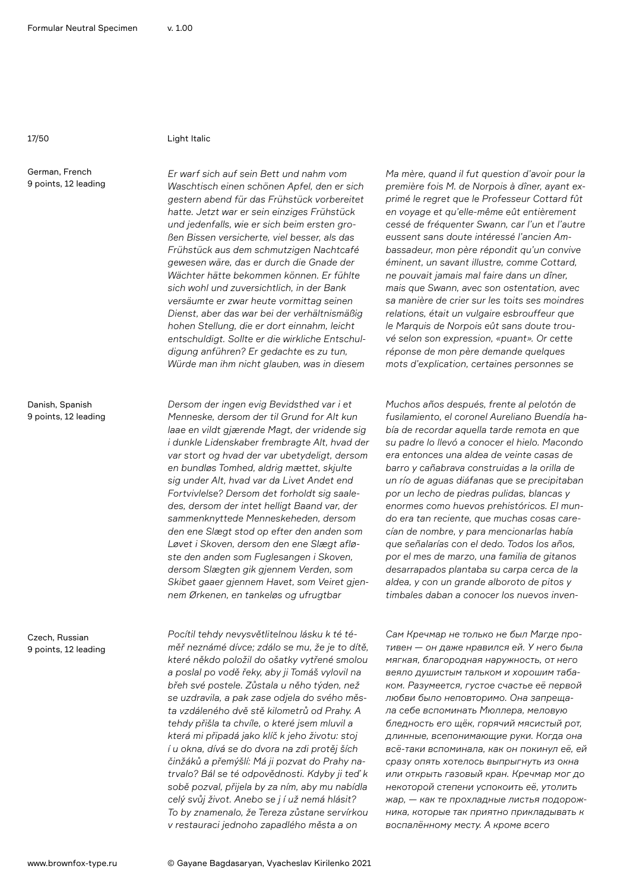Light Italic

German, French
9 points, 12 leading

*Er warf sich auf sein Bett und nahm vom Waschtisch einen schönen Apfel, den er sich gestern abend für das Frühstück vorbereitet hatte. Jetzt war er sein einziges Frühstück und jedenfalls, wie er sich beim ersten großen Bissen versicherte, viel besser, als das Frühstück aus dem schmutzigen Nachtcafé gewesen wäre, das er durch die Gnade der Wächter hätte bekommen können. Er fühlte sich wohl und zuversichtlich, in der Bank versäumte er zwar heute vormittag seinen Dienst, aber das war bei der verhältnismäßig hohen Stellung, die er dort einnahm, leicht entschuldigt. Sollte er die wirkliche Entschuldigung anführen? Er gedachte es zu tun, Würde man ihm nicht glauben, was in diesem*

*Ma mère, quand il fut question d'avoir pour la première fois M. de Norpois à dîner, ayant exprimé le regret que le Professeur Cottard fût en voyage et qu'elle-même eût entièrement cessé de fréquenter Swann, car l'un et l'autre eussent sans doute intéressé l'ancien Ambassadeur, mon père répondit qu'un convive éminent, un savant illustre, comme Cottard, ne pouvait jamais mal faire dans un dîner, mais que Swann, avec son ostentation, avec sa manière de crier sur les toits ses moindres relations, était un vulgaire esbrouffeur que le Marquis de Norpois eût sans doute trouvé selon son expression, «puant». Or cette réponse de mon père demande quelques mots d'explication, certaines personnes se*

Danish, Spanish
9 points, 12 leading

*Dersom der ingen evig Bevidsthed var i et Menneske, dersom der til Grund for Alt kun laae en vildt gjærende Magt, der vridende sig i dunkle Lidenskaber frembragte Alt, hvad der var stort og hvad der var ubetydeligt, dersom en bundløs Tomhed, aldrig mættet, skjulte sig under Alt, hvad var da Livet Andet end Fortvivlelse? Dersom det forholdt sig saaledes, dersom der intet helligt Baand var, der sammenknyttede Menneskeheden, dersom den ene Slægt stod op efter den anden som Løvet i Skoven, dersom den ene Slægt afløste den anden som Fuglesangen i Skoven, dersom Slægten gik gjennem Verden, som Skibet gaaer gjennem Havet, som Veiret gjennem Ørkenen, en tankeløs og ufrugtbar*

*Muchos años después, frente al pelotón de fusilamiento, el coronel Aureliano Buendía había de recordar aquella tarde remota en que su padre lo llevó a conocer el hielo. Macondo era entonces una aldea de veinte casas de barro y cañabrava construidas a la orilla de un río de aguas diáfanas que se precipitaban por un lecho de piedras pulidas, blancas y enormes como huevos prehistóricos. El mundo era tan reciente, que muchas cosas carecían de nombre, y para mencionarlas había que señalarías con el dedo. Todos los años, por el mes de marzo, una familia de gitanos desarrapados plantaba su carpa cerca de la aldea, y con un grande alboroto de pitos y timbales daban a conocer los nuevos inven-*

Czech, Russian
9 points, 12 leading

*Pocítil tehdy nevysvětlitelnou lásku k té téměř neznámé dívce; zdálo se mu, že je to dítě, které někdo položil do ošatky vytřené smolou a poslal po vodě řeky, aby ji Tomáš vylovil na břeh své postele. Zůstala u něho týden, než se uzdravila, a pak zase odjela do svého města vzdáleného dvě stě kilometrů od Prahy. A tehdy přišla ta chvíle, o které jsem mluvil a která mi připadá jako klíč k jeho životu: stoj í u okna, dívá se do dvora na zdi protěj ších činžáků a přemýšlí: Má ji pozvat do Prahy natrvalo? Bál se té odpovědnosti. Kdyby ji teď k sobě pozval, přijela by za ním, aby mu nabídla celý svůj život. Anebo se j í už nemá hlásit? To by znamenalo, že Tereza zůstane servírkou v restauraci jednoho zapadlého města a on*

*Сам Кречмар не только не был Магде противен — он даже нравился ей. У него была мягкая, благородная наружность, от него веяло душистым тальком и хорошим табаком. Разумеется, густое счастье её первой любви было неповторимо. Она запрещала себе вспоминать Мюллера, меловую бледность его щёк, горячий мясистый рот, длинные, всепонимающие руки. Когда она всё-таки вспоминала, как он покинул её, ей сразу опять хотелось выпрыгнуть из окна или открыть газовый кран. Кречмар мог до некоторой степени успокоить её, утолить жар, — как те прохладные листья подорожника, которые так приятно прикладывать к воспалённому месту. А кроме всего*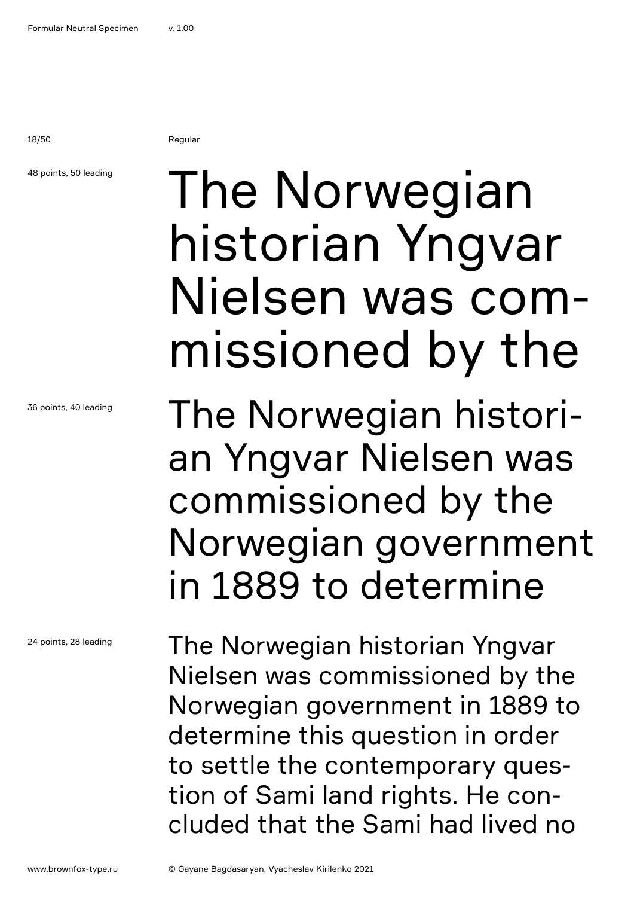Regular

48 points, 50 leading

The Norwegian historian Yngvar Nielsen was commissioned by the

36 points, 40 leading

The Norwegian historian Yngvar Nielsen was commissioned by the Norwegian government in 1889 to determine

24 points, 28 leading

The Norwegian historian Yngvar Nielsen was commissioned by the Norwegian government in 1889 to determine this question in order to settle the contemporary question of Sami land rights. He concluded that the Sami had lived no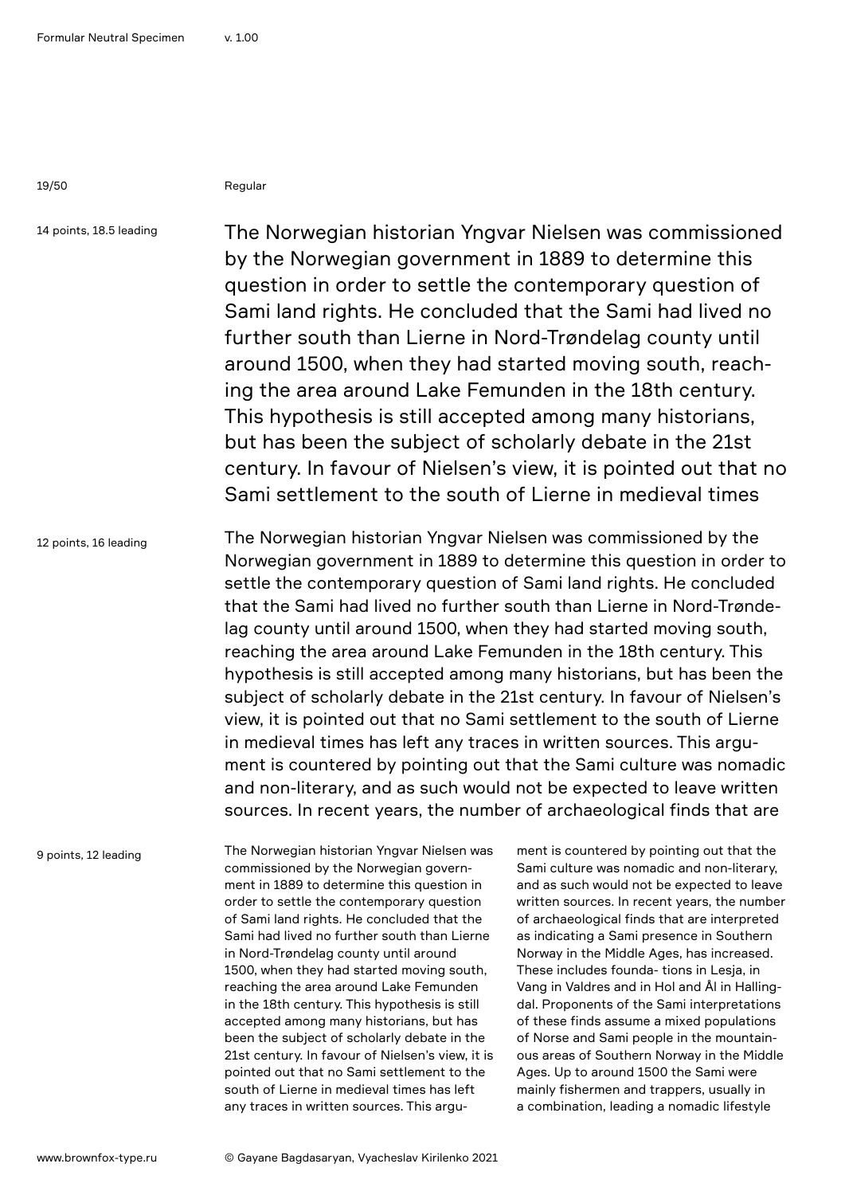Regular

14 points, 18.5 leading

The Norwegian historian Yngvar Nielsen was commissioned by the Norwegian government in 1889 to determine this question in order to settle the contemporary question of Sami land rights. He concluded that the Sami had lived no further south than Lierne in Nord-Trøndelag county until around 1500, when they had started moving south, reaching the area around Lake Femunden in the 18th century. This hypothesis is still accepted among many historians, but has been the subject of scholarly debate in the 21st century. In favour of Nielsen's view, it is pointed out that no Sami settlement to the south of Lierne in medieval times

12 points, 16 leading

The Norwegian historian Yngvar Nielsen was commissioned by the Norwegian government in 1889 to determine this question in order to settle the contemporary question of Sami land rights. He concluded that the Sami had lived no further south than Lierne in Nord-Trøndelag county until around 1500, when they had started moving south, reaching the area around Lake Femunden in the 18th century. This hypothesis is still accepted among many historians, but has been the subject of scholarly debate in the 21st century. In favour of Nielsen's view, it is pointed out that no Sami settlement to the south of Lierne in medieval times has left any traces in written sources. This argument is countered by pointing out that the Sami culture was nomadic and non-literary, and as such would not be expected to leave written sources. In recent years, the number of archaeological finds that are

9 points, 12 leading

The Norwegian historian Yngvar Nielsen was commissioned by the Norwegian government in 1889 to determine this question in order to settle the contemporary question of Sami land rights. He concluded that the Sami had lived no further south than Lierne in Nord-Trøndelag county until around 1500, when they had started moving south, reaching the area around Lake Femunden in the 18th century. This hypothesis is still accepted among many historians, but has been the subject of scholarly debate in the 21st century. In favour of Nielsen's view, it is pointed out that no Sami settlement to the south of Lierne in medieval times has left any traces in written sources. This argument is countered by pointing out that the Sami culture was nomadic and non-literary, and as such would not be expected to leave written sources. In recent years, the number of archaeological finds that are interpreted as indicating a Sami presence in Southern Norway in the Middle Ages, has increased. These includes founda- tions in Lesja, in Vang in Valdres and in Hol and Ål in Hallingdal. Proponents of the Sami interpretations of these finds assume a mixed populations of Norse and Sami people in the mountainous areas of Southern Norway in the Middle Ages. Up to around 1500 the Sami were mainly fishermen and trappers, usually in a combination, leading a nomadic lifestyle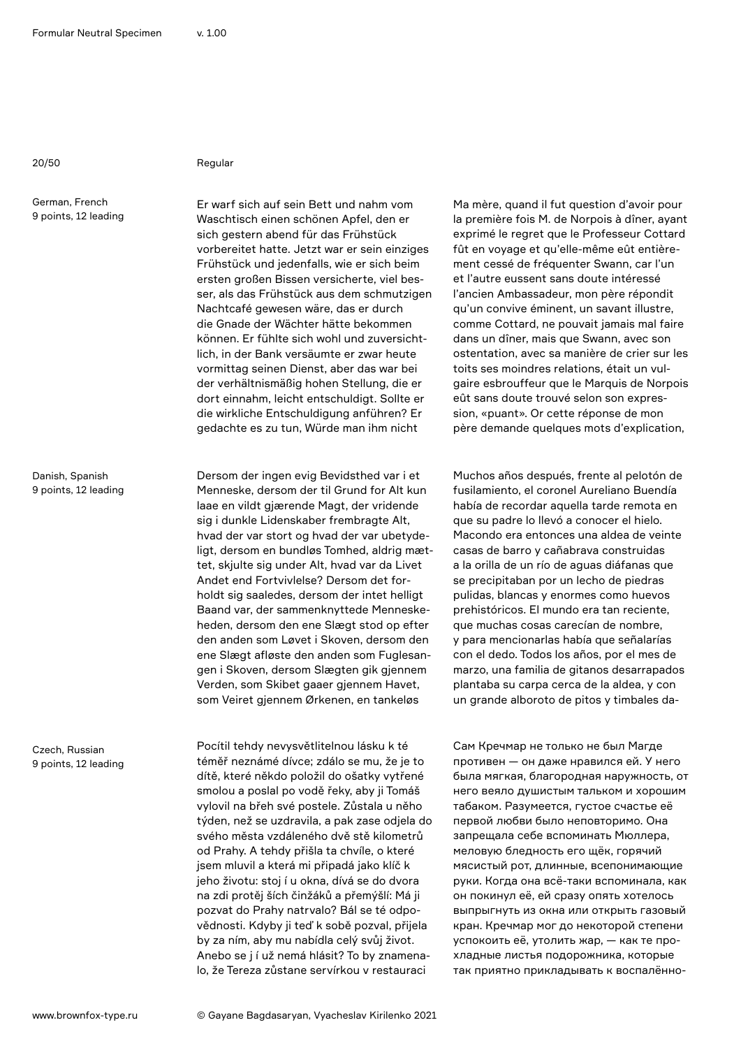Regular

German, French
9 points, 12 leading

Er warf sich auf sein Bett und nahm vom Waschtisch einen schönen Apfel, den er sich gestern abend für das Frühstück vorbereitet hatte. Jetzt war er sein einziges Frühstück und jedenfalls, wie er sich beim ersten großen Bissen versicherte, viel besser, als das Frühstück aus dem schmutzigen Nachtcafé gewesen wäre, das er durch die Gnade der Wächter hätte bekommen können. Er fühlte sich wohl und zuversichtlich, in der Bank versäumte er zwar heute vormittag seinen Dienst, aber das war bei der verhältnismäßig hohen Stellung, die er dort einnahm, leicht entschuldigt. Sollte er die wirkliche Entschuldigung anführen? Er gedachte es zu tun, Würde man ihm nicht

Ma mère, quand il fut question d'avoir pour la première fois M. de Norpois à dîner, ayant exprimé le regret que le Professeur Cottard fût en voyage et qu'elle-même eût entièrement cessé de fréquenter Swann, car l'un et l'autre eussent sans doute intéressé l'ancien Ambassadeur, mon père répondit qu'un convive éminent, un savant illustre, comme Cottard, ne pouvait jamais mal faire dans un dîner, mais que Swann, avec son ostentation, avec sa manière de crier sur les toits ses moindres relations, était un vulgaire esbrouffeur que le Marquis de Norpois eût sans doute trouvé selon son expression, «puant». Or cette réponse de mon père demande quelques mots d'explication,

Danish, Spanish
9 points, 12 leading

Dersom der ingen evig Bevidsthed var i et Menneske, dersom der til Grund for Alt kun laae en vildt gjærende Magt, der vridende sig i dunkle Lidenskaber frembragte Alt, hvad der var stort og hvad der var ubetydeligt, dersom en bundløs Tomhed, aldrig mættet, skjulte sig under Alt, hvad var da Livet Andet end Fortvivlelse? Dersom det forholdt sig saaledes, dersom der intet helligt Baand var, der sammenknyttede Menneskeheden, dersom den ene Slægt stod op efter den anden som Løvet i Skoven, dersom den ene Slægt afløste den anden som Fuglesangen i Skoven, dersom Slægten gik gjennem Verden, som Skibet gaaer gjennem Havet, som Veiret gjennem Ørkenen, en tankeløs

Muchos años después, frente al pelotón de fusilamiento, el coronel Aureliano Buendía había de recordar aquella tarde remota en que su padre lo llevó a conocer el hielo. Macondo era entonces una aldea de veinte casas de barro y cañabrava construidas a la orilla de un río de aguas diáfanas que se precipitaban por un lecho de piedras pulidas, blancas y enormes como huevos prehistóricos. El mundo era tan reciente, que muchas cosas carecían de nombre, y para mencionarlas había que señalarías con el dedo. Todos los años, por el mes de marzo, una familia de gitanos desarrapados plantaba su carpa cerca de la aldea, y con un grande alboroto de pitos y timbales da-

Czech, Russian
9 points, 12 leading

Pocítil tehdy nevysvětlitelnou lásku k té téměř neznámé dívce; zdálo se mu, že je to dítě, které někdo položil do ošatky vytřené smolou a poslal po vodě řeky, aby ji Tomáš vylovil na břeh své postele. Zůstala u něho týden, než se uzdravila, a pak zase odjela do svého města vzdáleného dvě stě kilometrů od Prahy. A tehdy přišla ta chvíle, o které jsem mluvil a která mi připadá jako klíč k jeho životu: stoj í u okna, dívá se do dvora na zdi protěj ších činžáků a přemýšlí: Má ji pozvat do Prahy natrvalo? Bál se té odpovědnosti. Kdyby ji teď k sobě pozval, přijela by za ním, aby mu nabídla celý svůj život. Anebo se j í už nemá hlásit? To by znamenalo, že Tereza zůstane servírkou v restauraci

Сам Кречмар не только не был Магде противен — он даже нравился ей. У него была мягкая, благородная наружность, от него веяло душистым тальком и хорошим табаком. Разумеется, густое счастье её первой любви было неповторимо. Она запрещала себе вспоминать Мюллера, меловую бледность его щёк, горячий мясистый рот, длинные, всепонимающие руки. Когда она всё-таки вспоминала, как он покинул её, ей сразу опять хотелось выпрыгнуть из окна или открыть газовый кран. Кречмар мог до некоторой степени успокоить её, утолить жар, — как те прохладные листья подорожника, которые так приятно прикладывать к воспалённо-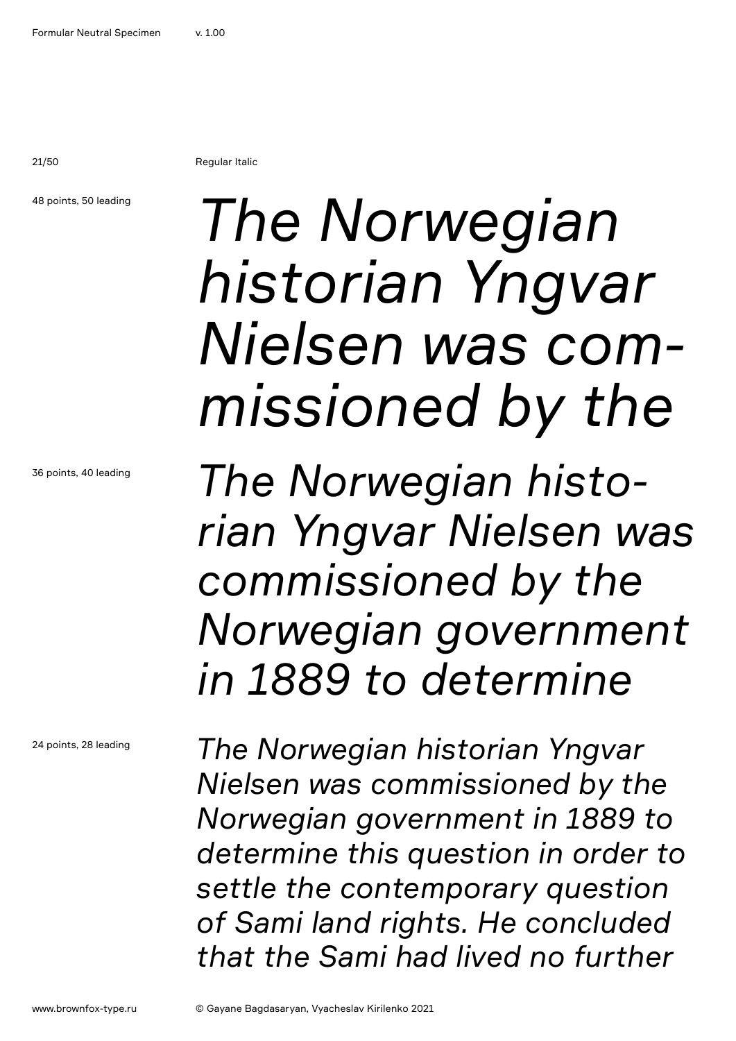Regular Italic

48 points, 50 leading

*The Norwegian historian Yngvar Nielsen was com-missioned by the*

36 points, 40 leading

*The Norwegian histo-rian Yngvar Nielsen was commissioned by the Norwegian government in 1889 to determine*

24 points, 28 leading

*The Norwegian historian Yngvar Nielsen was commissioned by the Norwegian government in 1889 to determine this question in order to settle the contemporary question of Sami land rights. He concluded that the Sami had lived no further*

www.brownfox-type.ru

© Gayane Bagdasaryan, Vyacheslav Kirilenko 2021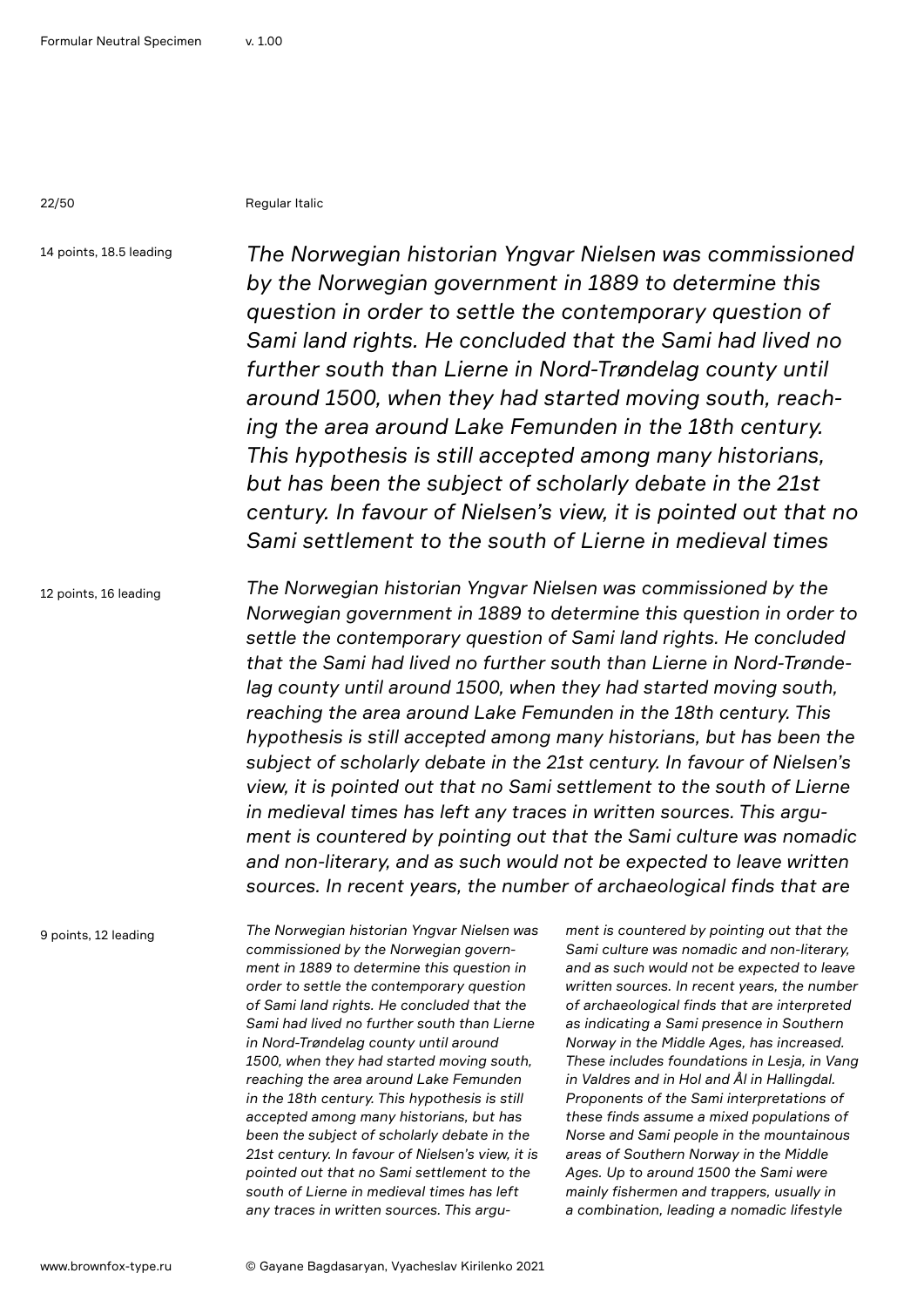Regular Italic

14 points, 18.5 leading

*The Norwegian historian Yngvar Nielsen was commissioned by the Norwegian government in 1889 to determine this question in order to settle the contemporary question of Sami land rights. He concluded that the Sami had lived no further south than Lierne in Nord-Trøndelag county until around 1500, when they had started moving south, reaching the area around Lake Femunden in the 18th century. This hypothesis is still accepted among many historians, but has been the subject of scholarly debate in the 21st century. In favour of Nielsen's view, it is pointed out that no Sami settlement to the south of Lierne in medieval times*

12 points, 16 leading

*The Norwegian historian Yngvar Nielsen was commissioned by the Norwegian government in 1889 to determine this question in order to settle the contemporary question of Sami land rights. He concluded that the Sami had lived no further south than Lierne in Nord-Trøndelag county until around 1500, when they had started moving south, reaching the area around Lake Femunden in the 18th century. This hypothesis is still accepted among many historians, but has been the subject of scholarly debate in the 21st century. In favour of Nielsen's view, it is pointed out that no Sami settlement to the south of Lierne in medieval times has left any traces in written sources. This argument is countered by pointing out that the Sami culture was nomadic and non-literary, and as such would not be expected to leave written sources. In recent years, the number of archaeological finds that are*

9 points, 12 leading

*The Norwegian historian Yngvar Nielsen was commissioned by the Norwegian government in 1889 to determine this question in order to settle the contemporary question of Sami land rights. He concluded that the Sami had lived no further south than Lierne in Nord-Trøndelag county until around 1500, when they had started moving south, reaching the area around Lake Femunden in the 18th century. This hypothesis is still accepted among many historians, but has been the subject of scholarly debate in the 21st century. In favour of Nielsen's view, it is pointed out that no Sami settlement to the south of Lierne in medieval times has left any traces in written sources. This argument is countered by pointing out that the Sami culture was nomadic and non-literary, and as such would not be expected to leave written sources. In recent years, the number of archaeological finds that are interpreted as indicating a Sami presence in Southern Norway in the Middle Ages, has increased. These includes foundations in Lesja, in Vang in Valdres and in Hol and Ål in Hallingdal. Proponents of the Sami interpretations of these finds assume a mixed populations of Norse and Sami people in the mountainous areas of Southern Norway in the Middle Ages. Up to around 1500 the Sami were mainly fishermen and trappers, usually in a combination, leading a nomadic lifestyle*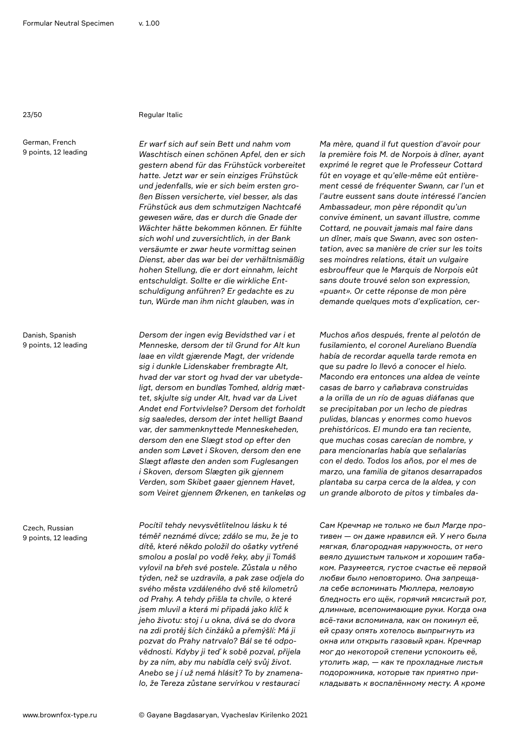Regular Italic

German, French
9 points, 12 leading

*Er warf sich auf sein Bett und nahm vom Waschtisch einen schönen Apfel, den er sich gestern abend für das Frühstück vorbereitet hatte. Jetzt war er sein einziges Frühstück und jedenfalls, wie er sich beim ersten großen Bissen versicherte, viel besser, als das Frühstück aus dem schmutzigen Nachtcafé gewesen wäre, das er durch die Gnade der Wächter hätte bekommen können. Er fühlte sich wohl und zuversichtlich, in der Bank versäumte er zwar heute vormittag seinen Dienst, aber das war bei der verhältnismäßig hohen Stellung, die er dort einnahm, leicht entschuldigt. Sollte er die wirkliche Entschuldigung anführen? Er gedachte es zu tun, Würde man ihm nicht glauben, was in*

*Ma mère, quand il fut question d'avoir pour la première fois M. de Norpois à dîner, ayant exprimé le regret que le Professeur Cottard fût en voyage et qu'elle-même eût entièrement cessé de fréquenter Swann, car l'un et l'autre eussent sans doute intéressé l'ancien Ambassadeur, mon père répondit qu'un convive éminent, un savant illustre, comme Cottard, ne pouvait jamais mal faire dans un dîner, mais que Swann, avec son ostentation, avec sa manière de crier sur les toits ses moindres relations, était un vulgaire esbrouffeur que le Marquis de Norpois eût sans doute trouvé selon son expression, «puant». Or cette réponse de mon père demande quelques mots d'explication, cer-*

Danish, Spanish
9 points, 12 leading

*Dersom der ingen evig Bevidsthed var i et Menneske, dersom der til Grund for Alt kun laae en vildt gjærende Magt, der vridende sig i dunkle Lidenskaber frembragte Alt, hvad der var stort og hvad der var ubetydeligt, dersom en bundløs Tomhed, aldrig mættet, skjulte sig under Alt, hvad var da Livet Andet end Fortvivlelse? Dersom det forholdt sig saaledes, dersom der intet helligt Baand var, der sammenknyttede Menneskeheden, dersom den ene Slægt stod op efter den anden som Løvet i Skoven, dersom den ene Slægt afløste den anden som Fuglesangen i Skoven, dersom Slægten gik gjennem Verden, som Skibet gaaer gjennem Havet, som Veiret gjennem Ørkenen, en tankeløs og*

*Muchos años después, frente al pelotón de fusilamiento, el coronel Aureliano Buendía había de recordar aquella tarde remota en que su padre lo llevó a conocer el hielo. Macondo era entonces una aldea de veinte casas de barro y cañabrava construidas a la orilla de un río de aguas diáfanas que se precipitaban por un lecho de piedras pulidas, blancas y enormes como huevos prehistóricos. El mundo era tan reciente, que muchas cosas carecían de nombre, y para mencionarlas había que señalarías con el dedo. Todos los años, por el mes de marzo, una familia de gitanos desarrapados plantaba su carpa cerca de la aldea, y con un grande alboroto de pitos y timbales da-*

Czech, Russian
9 points, 12 leading

*Pocítil tehdy nevysvětlitelnou lásku k té téměř neznámé dívce; zdálo se mu, že je to dítě, které někdo položil do ošatky vytřené smolou a poslal po vodě řeky, aby ji Tomáš vylovil na břeh své postele. Zůstala u něho týden, než se uzdravila, a pak zase odjela do svého města vzdáleného dvě stě kilometrů od Prahy. A tehdy přišla ta chvíle, o které jsem mluvil a která mi připadá jako klíč k jeho životu: stoj í u okna, dívá se do dvora na zdi protěj ších činžáků a přemýšlí: Má ji pozvat do Prahy natrvalo? Bál se té odpovědnosti. Kdyby ji teď k sobě pozval, přijela by za ním, aby mu nabídla celý svůj život. Anebo se j í už nemá hlásit? To by znamenalo, že Tereza zůstane servírkou v restauraci*

*Сам Кречмар не только не был Магде противен — он даже нравился ей. У него была мягкая, благородная наружность, от него веяло душистым тальком и хорошим табаком. Разумеется, густое счастье её первой любви было неповторимо. Она запрещала себе вспоминать Мюллера, меловую бледность его щёк, горячий мясистый рот, длинные, всепонимающие руки. Когда она всё-таки вспоминала, как он покинул её, ей сразу опять хотелось выпрыгнуть из окна или открыть газовый кран. Кречмар мог до некоторой степени успокоить её, утолить жар, — как те прохладные листья подорожника, которые так приятно прикладывать к воспалённому месту. А кроме*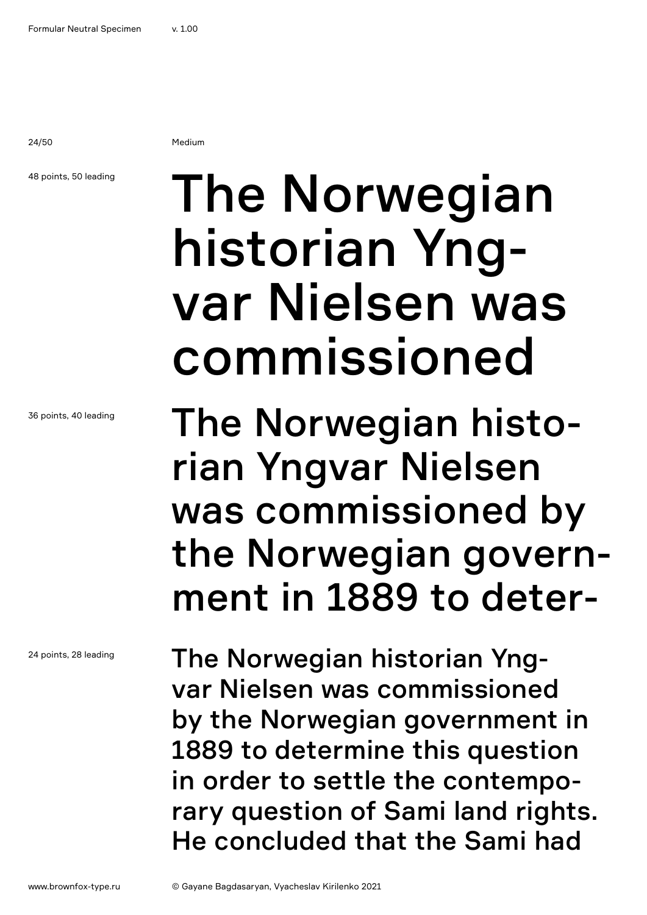Medium

48 points, 50 leading

The Norwegian historian Yng- var Nielsen was commissioned

36 points, 40 leading

The Norwegian histo- rian Yngvar Nielsen was commissioned by the Norwegian govern- ment in 1889 to deter-

24 points, 28 leading

The Norwegian historian Yng- var Nielsen was commissioned by the Norwegian government in 1889 to determine this question in order to settle the contempo- rary question of Sami land rights. He concluded that the Sami had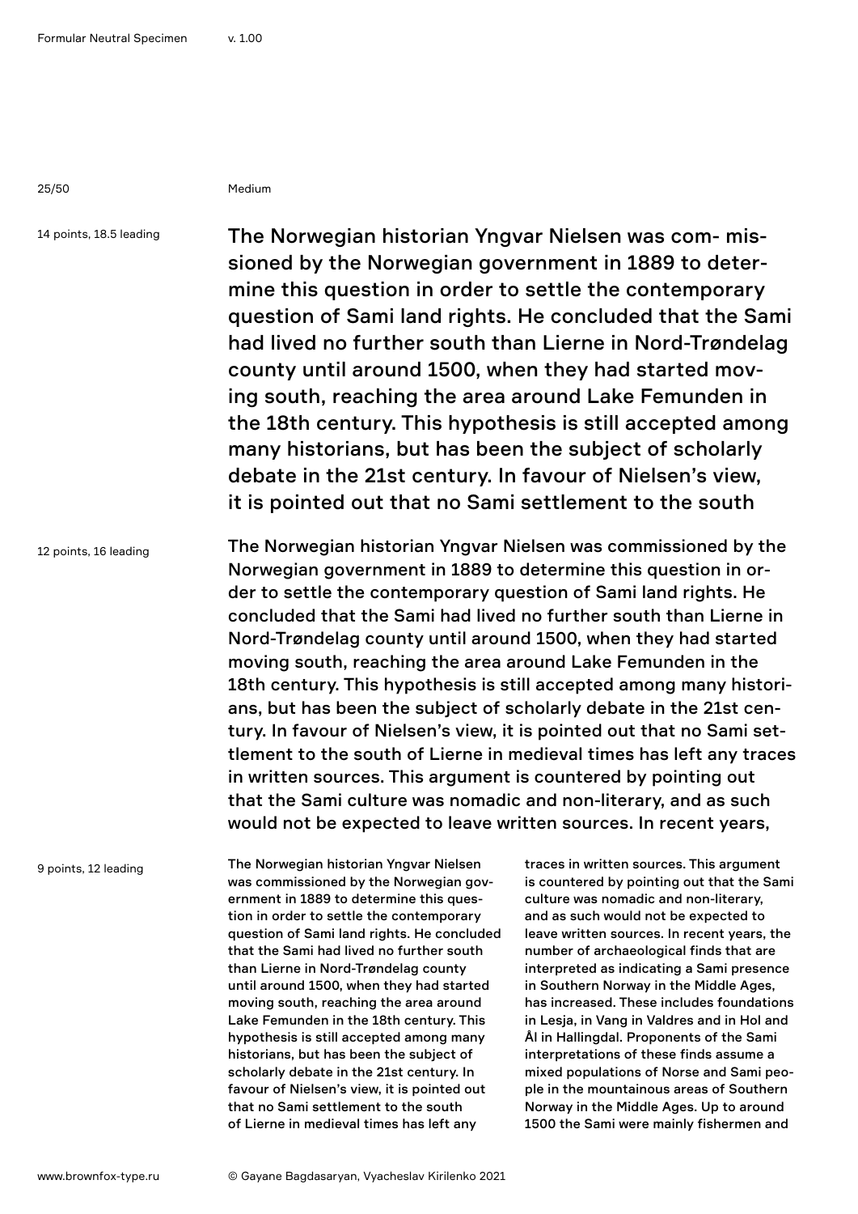Medium

14 points, 18.5 leading

The Norwegian historian Yngvar Nielsen was com- missioned by the Norwegian government in 1889 to determine this question in order to settle the contemporary question of Sami land rights. He concluded that the Sami had lived no further south than Lierne in Nord-Trøndelag county until around 1500, when they had started moving south, reaching the area around Lake Femunden in the 18th century. This hypothesis is still accepted among many historians, but has been the subject of scholarly debate in the 21st century. In favour of Nielsen's view, it is pointed out that no Sami settlement to the south

12 points, 16 leading

The Norwegian historian Yngvar Nielsen was commissioned by the Norwegian government in 1889 to determine this question in order to settle the contemporary question of Sami land rights. He concluded that the Sami had lived no further south than Lierne in Nord-Trøndelag county until around 1500, when they had started moving south, reaching the area around Lake Femunden in the 18th century. This hypothesis is still accepted among many historians, but has been the subject of scholarly debate in the 21st century. In favour of Nielsen's view, it is pointed out that no Sami settlement to the south of Lierne in medieval times has left any traces in written sources. This argument is countered by pointing out that the Sami culture was nomadic and non-literary, and as such would not be expected to leave written sources. In recent years,

9 points, 12 leading

The Norwegian historian Yngvar Nielsen was commissioned by the Norwegian government in 1889 to determine this question in order to settle the contemporary question of Sami land rights. He concluded that the Sami had lived no further south than Lierne in Nord-Trøndelag county until around 1500, when they had started moving south, reaching the area around Lake Femunden in the 18th century. This hypothesis is still accepted among many historians, but has been the subject of scholarly debate in the 21st century. In favour of Nielsen's view, it is pointed out that no Sami settlement to the south of Lierne in medieval times has left any traces in written sources. This argument is countered by pointing out that the Sami culture was nomadic and non-literary, and as such would not be expected to leave written sources. In recent years, the number of archaeological finds that are interpreted as indicating a Sami presence in Southern Norway in the Middle Ages, has increased. These includes foundations in Lesja, in Vang in Valdres and in Hol and Ål in Hallingdal. Proponents of the Sami interpretations of these finds assume a mixed populations of Norse and Sami people in the mountainous areas of Southern Norway in the Middle Ages. Up to around 1500 the Sami were mainly fishermen and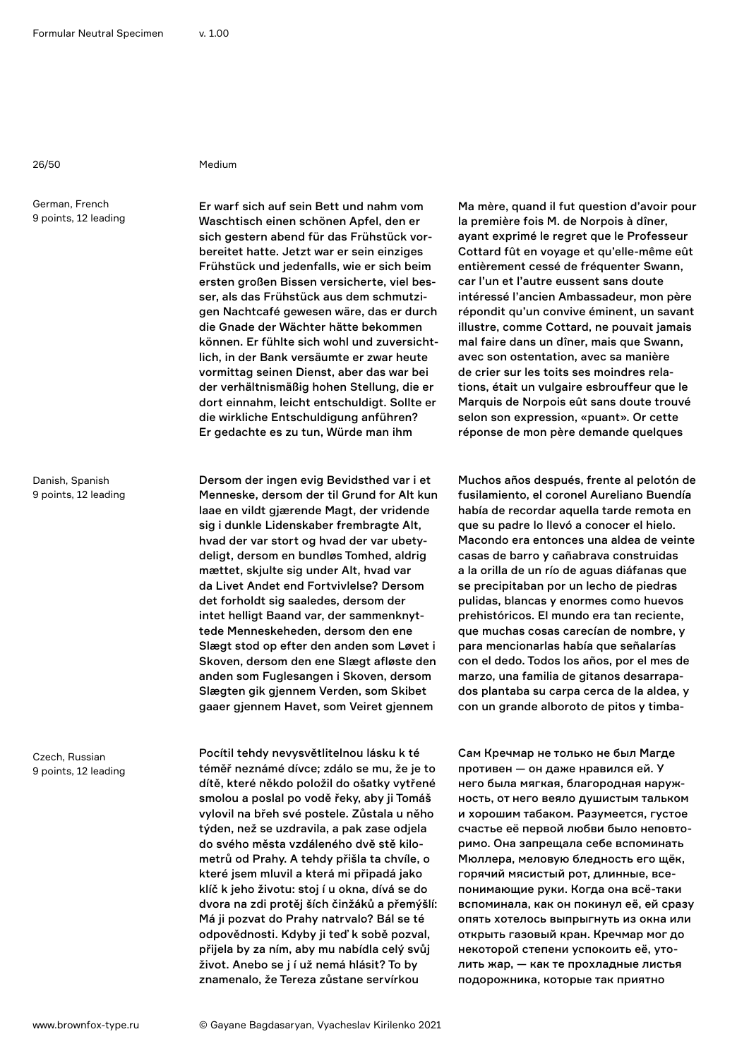Medium

German, French
9 points, 12 leading

Er warf sich auf sein Bett und nahm vom Waschtisch einen schönen Apfel, den er sich gestern abend für das Frühstück vorbereitet hatte. Jetzt war er sein einziges Frühstück und jedenfalls, wie er sich beim ersten großen Bissen versicherte, viel besser, als das Frühstück aus dem schmutzigen Nachtcafé gewesen wäre, das er durch die Gnade der Wächter hätte bekommen können. Er fühlte sich wohl und zuversichtlich, in der Bank versäumte er zwar heute vormittag seinen Dienst, aber das war bei der verhältnismäßig hohen Stellung, die er dort einnahm, leicht entschuldigt. Sollte er die wirkliche Entschuldigung anführen? Er gedachte es zu tun, Würde man ihm

Ma mère, quand il fut question d'avoir pour la première fois M. de Norpois à dîner, ayant exprimé le regret que le Professeur Cottard fût en voyage et qu'elle-même eût entièrement cessé de fréquenter Swann, car l'un et l'autre eussent sans doute intéressé l'ancien Ambassadeur, mon père répondit qu'un convive éminent, un savant illustre, comme Cottard, ne pouvait jamais mal faire dans un dîner, mais que Swann, avec son ostentation, avec sa manière de crier sur les toits ses moindres relations, était un vulgaire esbrouffeur que le Marquis de Norpois eût sans doute trouvé selon son expression, «puant». Or cette réponse de mon père demande quelques

Danish, Spanish
9 points, 12 leading

Dersom der ingen evig Bevidsthed var i et Menneske, dersom der til Grund for Alt kun laae en vildt gjærende Magt, der vridende sig i dunkle Lidenskaber frembragte Alt, hvad der var stort og hvad der var ubetydeligt, dersom en bundløs Tomhed, aldrig mættet, skjulte sig under Alt, hvad var da Livet Andet end Fortvivlelse? Dersom det forholdt sig saaledes, dersom der intet helligt Baand var, der sammenknyttede Menneskeheden, dersom den ene Slægt stod op efter den anden som Løvet i Skoven, dersom den ene Slægt afløste den anden som Fuglesangen i Skoven, dersom Slægten gik gjennem Verden, som Skibet gaaer gjennem Havet, som Veiret gjennem

Muchos años después, frente al pelotón de fusilamiento, el coronel Aureliano Buendía había de recordar aquella tarde remota en que su padre lo llevó a conocer el hielo. Macondo era entonces una aldea de veinte casas de barro y cañabrava construidas a la orilla de un río de aguas diáfanas que se precipitaban por un lecho de piedras pulidas, blancas y enormes como huevos prehistóricos. El mundo era tan reciente, que muchas cosas carecían de nombre, y para mencionarlas había que señalarías con el dedo. Todos los años, por el mes de marzo, una familia de gitanos desarrapados plantaba su carpa cerca de la aldea, y con un grande alboroto de pitos y timba-

Czech, Russian
9 points, 12 leading

Pocítil tehdy nevysvětlitelnou lásku k té téměř neznámé dívce; zdálo se mu, že je to dítě, které někdo položil do ošatky vytřené smolou a poslal po vodě řeky, aby ji Tomáš vylovil na břeh své postele. Zůstala u něho týden, než se uzdravila, a pak zase odjela do svého města vzdáleného dvě stě kilometrů od Prahy. A tehdy přišla ta chvíle, o které jsem mluvil a která mi připadá jako klíč k jeho životu: stoj í u okna, dívá se do dvora na zdi protěj ších činžáků a přemýšlí: Má ji pozvat do Prahy natrvalo? Bál se té odpovědnosti. Kdyby ji teď k sobě pozval, přijela by za ním, aby mu nabídla celý svůj život. Anebo se j í už nemá hlásit? To by znamenalo, že Tereza zůstane servírkou

Сам Кречмар не только не был Магде противен — он даже нравился ей. У него была мягкая, благородная наружность, от него веяло душистым тальком и хорошим табаком. Разумеется, густое счастье её первой любви было неповторимо. Она запрещала себе вспоминать Мюллера, меловую бледность его щёк, горячий мясистый рот, длинные, всепонимающие руки. Когда она всё-таки вспоминала, как он покинул её, ей сразу опять хотелось выпрыгнуть из окна или открыть газовый кран. Кречмар мог до некоторой степени успокоить её, утолить жар, — как те прохладные листья подорожника, которые так приятно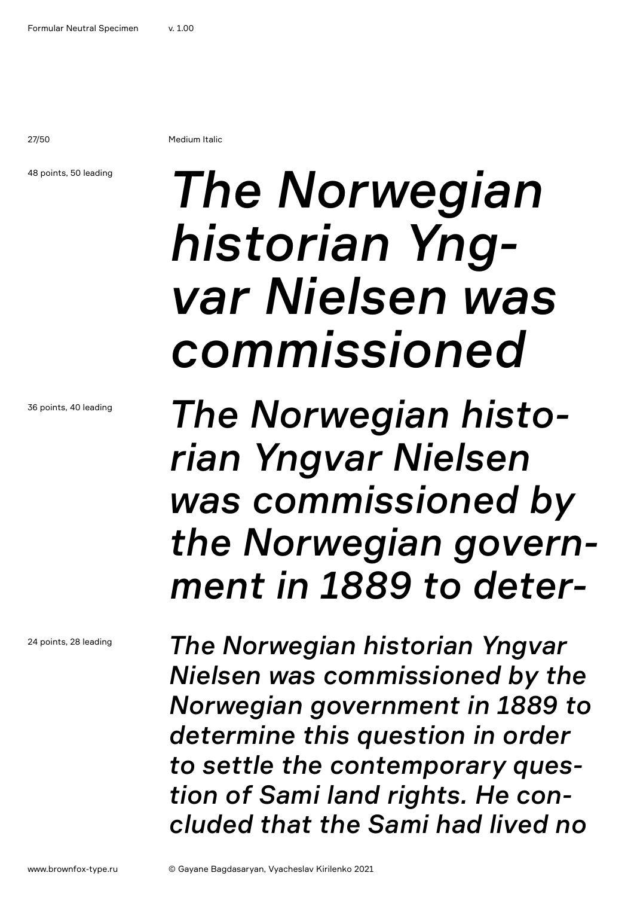Medium Italic

48 points, 50 leading

*The Norwegian historian Yng-var Nielsen was commissioned*

36 points, 40 leading

*The Norwegian histo-rian Yngvar Nielsen was commissioned by the Norwegian govern-ment in 1889 to deter-*

24 points, 28 leading

*The Norwegian historian Yngvar Nielsen was commissioned by the Norwegian government in 1889 to determine this question in order to settle the contemporary ques-tion of Sami land rights. He con-cluded that the Sami had lived no*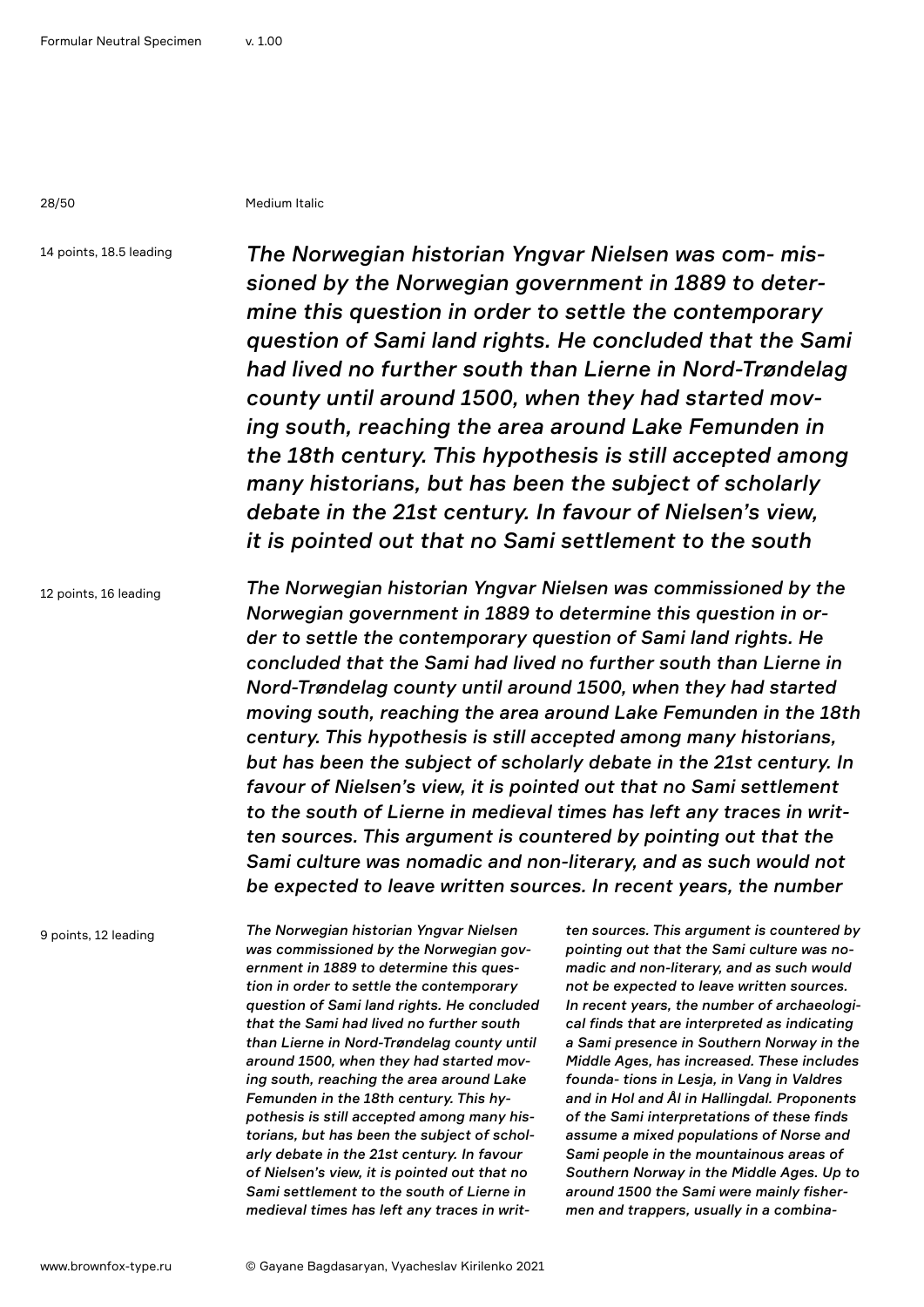Medium Italic

14 points, 18.5 leading

*The Norwegian historian Yngvar Nielsen was com- missioned by the Norwegian government in 1889 to determine this question in order to settle the contemporary question of Sami land rights. He concluded that the Sami had lived no further south than Lierne in Nord-Trøndelag county until around 1500, when they had started moving south, reaching the area around Lake Femunden in the 18th century. This hypothesis is still accepted among many historians, but has been the subject of scholarly debate in the 21st century. In favour of Nielsen's view, it is pointed out that no Sami settlement to the south*

12 points, 16 leading

*The Norwegian historian Yngvar Nielsen was commissioned by the Norwegian government in 1889 to determine this question in order to settle the contemporary question of Sami land rights. He concluded that the Sami had lived no further south than Lierne in Nord-Trøndelag county until around 1500, when they had started moving south, reaching the area around Lake Femunden in the 18th century. This hypothesis is still accepted among many historians, but has been the subject of scholarly debate in the 21st century. In favour of Nielsen's view, it is pointed out that no Sami settlement to the south of Lierne in medieval times has left any traces in written sources. This argument is countered by pointing out that the Sami culture was nomadic and non-literary, and as such would not be expected to leave written sources. In recent years, the number*

9 points, 12 leading

*The Norwegian historian Yngvar Nielsen was commissioned by the Norwegian government in 1889 to determine this question in order to settle the contemporary question of Sami land rights. He concluded that the Sami had lived no further south than Lierne in Nord-Trøndelag county until around 1500, when they had started moving south, reaching the area around Lake Femunden in the 18th century. This hypothesis is still accepted among many historians, but has been the subject of scholarly debate in the 21st century. In favour of Nielsen's view, it is pointed out that no Sami settlement to the south of Lierne in medieval times has left any traces in written sources. This argument is countered by pointing out that the Sami culture was nomadic and non-literary, and as such would not be expected to leave written sources. In recent years, the number of archaeological finds that are interpreted as indicating a Sami presence in Southern Norway in the Middle Ages, has increased. These includes founda- tions in Lesja, in Vang in Valdres and in Hol and Ål in Hallingdal. Proponents of the Sami interpretations of these finds assume a mixed populations of Norse and Sami people in the mountainous areas of Southern Norway in the Middle Ages. Up to around 1500 the Sami were mainly fishermen and trappers, usually in a combina-*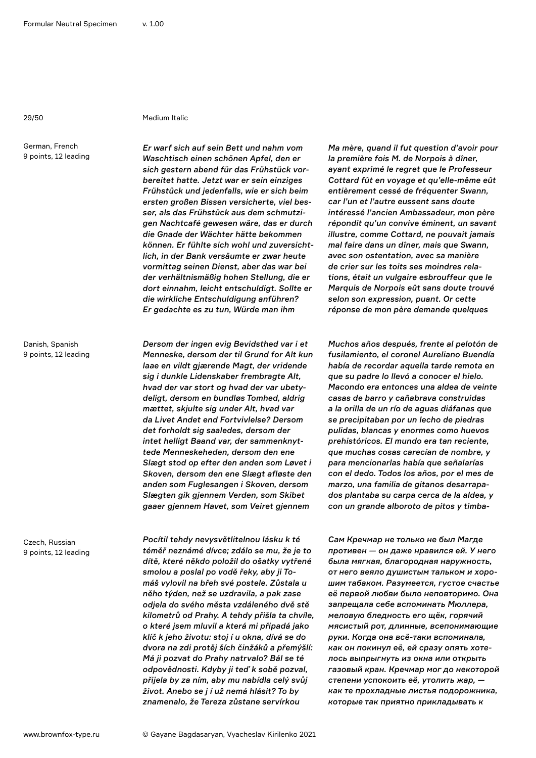Medium Italic

German, French
9 points, 12 leading

*Er warf sich auf sein Bett und nahm vom Waschtisch einen schönen Apfel, den er sich gestern abend für das Frühstück vorbereitet hatte. Jetzt war er sein einziges Frühstück und jedenfalls, wie er sich beim ersten großen Bissen versicherte, viel besser, als das Frühstück aus dem schmutzigen Nachtcafé gewesen wäre, das er durch die Gnade der Wächter hätte bekommen können. Er fühlte sich wohl und zuversichtlich, in der Bank versäumte er zwar heute vormittag seinen Dienst, aber das war bei der verhältnismäßig hohen Stellung, die er dort einnahm, leicht entschuldigt. Sollte er die wirkliche Entschuldigung anführen? Er gedachte es zu tun, Würde man ihm*

*Ma mère, quand il fut question d'avoir pour la première fois M. de Norpois à dîner, ayant exprimé le regret que le Professeur Cottard fût en voyage et qu'elle-même eût entièrement cessé de fréquenter Swann, car l'un et l'autre eussent sans doute intéressé l'ancien Ambassadeur, mon père répondit qu'un convive éminent, un savant illustre, comme Cottard, ne pouvait jamais mal faire dans un dîner, mais que Swann, avec son ostentation, avec sa manière de crier sur les toits ses moindres relations, était un vulgaire esbrouffeur que le Marquis de Norpois eût sans doute trouvé selon son expression, puant. Or cette réponse de mon père demande quelques*

Danish, Spanish
9 points, 12 leading

*Dersom der ingen evig Bevidsthed var i et Menneske, dersom der til Grund for Alt kun laae en vildt gjærende Magt, der vridende sig i dunkle Lidenskaber frembragte Alt, hvad der var stort og hvad der var ubetydeligt, dersom en bundløs Tomhed, aldrig mættet, skjulte sig under Alt, hvad var da Livet Andet end Fortvivlelse? Dersom det forholdt sig saaledes, dersom der intet helligt Baand var, der sammenknyttede Menneskeheden, dersom den ene Slægt stod op efter den anden som Løvet i Skoven, dersom den ene Slægt afløste den anden som Fuglesangen i Skoven, dersom Slægten gik gjennem Verden, som Skibet gaaer gjennem Havet, som Veiret gjennem*

*Muchos años después, frente al pelotón de fusilamiento, el coronel Aureliano Buendía había de recordar aquella tarde remota en que su padre lo llevó a conocer el hielo. Macondo era entonces una aldea de veinte casas de barro y cañabrava construidas a la orilla de un río de aguas diáfanas que se precipitaban por un lecho de piedras pulidas, blancas y enormes como huevos prehistóricos. El mundo era tan reciente, que muchas cosas carecían de nombre, y para mencionarlas había que señalarías con el dedo. Todos los años, por el mes de marzo, una familia de gitanos desarrapados plantaba su carpa cerca de la aldea, y con un grande alboroto de pitos y timba-*

Czech, Russian
9 points, 12 leading

*Pocítil tehdy nevysvětlitelnou lásku k té téměř neznámé dívce; zdálo se mu, že je to dítě, které někdo položil do ošatky vytřené smolou a poslal po vodě řeky, aby ji Tomáš vylovil na břeh své postele. Zůstala u něho týden, než se uzdravila, a pak zase odjela do svého města vzdáleného dvě stě kilometrů od Prahy. A tehdy přišla ta chvíle, o které jsem mluvil a která mi připadá jako klíč k jeho životu: stoj í u okna, dívá se do dvora na zdi protěj ších činžáků a přemýšlí: Má ji pozvat do Prahy natrvalo? Bál se té odpovědnosti. Kdyby ji teď k sobě pozval, přijela by za ním, aby mu nabídla celý svůj život. Anebo se j í už nemá hlásit? To by znamenalo, že Tereza zůstane servírkou*

*Сам Кречмар не только не был Магде противен — он даже нравился ей. У него была мягкая, благородная наружность, от него веяло душистым тальком и хорошим табаком. Разумеется, густое счастье её первой любви было неповторимо. Она запрещала себе вспоминать Мюллера, меловую бледность его щёк, горячий мясистый рот, длинные, всепонимающие руки. Когда она всё-таки вспоминала, как он покинул её, ей сразу опять хотелось выпрыгнуть из окна или открыть газовый кран. Кречмар мог до некоторой степени успокоить её, утолить жар, — как те прохладные листья подорожника, которые так приятно прикладывать к*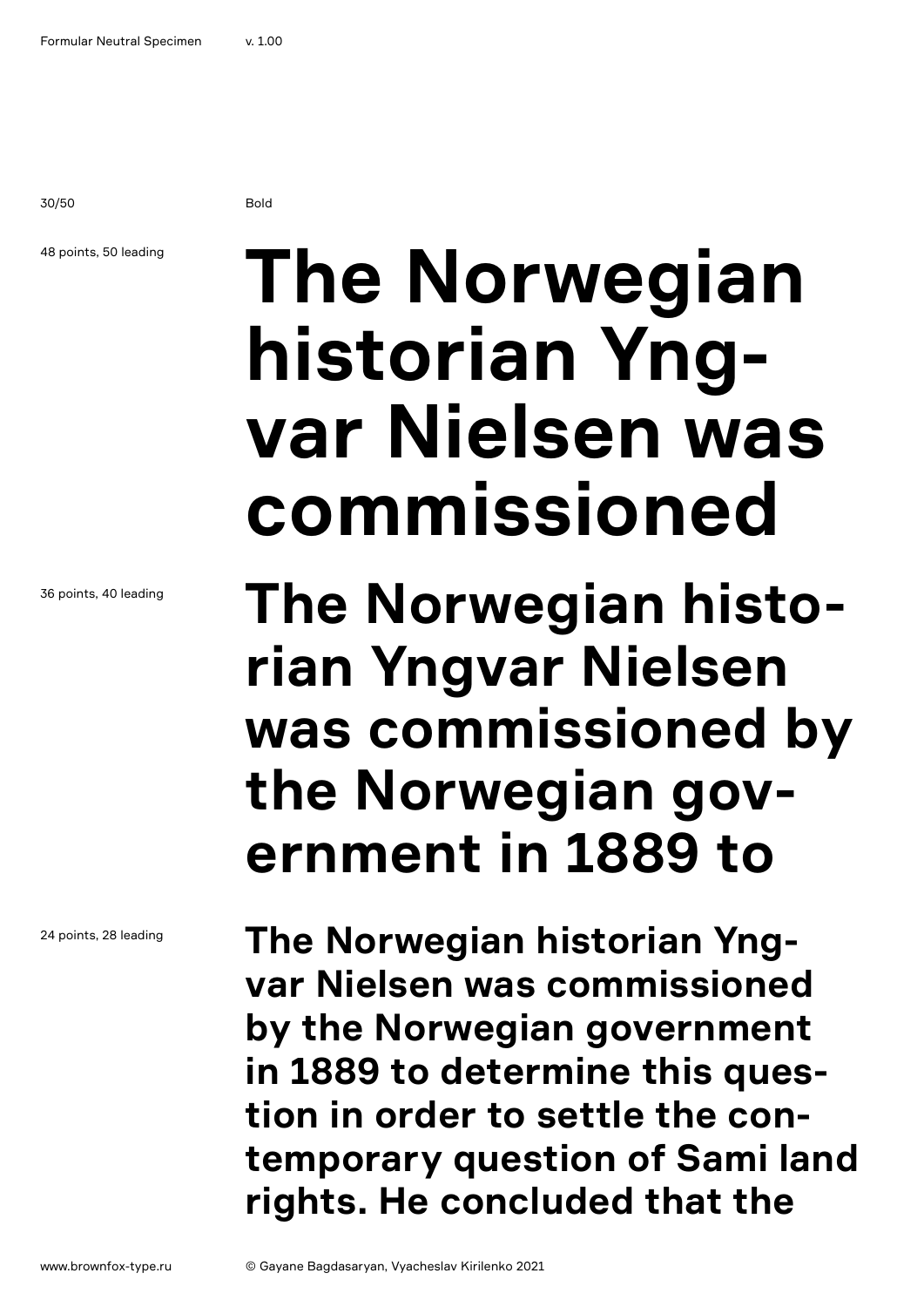Bold

48 points, 50 leading

**The Norwegian historian Yng-var Nielsen was commissioned**

36 points, 40 leading

**The Norwegian histo-rian Yngvar Nielsen was commissioned by the Norwegian gov-ernment in 1889 to**

24 points, 28 leading

**The Norwegian historian Yng-var Nielsen was commissioned by the Norwegian government in 1889 to determine this ques-tion in order to settle the con-temporary question of Sami land rights. He concluded that the**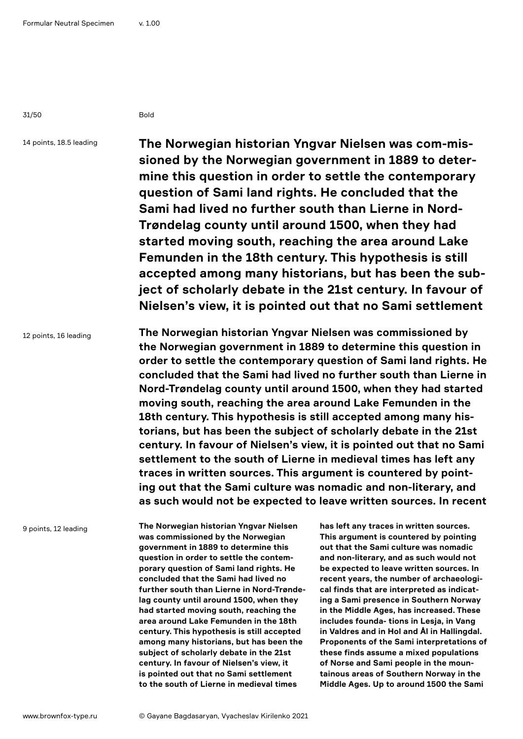Bold

14 points, 18.5 leading

**The Norwegian historian Yngvar Nielsen was com-missioned by the Norwegian government in 1889 to determine this question in order to settle the contemporary question of Sami land rights. He concluded that the Sami had lived no further south than Lierne in Nord-Trøndelag county until around 1500, when they had started moving south, reaching the area around Lake Femunden in the 18th century. This hypothesis is still accepted among many historians, but has been the subject of scholarly debate in the 21st century. In favour of Nielsen's view, it is pointed out that no Sami settlement**

12 points, 16 leading

**The Norwegian historian Yngvar Nielsen was commissioned by the Norwegian government in 1889 to determine this question in order to settle the contemporary question of Sami land rights. He concluded that the Sami had lived no further south than Lierne in Nord-Trøndelag county until around 1500, when they had started moving south, reaching the area around Lake Femunden in the 18th century. This hypothesis is still accepted among many historians, but has been the subject of scholarly debate in the 21st century. In favour of Nielsen's view, it is pointed out that no Sami settlement to the south of Lierne in medieval times has left any traces in written sources. This argument is countered by pointing out that the Sami culture was nomadic and non-literary, and as such would not be expected to leave written sources. In recent**

9 points, 12 leading

**The Norwegian historian Yngvar Nielsen was commissioned by the Norwegian government in 1889 to determine this question in order to settle the contemporary question of Sami land rights. He concluded that the Sami had lived no further south than Lierne in Nord-Trøndelag county until around 1500, when they had started moving south, reaching the area around Lake Femunden in the 18th century. This hypothesis is still accepted among many historians, but has been the subject of scholarly debate in the 21st century. In favour of Nielsen's view, it is pointed out that no Sami settlement to the south of Lierne in medieval times has left any traces in written sources. This argument is countered by pointing out that the Sami culture was nomadic and non-literary, and as such would not be expected to leave written sources. In recent years, the number of archaeological finds that are interpreted as indicating a Sami presence in Southern Norway in the Middle Ages, has increased. These includes founda- tions in Lesja, in Vang in Valdres and in Hol and Ål in Hallingdal. Proponents of the Sami interpretations of these finds assume a mixed populations of Norse and Sami people in the mountainous areas of Southern Norway in the Middle Ages. Up to around 1500 the Sami**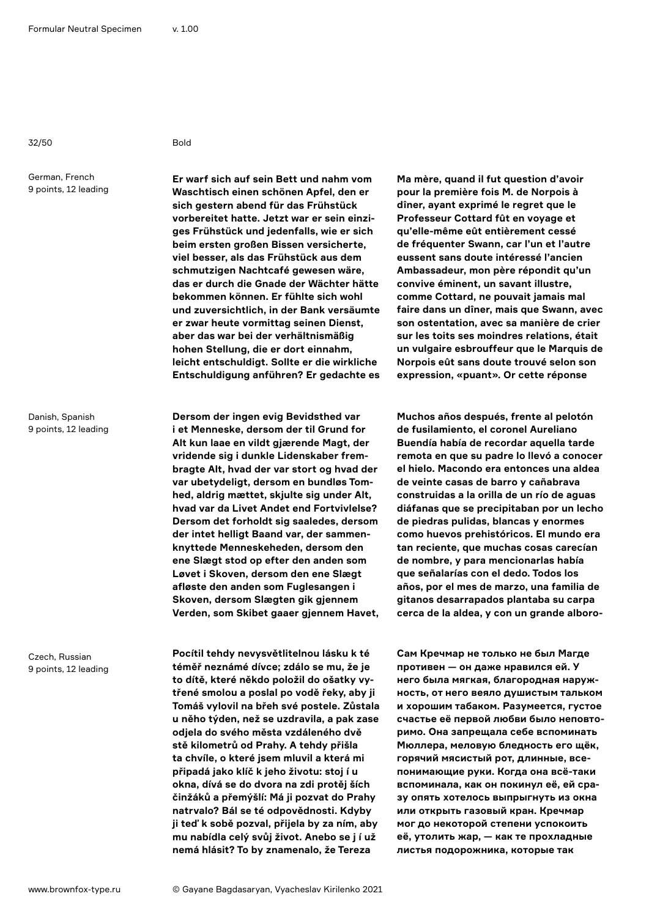Bold

German, French
9 points, 12 leading

**Er warf sich auf sein Bett und nahm vom Waschtisch einen schönen Apfel, den er sich gestern abend für das Frühstück vorbereitet hatte. Jetzt war er sein einziges Frühstück und jedenfalls, wie er sich beim ersten großen Bissen versicherte, viel besser, als das Frühstück aus dem schmutzigen Nachtcafé gewesen wäre, das er durch die Gnade der Wächter hätte bekommen können. Er fühlte sich wohl und zuversichtlich, in der Bank versäumte er zwar heute vormittag seinen Dienst, aber das war bei der verhältnismäßig hohen Stellung, die er dort einnahm, leicht entschuldigt. Sollte er die wirkliche Entschuldigung anführen? Er gedachte es**

**Ma mère, quand il fut question d'avoir pour la première fois M. de Norpois à dîner, ayant exprimé le regret que le Professeur Cottard fût en voyage et qu'elle-même eût entièrement cessé de fréquenter Swann, car l'un et l'autre eussent sans doute intéressé l'ancien Ambassadeur, mon père répondit qu'un convive éminent, un savant illustre, comme Cottard, ne pouvait jamais mal faire dans un dîner, mais que Swann, avec son ostentation, avec sa manière de crier sur les toits ses moindres relations, était un vulgaire esbrouffeur que le Marquis de Norpois eût sans doute trouvé selon son expression, «puant». Or cette réponse**

Danish, Spanish
9 points, 12 leading

**Dersom der ingen evig Bevidsthed var i et Menneske, dersom der til Grund for Alt kun laae en vildt gjærende Magt, der vridende sig i dunkle Lidenskaber frembragte Alt, hvad der var stort og hvad der var ubetydeligt, dersom en bundløs Tomhed, aldrig mættet, skjulte sig under Alt, hvad var da Livet Andet end Fortvivlelse? Dersom det forholdt sig saaledes, dersom der intet helligt Baand var, der sammenknyttede Menneskeheden, dersom den ene Slægt stod op efter den anden som Løvet i Skoven, dersom den ene Slægt afløste den anden som Fuglesangen i Skoven, dersom Slægten gik gjennem Verden, som Skibet gaaer gjennem Havet,**

**Muchos años después, frente al pelotón de fusilamiento, el coronel Aureliano Buendía había de recordar aquella tarde remota en que su padre lo llevó a conocer el hielo. Macondo era entonces una aldea de veinte casas de barro y cañabrava construidas a la orilla de un río de aguas diáfanas que se precipitaban por un lecho de piedras pulidas, blancas y enormes como huevos prehistóricos. El mundo era tan reciente, que muchas cosas carecían de nombre, y para mencionarlas había que señalarías con el dedo. Todos los años, por el mes de marzo, una familia de gitanos desarrapados plantaba su carpa cerca de la aldea, y con un grande alboro-**

Czech, Russian
9 points, 12 leading

**Pocítil tehdy nevysvětlitelnou lásku k té téměř neznámé dívce; zdálo se mu, že je to dítě, které někdo položil do ošatky vytřené smolou a poslal po vodě řeky, aby ji Tomáš vylovil na břeh své postele. Zůstala u něho týden, než se uzdravila, a pak zase odjela do svého města vzdáleného dvě stě kilometrů od Prahy. A tehdy přišla ta chvíle, o které jsem mluvil a která mi připadá jako klíč k jeho životu: stoj í u okna, dívá se do dvora na zdi protěj ších činžáků a přemýšlí: Má ji pozvat do Prahy natrvalo? Bál se té odpovědnosti. Kdyby ji teď k sobě pozval, přijela by za ním, aby mu nabídla celý svůj život. Anebo se j í už nemá hlásit? To by znamenalo, že Tereza**

**Сам Кречмар не только не был Магде противен — он даже нравился ей. У него была мягкая, благородная наружность, от него веяло душистым тальком и хорошим табаком. Разумеется, густое счастье её первой любви было неповторимо. Она запрещала себе вспоминать Мюллера, меловую бледность его щёк, горячий мясистый рот, длинные, всепонимающие руки. Когда она всё-таки вспоминала, как он покинул её, ей сразу опять хотелось выпрыгнуть из окна или открыть газовый кран. Кречмар мог до некоторой степени успокоить её, утолить жар, — как те прохладные листья подорожника, которые так**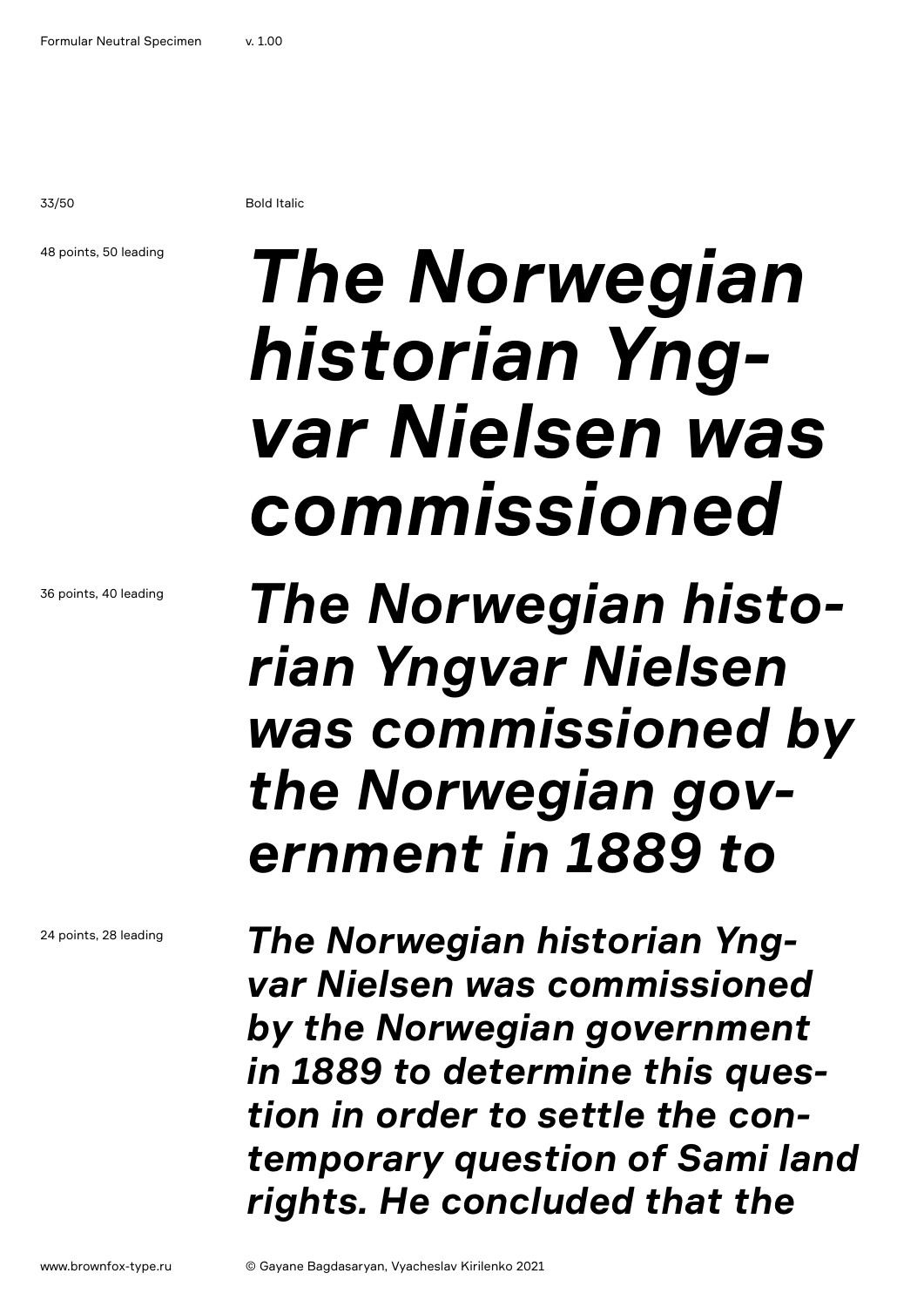Bold Italic

48 points, 50 leading

***The Norwegian historian Yng-var Nielsen was commissioned***

36 points, 40 leading

***The Norwegian histo-rian Yngvar Nielsen was commissioned by the Norwegian gov-ernment in 1889 to***

24 points, 28 leading

***The Norwegian historian Yng-var Nielsen was commissioned by the Norwegian government in 1889 to determine this ques-tion in order to settle the con-temporary question of Sami land rights. He concluded that the***

www.brownfox-type.ru

© Gayane Bagdasaryan, Vyacheslav Kirilenko 2021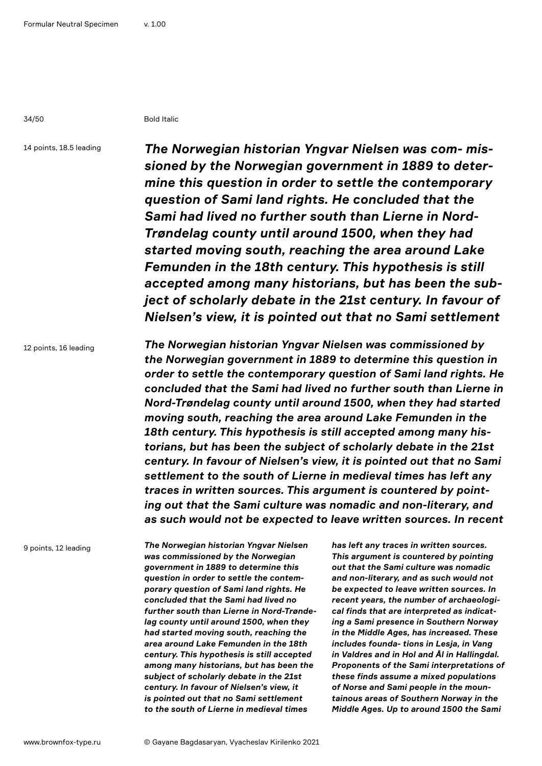Bold Italic

14 points, 18.5 leading

***The Norwegian historian Yngvar Nielsen was com- missioned by the Norwegian government in 1889 to determine this question in order to settle the contemporary question of Sami land rights. He concluded that the Sami had lived no further south than Lierne in Nord-Trøndelag county until around 1500, when they had started moving south, reaching the area around Lake Femunden in the 18th century. This hypothesis is still accepted among many historians, but has been the subject of scholarly debate in the 21st century. In favour of Nielsen's view, it is pointed out that no Sami settlement***

12 points, 16 leading

***The Norwegian historian Yngvar Nielsen was commissioned by the Norwegian government in 1889 to determine this question in order to settle the contemporary question of Sami land rights. He concluded that the Sami had lived no further south than Lierne in Nord-Trøndelag county until around 1500, when they had started moving south, reaching the area around Lake Femunden in the 18th century. This hypothesis is still accepted among many historians, but has been the subject of scholarly debate in the 21st century. In favour of Nielsen's view, it is pointed out that no Sami settlement to the south of Lierne in medieval times has left any traces in written sources. This argument is countered by pointing out that the Sami culture was nomadic and non-literary, and as such would not be expected to leave written sources. In recent***

9 points, 12 leading

***The Norwegian historian Yngvar Nielsen was commissioned by the Norwegian government in 1889 to determine this question in order to settle the contemporary question of Sami land rights. He concluded that the Sami had lived no further south than Lierne in Nord-Trøndelag county until around 1500, when they had started moving south, reaching the area around Lake Femunden in the 18th century. This hypothesis is still accepted among many historians, but has been the subject of scholarly debate in the 21st century. In favour of Nielsen's view, it is pointed out that no Sami settlement to the south of Lierne in medieval times has left any traces in written sources. This argument is countered by pointing out that the Sami culture was nomadic and non-literary, and as such would not be expected to leave written sources. In recent years, the number of archaeological finds that are interpreted as indicating a Sami presence in Southern Norway in the Middle Ages, has increased. These includes founda- tions in Lesja, in Vang in Valdres and in Hol and Ål in Hallingdal. Proponents of the Sami interpretations of these finds assume a mixed populations of Norse and Sami people in the mountainous areas of Southern Norway in the Middle Ages. Up to around 1500 the Sami***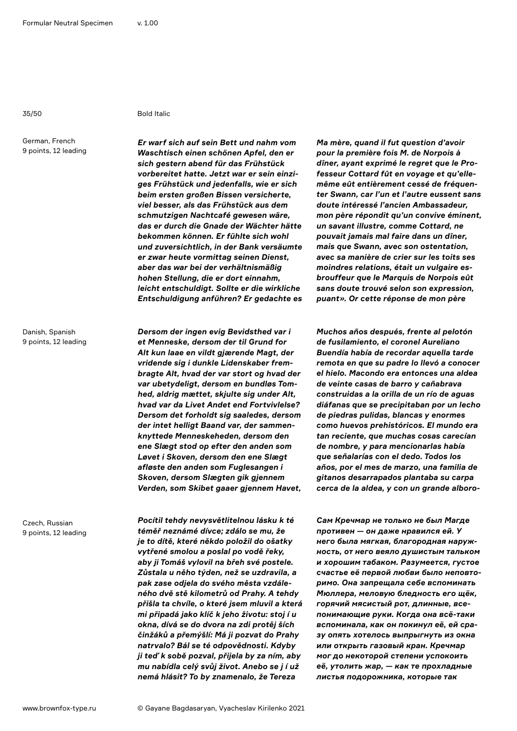Bold Italic

German, French
9 points, 12 leading

***Er warf sich auf sein Bett und nahm vom Waschtisch einen schönen Apfel, den er sich gestern abend für das Frühstück vorbereitet hatte. Jetzt war er sein einziges Frühstück und jedenfalls, wie er sich beim ersten großen Bissen versicherte, viel besser, als das Frühstück aus dem schmutzigen Nachtcafé gewesen wäre, das er durch die Gnade der Wächter hätte bekommen können. Er fühlte sich wohl und zuversichtlich, in der Bank versäumte er zwar heute vormittag seinen Dienst, aber das war bei der verhältnismäßig hohen Stellung, die er dort einnahm, leicht entschuldigt. Sollte er die wirkliche Entschuldigung anführen? Er gedachte es***

***Ma mère, quand il fut question d'avoir pour la première fois M. de Norpois à dîner, ayant exprimé le regret que le Professeur Cottard fût en voyage et qu'elle-même eût entièrement cessé de fréquenter Swann, car l'un et l'autre eussent sans doute intéressé l'ancien Ambassadeur, mon père répondit qu'un convive éminent, un savant illustre, comme Cottard, ne pouvait jamais mal faire dans un dîner, mais que Swann, avec son ostentation, avec sa manière de crier sur les toits ses moindres relations, était un vulgaire esbrouffeur que le Marquis de Norpois eût sans doute trouvé selon son expression, puant». Or cette réponse de mon père***

Danish, Spanish
9 points, 12 leading

***Dersom der ingen evig Bevidsthed var i et Menneske, dersom der til Grund for Alt kun laae en vildt gjærende Magt, der vridende sig i dunkle Lidenskaber frembragte Alt, hvad der var stort og hvad der var ubetydeligt, dersom en bundløs Tomhed, aldrig mættet, skjulte sig under Alt, hvad var da Livet Andet end Fortvivlelse? Dersom det forholdt sig saaledes, dersom der intet helligt Baand var, der sammenknyttede Menneskeheden, dersom den ene Slægt stod op efter den anden som Løvet i Skoven, dersom den ene Slægt afløste den anden som Fuglesangen i Skoven, dersom Slægten gik gjennem Verden, som Skibet gaaer gjennem Havet,***

***Muchos años después, frente al pelotón de fusilamiento, el coronel Aureliano Buendía había de recordar aquella tarde remota en que su padre lo llevó a conocer el hielo. Macondo era entonces una aldea de veinte casas de barro y cañabrava construidas a la orilla de un río de aguas diáfanas que se precipitaban por un lecho de piedras pulidas, blancas y enormes como huevos prehistóricos. El mundo era tan reciente, que muchas cosas carecían de nombre, y para mencionarlas había que señalarías con el dedo. Todos los años, por el mes de marzo, una familia de gitanos desarrapados plantaba su carpa cerca de la aldea, y con un grande alboro-***

Czech, Russian
9 points, 12 leading

***Pocítil tehdy nevysvětlitelnou lásku k té téměř neznámé dívce; zdálo se mu, že je to dítě, které někdo položil do ošatky vytřené smolou a poslal po vodě řeky, aby ji Tomáš vylovil na břeh své postele. Zůstala u něho týden, než se uzdravila, a pak zase odjela do svého města vzdáleného dvě stě kilometrů od Prahy. A tehdy přišla ta chvíle, o které jsem mluvil a která mi připadá jako klíč k jeho životu: stoj í u okna, dívá se do dvora na zdi protěj ších činžáků a přemýšlí: Má ji pozvat do Prahy natrvalo? Bál se té odpovědnosti. Kdyby ji teď k sobě pozval, přijela by za ním, aby mu nabídla celý svůj život. Anebo se j í už nemá hlásit? To by znamenalo, že Tereza***

***Сам Кречмар не только не был Магде противен — он даже нравился ей. У него была мягкая, благородная наружность, от него веяло душистым тальком и хорошим табаком. Разумеется, густое счастье её первой любви было неповторимо. Она запрещала себе вспоминать Мюллера, меловую бледность его щёк, горячий мясистый рот, длинные, всепонимающие руки. Когда она всё-таки вспоминала, как он покинул её, ей сразу опять хотелось выпрыгнуть из окна или открыть газовый кран. Кречмар мог до некоторой степени успокоить её, утолить жар, — как те прохладные листья подорожника, которые так***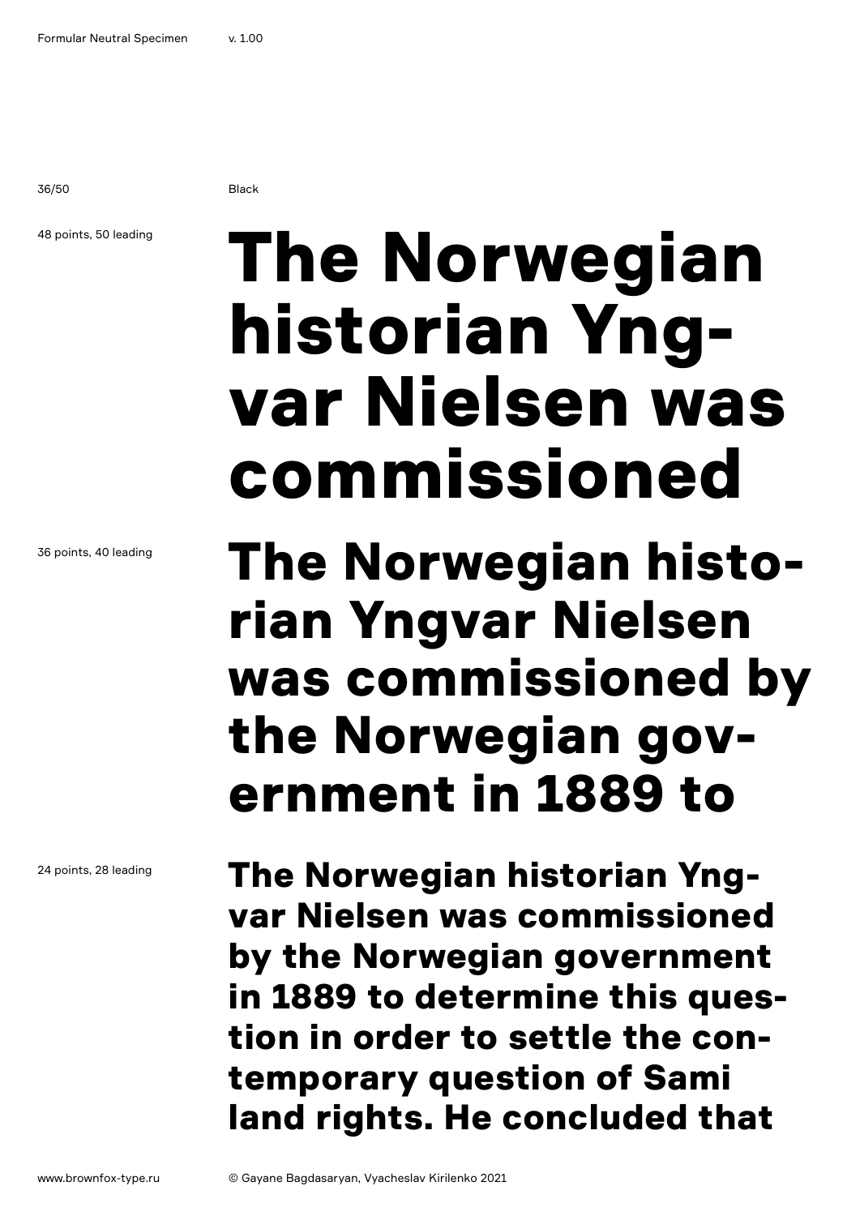Black

48 points, 50 leading

**The Norwegian historian Yngvar Nielsen was commissioned**

36 points, 40 leading

**The Norwegian historian Yngvar Nielsen was commissioned by the Norwegian government in 1889 to**

24 points, 28 leading

**The Norwegian historian Yngvar Nielsen was commissioned by the Norwegian government in 1889 to determine this question in order to settle the contemporary question of Sami land rights. He concluded that**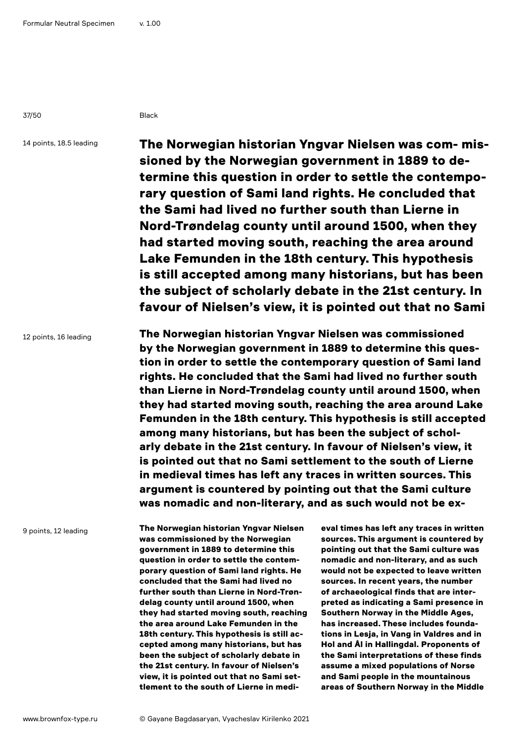Black

14 points, 18.5 leading

**The Norwegian historian Yngvar Nielsen was com- missioned by the Norwegian government in 1889 to determine this question in order to settle the contemporary question of Sami land rights. He concluded that the Sami had lived no further south than Lierne in Nord-Trøndelag county until around 1500, when they had started moving south, reaching the area around Lake Femunden in the 18th century. This hypothesis is still accepted among many historians, but has been the subject of scholarly debate in the 21st century. In favour of Nielsen's view, it is pointed out that no Sami**

12 points, 16 leading

**The Norwegian historian Yngvar Nielsen was commissioned by the Norwegian government in 1889 to determine this question in order to settle the contemporary question of Sami land rights. He concluded that the Sami had lived no further south than Lierne in Nord-Trøndelag county until around 1500, when they had started moving south, reaching the area around Lake Femunden in the 18th century. This hypothesis is still accepted among many historians, but has been the subject of scholarly debate in the 21st century. In favour of Nielsen's view, it is pointed out that no Sami settlement to the south of Lierne in medieval times has left any traces in written sources. This argument is countered by pointing out that the Sami culture was nomadic and non-literary, and as such would not be ex-**

9 points, 12 leading

**The Norwegian historian Yngvar Nielsen was commissioned by the Norwegian government in 1889 to determine this question in order to settle the contemporary question of Sami land rights. He concluded that the Sami had lived no further south than Lierne in Nord-Trøndelag county until around 1500, when they had started moving south, reaching the area around Lake Femunden in the 18th century. This hypothesis is still accepted among many historians, but has been the subject of scholarly debate in the 21st century. In favour of Nielsen's view, it is pointed out that no Sami settlement to the south of Lierne in medieval times has left any traces in written sources. This argument is countered by pointing out that the Sami culture was nomadic and non-literary, and as such would not be expected to leave written sources. In recent years, the number of archaeological finds that are interpreted as indicating a Sami presence in Southern Norway in the Middle Ages, has increased. These includes foundations in Lesja, in Vang in Valdres and in Hol and Ål in Hallingdal. Proponents of the Sami interpretations of these finds assume a mixed populations of Norse and Sami people in the mountainous areas of Southern Norway in the Middle**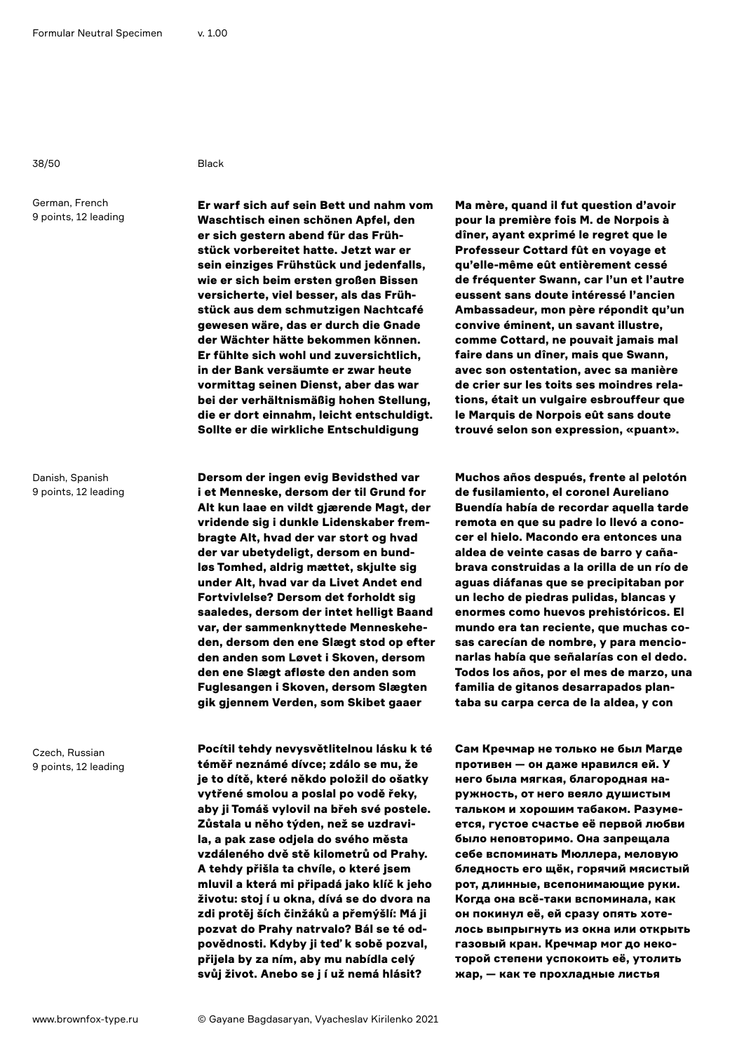Black

German, French
9 points, 12 leading

**Er warf sich auf sein Bett und nahm vom Waschtisch einen schönen Apfel, den er sich gestern abend für das Frühstück vorbereitet hatte. Jetzt war er sein einziges Frühstück und jedenfalls, wie er sich beim ersten großen Bissen versicherte, viel besser, als das Frühstück aus dem schmutzigen Nachtcafé gewesen wäre, das er durch die Gnade der Wächter hätte bekommen können. Er fühlte sich wohl und zuversichtlich, in der Bank versäumte er zwar heute vormittag seinen Dienst, aber das war bei der verhältnismäßig hohen Stellung, die er dort einnahm, leicht entschuldigt. Sollte er die wirkliche Entschuldigung**

**Ma mère, quand il fut question d'avoir pour la première fois M. de Norpois à dîner, ayant exprimé le regret que le Professeur Cottard fût en voyage et qu'elle-même eût entièrement cessé de fréquenter Swann, car l'un et l'autre eussent sans doute intéressé l'ancien Ambassadeur, mon père répondit qu'un convive éminent, un savant illustre, comme Cottard, ne pouvait jamais mal faire dans un dîner, mais que Swann, avec son ostentation, avec sa manière de crier sur les toits ses moindres relations, était un vulgaire esbrouffeur que le Marquis de Norpois eût sans doute trouvé selon son expression, «puant».**

Danish, Spanish
9 points, 12 leading

**Dersom der ingen evig Bevidsthed var i et Menneske, dersom der til Grund for Alt kun laae en vildt gjærende Magt, der vridende sig i dunkle Lidenskaber frembragte Alt, hvad der var stort og hvad der var ubetydeligt, dersom en bundløs Tomhed, aldrig mættet, skjulte sig under Alt, hvad var da Livet Andet end Fortvivlelse? Dersom det forholdt sig saaledes, dersom der intet helligt Baand var, der sammenknyttede Menneskeheden, dersom den ene Slægt stod op efter den anden som Løvet i Skoven, dersom den ene Slægt afløste den anden som Fuglesangen i Skoven, dersom Slægten gik gjennem Verden, som Skibet gaaer**

**Muchos años después, frente al pelotón de fusilamiento, el coronel Aureliano Buendía había de recordar aquella tarde remota en que su padre lo llevó a conocer el hielo. Macondo era entonces una aldea de veinte casas de barro y cañabrava construidas a la orilla de un río de aguas diáfanas que se precipitaban por un lecho de piedras pulidas, blancas y enormes como huevos prehistóricos. El mundo era tan reciente, que muchas cosas carecían de nombre, y para mencionarlas había que señalarías con el dedo. Todos los años, por el mes de marzo, una familia de gitanos desarrapados plantaba su carpa cerca de la aldea, y con**

Czech, Russian
9 points, 12 leading

**Pocítil tehdy nevysvětlitelnou lásku k té téměř neznámé dívce; zdálo se mu, že je to dítě, které někdo položil do ošatky vytřené smolou a poslal po vodě řeky, aby ji Tomáš vylovil na břeh své postele. Zůstala u něho týden, než se uzdravila, a pak zase odjela do svého města vzdáleného dvě stě kilometrů od Prahy. A tehdy přišla ta chvíle, o které jsem mluvil a která mi připadá jako klíč k jeho životu: stoj í u okna, dívá se do dvora na zdi protěj ších činžáků a přemýšlí: Má ji pozvat do Prahy natrvalo? Bál se té odpovědnosti. Kdyby ji teď k sobě pozval, přijela by za ním, aby mu nabídla celý svůj život. Anebo se j í už nemá hlásit?**

**Сам Кречмар не только не был Магде противен — он даже нравился ей. У него была мягкая, благородная наружность, от него веяло душистым тальком и хорошим табаком. Разумеется, густое счастье её первой любви было неповторимо. Она запрещала себе вспоминать Мюллера, меловую бледность его щёк, горячий мясистый рот, длинные, всепонимающие руки. Когда она всё-таки вспоминала, как он покинул её, ей сразу опять хотелось выпрыгнуть из окна или открыть газовый кран. Кречмар мог до некоторой степени успокоить её, утолить жар, — как те прохладные листья**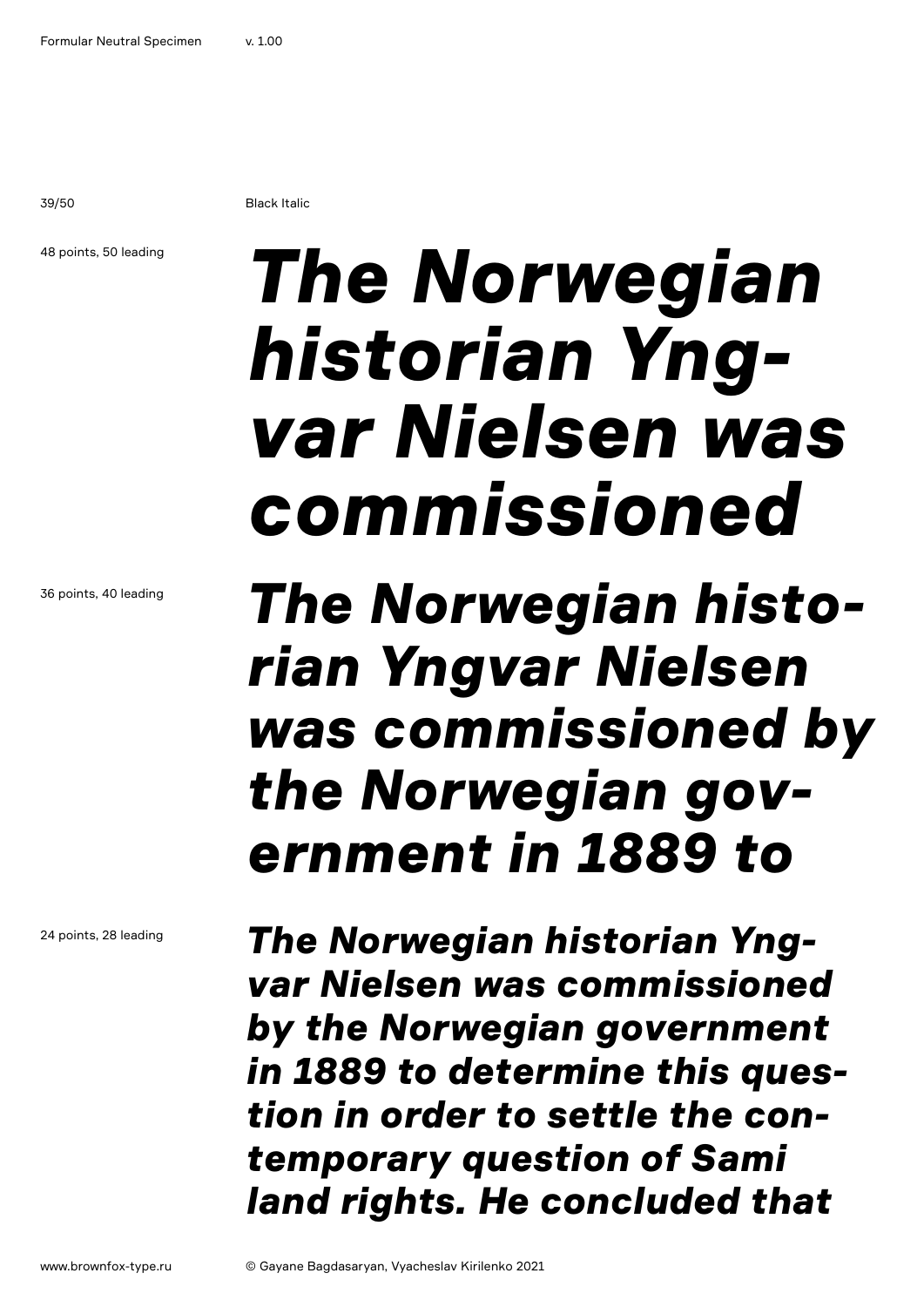Black Italic

48 points, 50 leading

***The Norwegian historian Yngvar Nielsen was commissioned***

36 points, 40 leading

***The Norwegian historian Yngvar Nielsen was commissioned by the Norwegian government in 1889 to***

24 points, 28 leading

***The Norwegian historian Yngvar Nielsen was commissioned by the Norwegian government in 1889 to determine this question in order to settle the contemporary question of Sami land rights. He concluded that***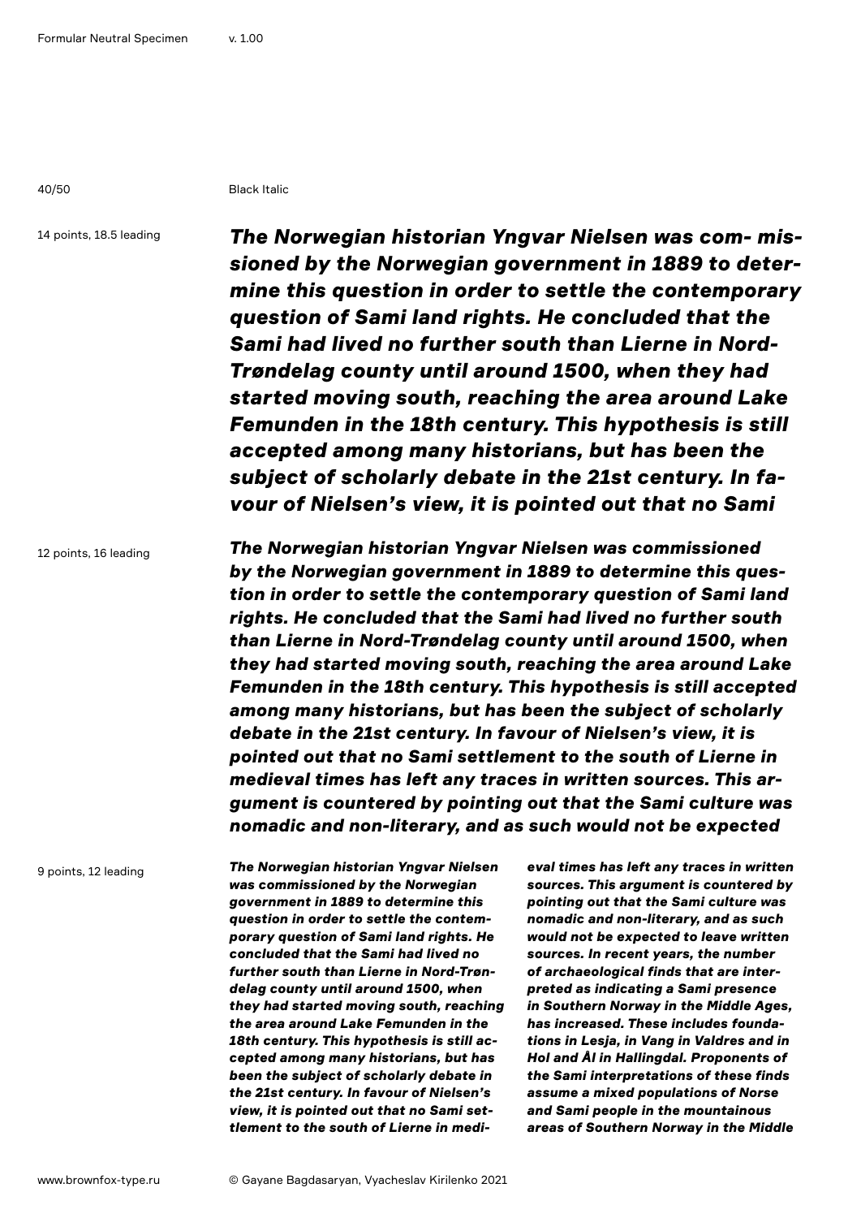Black Italic

14 points, 18.5 leading

***The Norwegian historian Yngvar Nielsen was com- missioned by the Norwegian government in 1889 to determine this question in order to settle the contemporary question of Sami land rights. He concluded that the Sami had lived no further south than Lierne in Nord-Trøndelag county until around 1500, when they had started moving south, reaching the area around Lake Femunden in the 18th century. This hypothesis is still accepted among many historians, but has been the subject of scholarly debate in the 21st century. In favour of Nielsen's view, it is pointed out that no Sami***

12 points, 16 leading

***The Norwegian historian Yngvar Nielsen was commissioned by the Norwegian government in 1889 to determine this question in order to settle the contemporary question of Sami land rights. He concluded that the Sami had lived no further south than Lierne in Nord-Trøndelag county until around 1500, when they had started moving south, reaching the area around Lake Femunden in the 18th century. This hypothesis is still accepted among many historians, but has been the subject of scholarly debate in the 21st century. In favour of Nielsen's view, it is pointed out that no Sami settlement to the south of Lierne in medieval times has left any traces in written sources. This argument is countered by pointing out that the Sami culture was nomadic and non-literary, and as such would not be expected***

9 points, 12 leading

***The Norwegian historian Yngvar Nielsen was commissioned by the Norwegian government in 1889 to determine this question in order to settle the contemporary question of Sami land rights. He concluded that the Sami had lived no further south than Lierne in Nord-Trøndelag county until around 1500, when they had started moving south, reaching the area around Lake Femunden in the 18th century. This hypothesis is still accepted among many historians, but has been the subject of scholarly debate in the 21st century. In favour of Nielsen's view, it is pointed out that no Sami settlement to the south of Lierne in medieval times has left any traces in written sources. This argument is countered by pointing out that the Sami culture was nomadic and non-literary, and as such would not be expected to leave written sources. In recent years, the number of archaeological finds that are interpreted as indicating a Sami presence in Southern Norway in the Middle Ages, has increased. These includes foundations in Lesja, in Vang in Valdres and in Hol and Ål in Hallingdal. Proponents of the Sami interpretations of these finds assume a mixed populations of Norse and Sami people in the mountainous areas of Southern Norway in the Middle***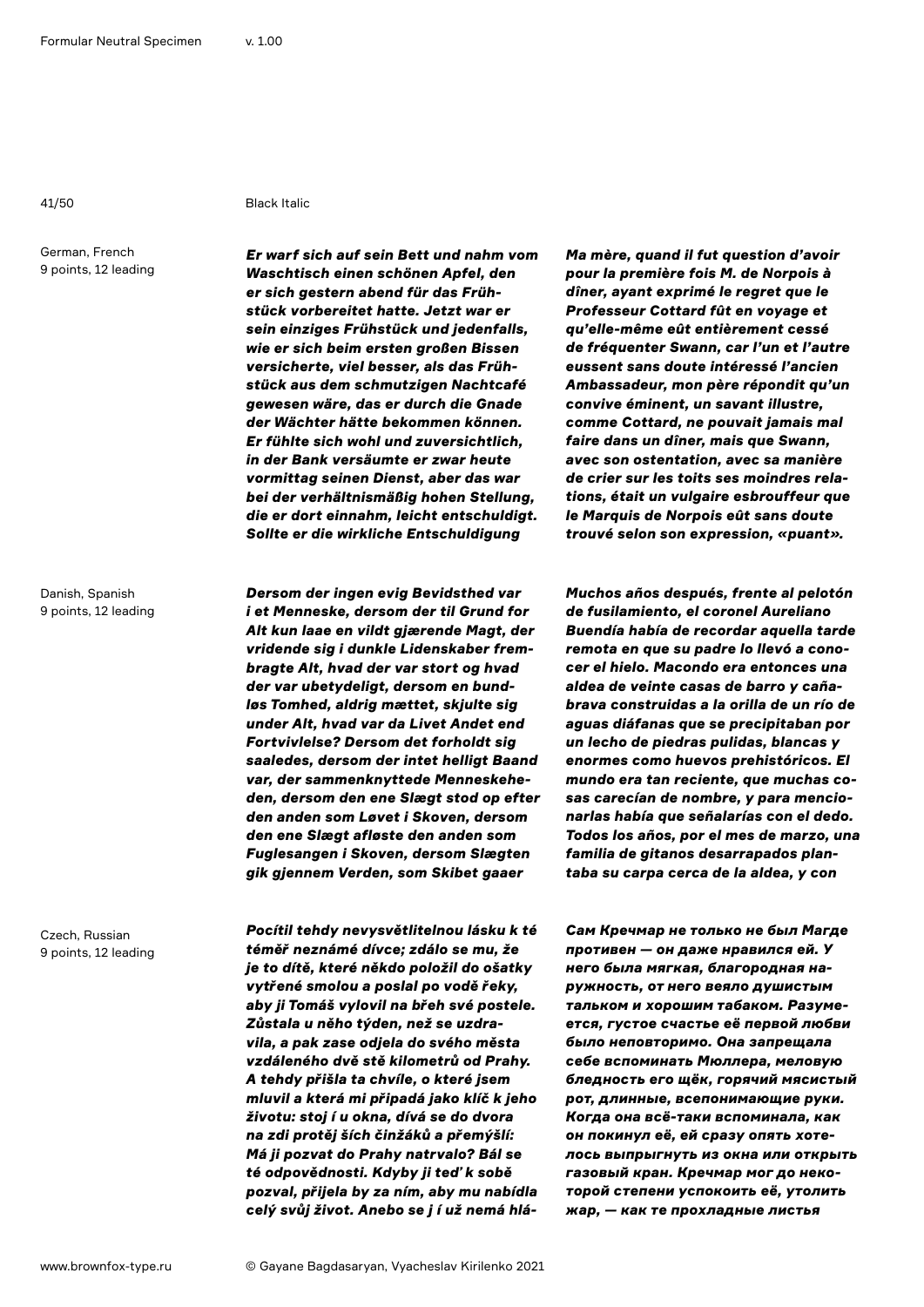Black Italic

German, French
9 points, 12 leading

*Er warf sich auf sein Bett und nahm vom Waschtisch einen schönen Apfel, den er sich gestern abend für das Frühstück vorbereitet hatte. Jetzt war er sein einziges Frühstück und jedenfalls, wie er sich beim ersten großen Bissen versicherte, viel besser, als das Frühstück aus dem schmutzigen Nachtcafé gewesen wäre, das er durch die Gnade der Wächter hätte bekommen können. Er fühlte sich wohl und zuversichtlich, in der Bank versäumte er zwar heute vormittag seinen Dienst, aber das war bei der verhältnismäßig hohen Stellung, die er dort einnahm, leicht entschuldigt. Sollte er die wirkliche Entschuldigung*

*Ma mère, quand il fut question d'avoir pour la première fois M. de Norpois à dîner, ayant exprimé le regret que le Professeur Cottard fût en voyage et qu'elle-même eût entièrement cessé de fréquenter Swann, car l'un et l'autre eussent sans doute intéressé l'ancien Ambassadeur, mon père répondit qu'un convive éminent, un savant illustre, comme Cottard, ne pouvait jamais mal faire dans un dîner, mais que Swann, avec son ostentation, avec sa manière de crier sur les toits ses moindres relations, était un vulgaire esbrouffeur que le Marquis de Norpois eût sans doute trouvé selon son expression, «puant».*

Danish, Spanish
9 points, 12 leading

*Dersom der ingen evig Bevidsthed var i et Menneske, dersom der til Grund for Alt kun laae en vildt gjærende Magt, der vridende sig i dunkle Lidenskaber frembragte Alt, hvad der var stort og hvad der var ubetydeligt, dersom en bundløs Tomhed, aldrig mættet, skjulte sig under Alt, hvad var da Livet Andet end Fortvivlelse? Dersom det forholdt sig saaledes, dersom der intet helligt Baand var, der sammenknyttede Menneskeheden, dersom den ene Slægt stod op efter den anden som Løvet i Skoven, dersom den ene Slægt afløste den anden som Fuglesangen i Skoven, dersom Slægten gik gjennem Verden, som Skibet gaaer*

*Muchos años después, frente al pelotón de fusilamiento, el coronel Aureliano Buendía había de recordar aquella tarde remota en que su padre lo llevó a conocer el hielo. Macondo era entonces una aldea de veinte casas de barro y cañabrava construidas a la orilla de un río de aguas diáfanas que se precipitaban por un lecho de piedras pulidas, blancas y enormes como huevos prehistóricos. El mundo era tan reciente, que muchas cosas carecían de nombre, y para mencionarlas había que señalarías con el dedo. Todos los años, por el mes de marzo, una familia de gitanos desarrapados plantaba su carpa cerca de la aldea, y con*

Czech, Russian
9 points, 12 leading

*Pocítil tehdy nevysvětlitelnou lásku k té téměř neznámé dívce; zdálo se mu, že je to dítě, které někdo položil do ošatky vytřené smolou a poslal po vodě řeky, aby ji Tomáš vylovil na břeh své postele. Zůstala u něho týden, než se uzdravila, a pak zase odjela do svého města vzdáleného dvě stě kilometrů od Prahy. A tehdy přišla ta chvíle, o které jsem mluvil a která mi připadá jako klíč k jeho životu: stoj í u okna, dívá se do dvora na zdi protěj ších činžáků a přemýšlí: Má ji pozvat do Prahy natrvalo? Bál se té odpovědnosti. Kdyby ji teď k sobě pozval, přijela by za ním, aby mu nabídla celý svůj život. Anebo se j í už nemá hlá-*

*Сам Кречмар не только не был Магде противен — он даже нравился ей. У него была мягкая, благородная наружность, от него веяло душистым тальком и хорошим табаком. Разумеется, густое счастье её первой любви было неповторимо. Она запрещала себе вспоминать Мюллера, меловую бледность его щёк, горячий мясистый рот, длинные, всепонимающие руки. Когда она всё-таки вспоминала, как он покинул её, ей сразу опять хотелось выпрыгнуть из окна или открыть газовый кран. Кречмар мог до некоторой степени успокоить её, утолить жар, — как те прохладные листья*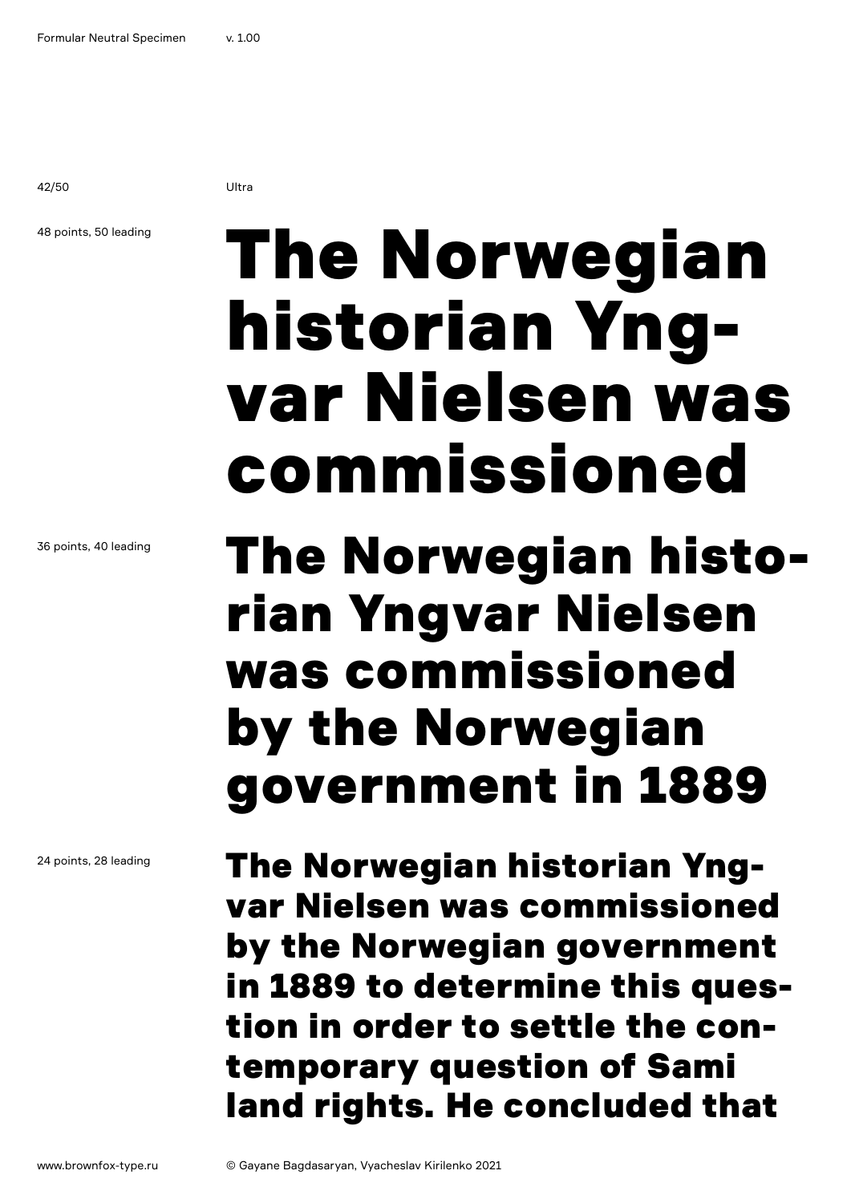Ultra

48 points, 50 leading

The Norwegian historian Yng-
var Nielsen was commissioned

36 points, 40 leading

The Norwegian histo-
rian Yngvar Nielsen was commissioned by the Norwegian government in 1889

24 points, 28 leading

The Norwegian historian Yng-
var Nielsen was commissioned by the Norwegian government in 1889 to determine this ques-
tion in order to settle the con-
temporary question of Sami land rights. He concluded that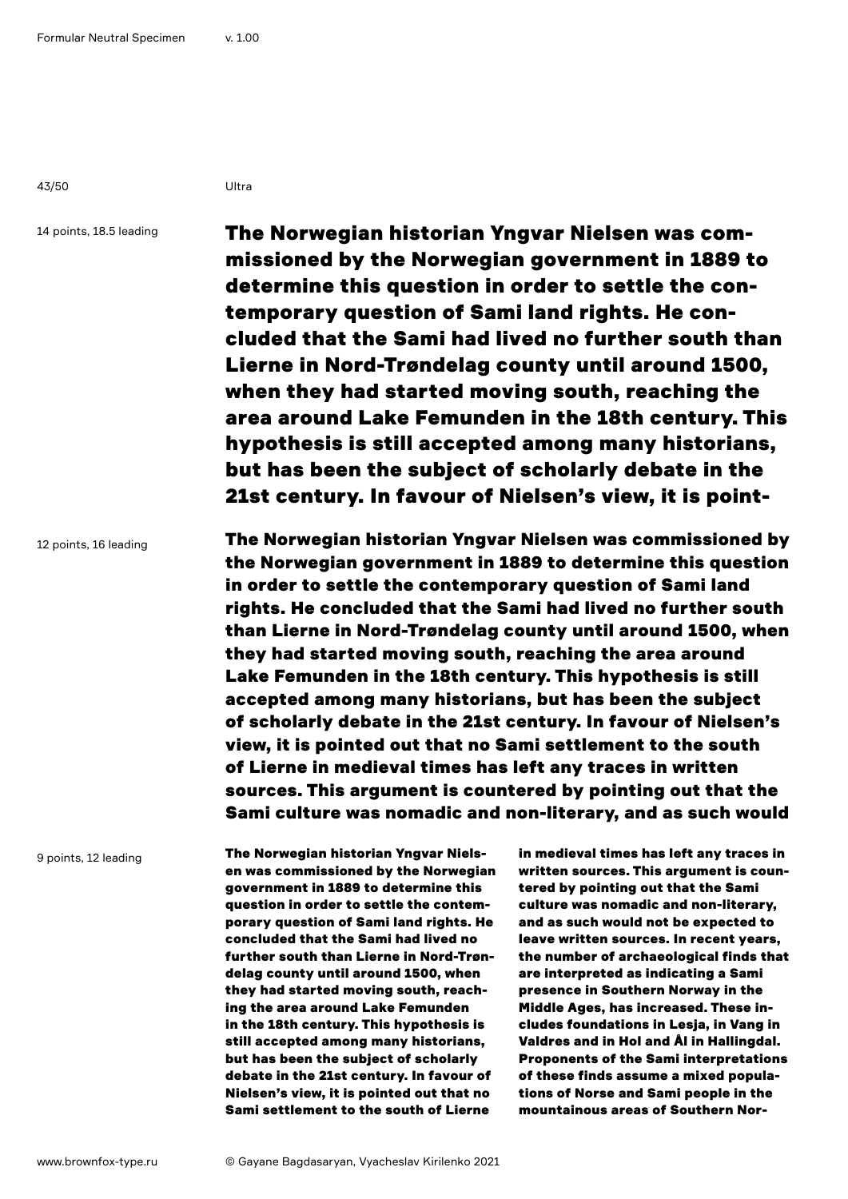Ultra

14 points, 18.5 leading

**The Norwegian historian Yngvar Nielsen was commissioned by the Norwegian government in 1889 to determine this question in order to settle the contemporary question of Sami land rights. He concluded that the Sami had lived no further south than Lierne in Nord-Trøndelag county until around 1500, when they had started moving south, reaching the area around Lake Femunden in the 18th century. This hypothesis is still accepted among many historians, but has been the subject of scholarly debate in the 21st century. In favour of Nielsen's view, it is point-**

12 points, 16 leading

**The Norwegian historian Yngvar Nielsen was commissioned by the Norwegian government in 1889 to determine this question in order to settle the contemporary question of Sami land rights. He concluded that the Sami had lived no further south than Lierne in Nord-Trøndelag county until around 1500, when they had started moving south, reaching the area around Lake Femunden in the 18th century. This hypothesis is still accepted among many historians, but has been the subject of scholarly debate in the 21st century. In favour of Nielsen's view, it is pointed out that no Sami settlement to the south of Lierne in medieval times has left any traces in written sources. This argument is countered by pointing out that the Sami culture was nomadic and non-literary, and as such would**

9 points, 12 leading

**The Norwegian historian Yngvar Nielsen was commissioned by the Norwegian government in 1889 to determine this question in order to settle the contemporary question of Sami land rights. He concluded that the Sami had lived no further south than Lierne in Nord-Trøndelag county until around 1500, when they had started moving south, reaching the area around Lake Femunden in the 18th century. This hypothesis is still accepted among many historians, but has been the subject of scholarly debate in the 21st century. In favour of Nielsen's view, it is pointed out that no Sami settlement to the south of Lierne in medieval times has left any traces in written sources. This argument is countered by pointing out that the Sami culture was nomadic and non-literary, and as such would not be expected to leave written sources. In recent years, the number of archaeological finds that are interpreted as indicating a Sami presence in Southern Norway in the Middle Ages, has increased. These includes foundations in Lesja, in Vang in Valdres and in Hol and Ål in Hallingdal. Proponents of the Sami interpretations of these finds assume a mixed populations of Norse and Sami people in the mountainous areas of Southern Nor-**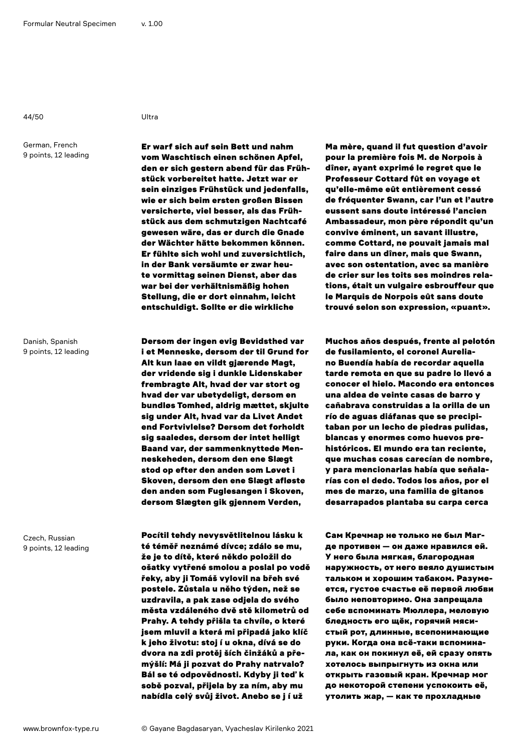Ultra

German, French
9 points, 12 leading

**Er warf sich auf sein Bett und nahm vom Waschtisch einen schönen Apfel, den er sich gestern abend für das Frühstück vorbereitet hatte. Jetzt war er sein einziges Frühstück und jedenfalls, wie er sich beim ersten großen Bissen versicherte, viel besser, als das Frühstück aus dem schmutzigen Nachtcafé gewesen wäre, das er durch die Gnade der Wächter hätte bekommen können. Er fühlte sich wohl und zuversichtlich, in der Bank versäumte er zwar heute vormittag seinen Dienst, aber das war bei der verhältnismäßig hohen Stellung, die er dort einnahm, leicht entschuldigt. Sollte er die wirkliche**

**Ma mère, quand il fut question d'avoir pour la première fois M. de Norpois à dîner, ayant exprimé le regret que le Professeur Cottard fût en voyage et qu'elle-même eût entièrement cessé de fréquenter Swann, car l'un et l'autre eussent sans doute intéressé l'ancien Ambassadeur, mon père répondit qu'un convive éminent, un savant illustre, comme Cottard, ne pouvait jamais mal faire dans un dîner, mais que Swann, avec son ostentation, avec sa manière de crier sur les toits ses moindres relations, était un vulgaire esbrouffeur que le Marquis de Norpois eût sans doute trouvé selon son expression, «puant».**

Danish, Spanish
9 points, 12 leading

**Dersom der ingen evig Bevidsthed var i et Menneske, dersom der til Grund for Alt kun laae en vildt gjærende Magt, der vridende sig i dunkle Lidenskaber frembragte Alt, hvad der var stort og hvad der var ubetydeligt, dersom en bundløs Tomhed, aldrig mættet, skjulte sig under Alt, hvad var da Livet Andet end Fortvivlelse? Dersom det forholdt sig saaledes, dersom der intet helligt Baand var, der sammenknyttede Menneskeheden, dersom den ene Slægt stod op efter den anden som Løvet i Skoven, dersom den ene Slægt afløste den anden som Fuglesangen i Skoven, dersom Slægten gik gjennem Verden,**

**Muchos años después, frente al pelotón de fusilamiento, el coronel Aureliano Buendía había de recordar aquella tarde remota en que su padre lo llevó a conocer el hielo. Macondo era entonces una aldea de veinte casas de barro y cañabrava construidas a la orilla de un río de aguas diáfanas que se precipitaban por un lecho de piedras pulidas, blancas y enormes como huevos prehistóricos. El mundo era tan reciente, que muchas cosas carecían de nombre, y para mencionarlas había que señalarías con el dedo. Todos los años, por el mes de marzo, una familia de gitanos desarrapados plantaba su carpa cerca**

Czech, Russian
9 points, 12 leading

**Pocítil tehdy nevysvětlitelnou lásku k té téměř neznámé dívce; zdálo se mu, že je to dítě, které někdo položil do ošatky vytřené smolou a poslal po vodě řeky, aby ji Tomáš vylovil na břeh své postele. Zůstala u něho týden, než se uzdravila, a pak zase odjela do svého města vzdáleného dvě stě kilometrů od Prahy. A tehdy přišla ta chvíle, o které jsem mluvil a která mi připadá jako klíč k jeho životu: stoj í u okna, dívá se do dvora na zdi protěj ších činžáků a přemýšlí: Má ji pozvat do Prahy natrvalo? Bál se té odpovědnosti. Kdyby ji teď k sobě pozval, přijela by za ním, aby mu nabídla celý svůj život. Anebo se j í už**

**Сам Кречмар не только не был Магде противен — он даже нравился ей. У него была мягкая, благородная наружность, от него веяло душистым тальком и хорошим табаком. Разумеется, густое счастье её первой любви было неповторимо. Она запрещала себе вспоминать Мюллера, меловую бледность его щёк, горячий мясистый рот, длинные, всепонимающие руки. Когда она всё-таки вспоминала, как он покинул её, ей сразу опять хотелось выпрыгнуть из окна или открыть газовый кран. Кречмар мог до некоторой степени успокоить её, утолить жар, — как те прохладные**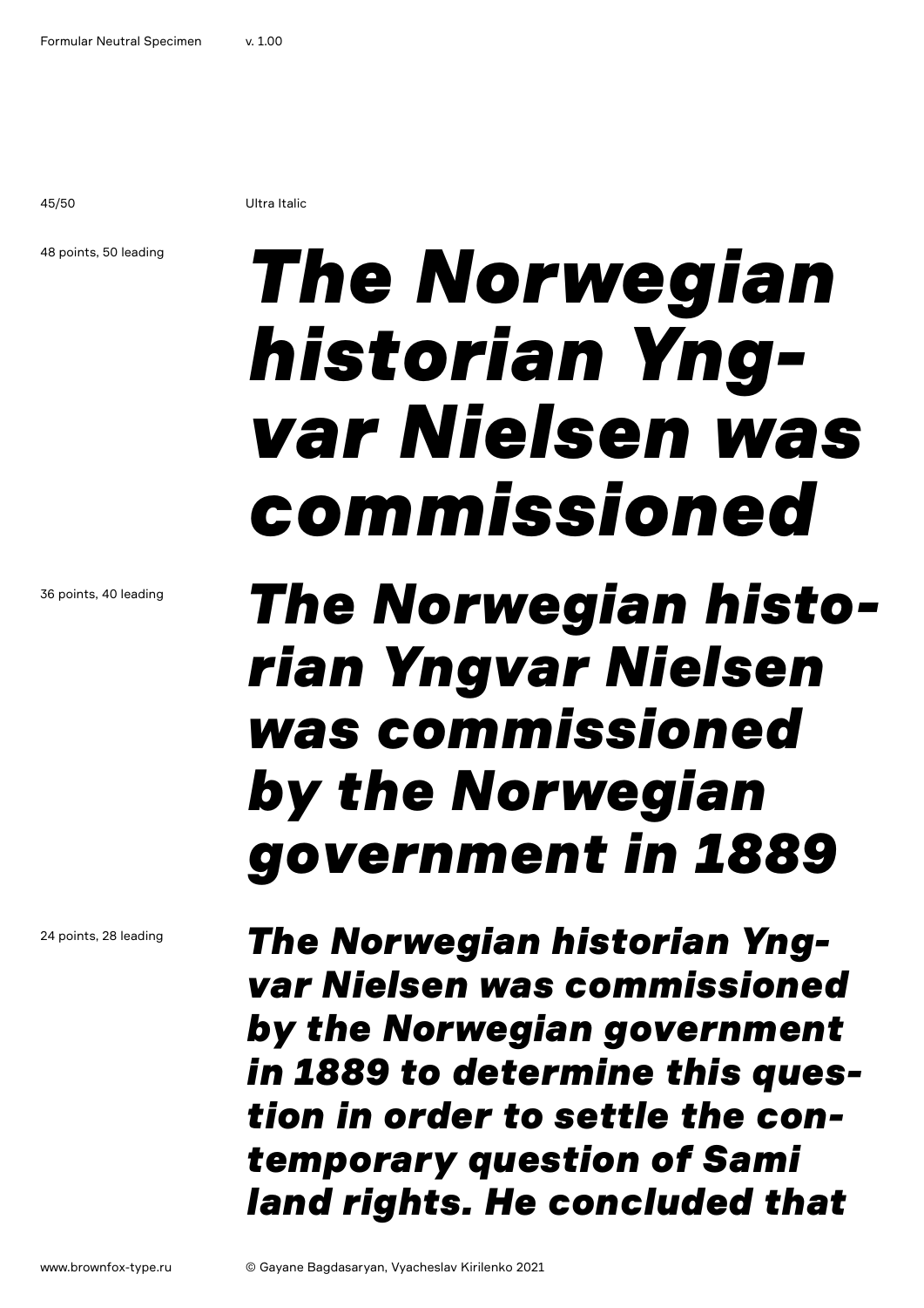Ultra Italic

48 points, 50 leading

*The Norwegian historian Yngvar Nielsen was commissioned*

36 points, 40 leading

*The Norwegian historian Yngvar Nielsen was commissioned by the Norwegian government in 1889*

24 points, 28 leading

*The Norwegian historian Yngvar Nielsen was commissioned by the Norwegian government in 1889 to determine this question in order to settle the contemporary question of Sami land rights. He concluded that*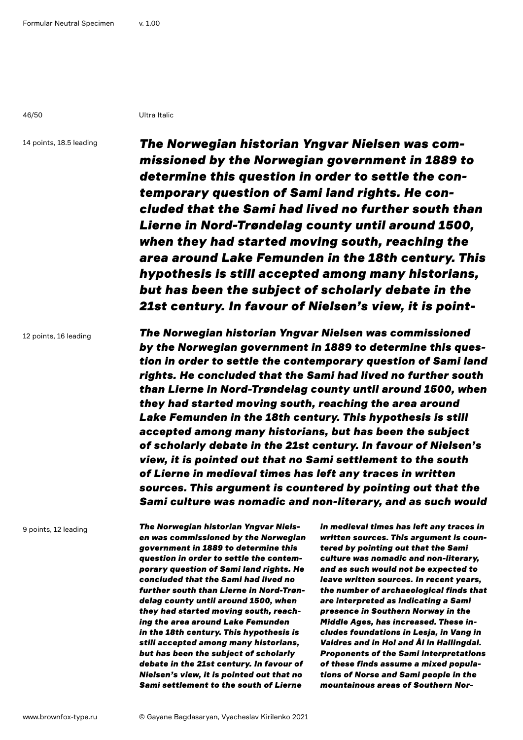Ultra Italic

14 points, 18.5 leading

*The Norwegian historian Yngvar Nielsen was commissioned by the Norwegian government in 1889 to determine this question in order to settle the contemporary question of Sami land rights. He concluded that the Sami had lived no further south than Lierne in Nord-Trøndelag county until around 1500, when they had started moving south, reaching the area around Lake Femunden in the 18th century. This hypothesis is still accepted among many historians, but has been the subject of scholarly debate in the 21st century. In favour of Nielsen's view, it is point-*

12 points, 16 leading

*The Norwegian historian Yngvar Nielsen was commissioned by the Norwegian government in 1889 to determine this question in order to settle the contemporary question of Sami land rights. He concluded that the Sami had lived no further south than Lierne in Nord-Trøndelag county until around 1500, when they had started moving south, reaching the area around Lake Femunden in the 18th century. This hypothesis is still accepted among many historians, but has been the subject of scholarly debate in the 21st century. In favour of Nielsen's view, it is pointed out that no Sami settlement to the south of Lierne in medieval times has left any traces in written sources. This argument is countered by pointing out that the Sami culture was nomadic and non-literary, and as such would*

9 points, 12 leading

*The Norwegian historian Yngvar Nielsen was commissioned by the Norwegian government in 1889 to determine this question in order to settle the contemporary question of Sami land rights. He concluded that the Sami had lived no further south than Lierne in Nord-Trøndelag county until around 1500, when they had started moving south, reaching the area around Lake Femunden in the 18th century. This hypothesis is still accepted among many historians, but has been the subject of scholarly debate in the 21st century. In favour of Nielsen's view, it is pointed out that no Sami settlement to the south of Lierne in medieval times has left any traces in written sources. This argument is countered by pointing out that the Sami culture was nomadic and non-literary, and as such would not be expected to leave written sources. In recent years, the number of archaeological finds that are interpreted as indicating a Sami presence in Southern Norway in the Middle Ages, has increased. These includes foundations in Lesja, in Vang in Valdres and in Hol and Ål in Hallingdal. Proponents of the Sami interpretations of these finds assume a mixed populations of Norse and Sami people in the mountainous areas of Southern Nor-*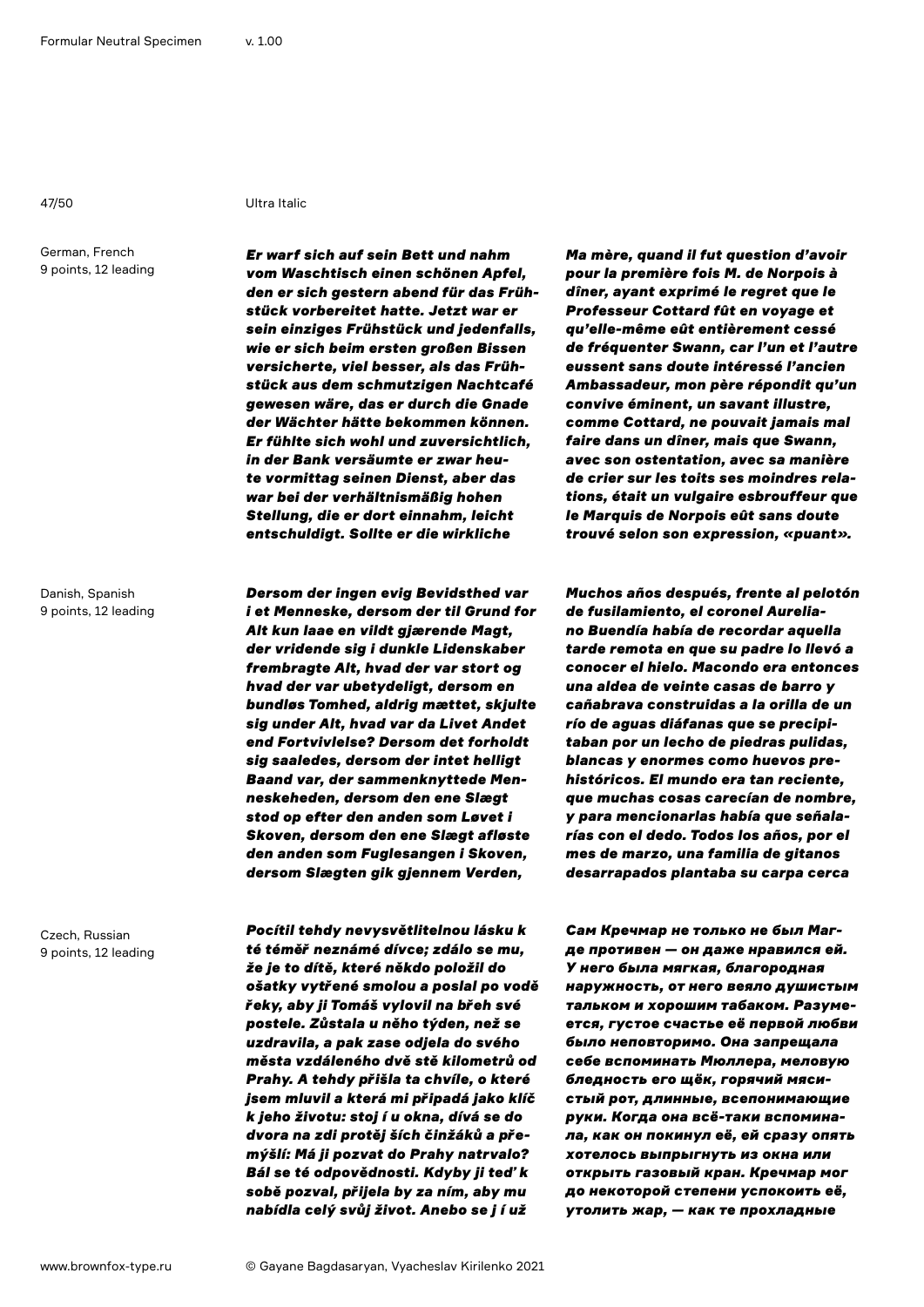Ultra Italic

German, French
9 points, 12 leading

*Er warf sich auf sein Bett und nahm vom Waschtisch einen schönen Apfel, den er sich gestern abend für das Frühstück vorbereitet hatte. Jetzt war er sein einziges Frühstück und jedenfalls, wie er sich beim ersten großen Bissen versicherte, viel besser, als das Frühstück aus dem schmutzigen Nachtcafé gewesen wäre, das er durch die Gnade der Wächter hätte bekommen können. Er fühlte sich wohl und zuversichtlich, in der Bank versäumte er zwar heute vormittag seinen Dienst, aber das war bei der verhältnismäßig hohen Stellung, die er dort einnahm, leicht entschuldigt. Sollte er die wirkliche*

*Ma mère, quand il fut question d'avoir pour la première fois M. de Norpois à dîner, ayant exprimé le regret que le Professeur Cottard fût en voyage et qu'elle-même eût entièrement cessé de fréquenter Swann, car l'un et l'autre eussent sans doute intéressé l'ancien Ambassadeur, mon père répondit qu'un convive éminent, un savant illustre, comme Cottard, ne pouvait jamais mal faire dans un dîner, mais que Swann, avec son ostentation, avec sa manière de crier sur les toits ses moindres relations, était un vulgaire esbrouffeur que le Marquis de Norpois eût sans doute trouvé selon son expression, «puant».*

Danish, Spanish
9 points, 12 leading

*Dersom der ingen evig Bevidsthed var i et Menneske, dersom der til Grund for Alt kun laae en vildt gjærende Magt, der vridende sig i dunkle Lidenskaber frembragte Alt, hvad der var stort og hvad der var ubetydeligt, dersom en bundløs Tomhed, aldrig mættet, skjulte sig under Alt, hvad var da Livet Andet end Fortvivlelse? Dersom det forholdt sig saaledes, dersom der intet helligt Baand var, der sammenknyttede Menneskeheden, dersom den ene Slægt stod op efter den anden som Løvet i Skoven, dersom den ene Slægt afløste den anden som Fuglesangen i Skoven, dersom Slægten gik gjennem Verden,*

*Muchos años después, frente al pelotón de fusilamiento, el coronel Aureliano Buendía había de recordar aquella tarde remota en que su padre lo llevó a conocer el hielo. Macondo era entonces una aldea de veinte casas de barro y cañabrava construidas a la orilla de un río de aguas diáfanas que se precipitaban por un lecho de piedras pulidas, blancas y enormes como huevos prehistóricos. El mundo era tan reciente, que muchas cosas carecían de nombre, y para mencionarlas había que señalarías con el dedo. Todos los años, por el mes de marzo, una familia de gitanos desarrapados plantaba su carpa cerca*

Czech, Russian
9 points, 12 leading

*Pocítil tehdy nevysvětlitelnou lásku k té téměř neznámé dívce; zdálo se mu, že je to dítě, které někdo položil do ošatky vytřené smolou a poslal po vodě řeky, aby ji Tomáš vylovil na břeh své postele. Zůstala u něho týden, než se uzdravila, a pak zase odjela do svého města vzdáleného dvě stě kilometrů od Prahy. A tehdy přišla ta chvíle, o které jsem mluvil a která mi připadá jako klíč k jeho životu: stoj í u okna, dívá se do dvora na zdi protěj ších činžáků a přemýšlí: Má ji pozvat do Prahy natrvalo? Bál se té odpovědnosti. Kdyby ji teď k sobě pozval, přijela by za ním, aby mu nabídla celý svůj život. Anebo se j í už*

*Сам Кречмар не только не был Магде противен — он даже нравился ей. У него была мягкая, благородная наружность, от него веяло душистым тальком и хорошим табаком. Разумеется, густое счастье её первой любви было неповторимо. Она запрещала себе вспоминать Мюллера, меловую бледность его щёк, горячий мясистый рот, длинные, всепонимающие руки. Когда она всё-таки вспоминала, как он покинул её, ей сразу опять хотелось выпрыгнуть из окна или открыть газовый кран. Кречмар мог до некоторой степени успокоить её, утолить жар, — как те прохладные*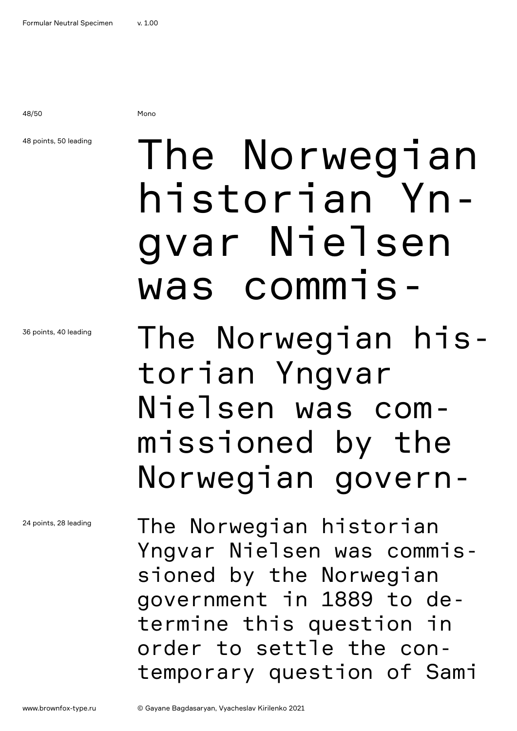48/50

Mono

48 points, 50 leading

The Norwegian historian Yn-gvar Nielsen was commis-

36 points, 40 leading

The Norwegian his-torian Yngvar Nielsen was com-missioned by the Norwegian govern-

24 points, 28 leading

The Norwegian historian Yngvar Nielsen was commis-sioned by the Norwegian government in 1889 to de-termine this question in order to settle the con-temporary question of Sami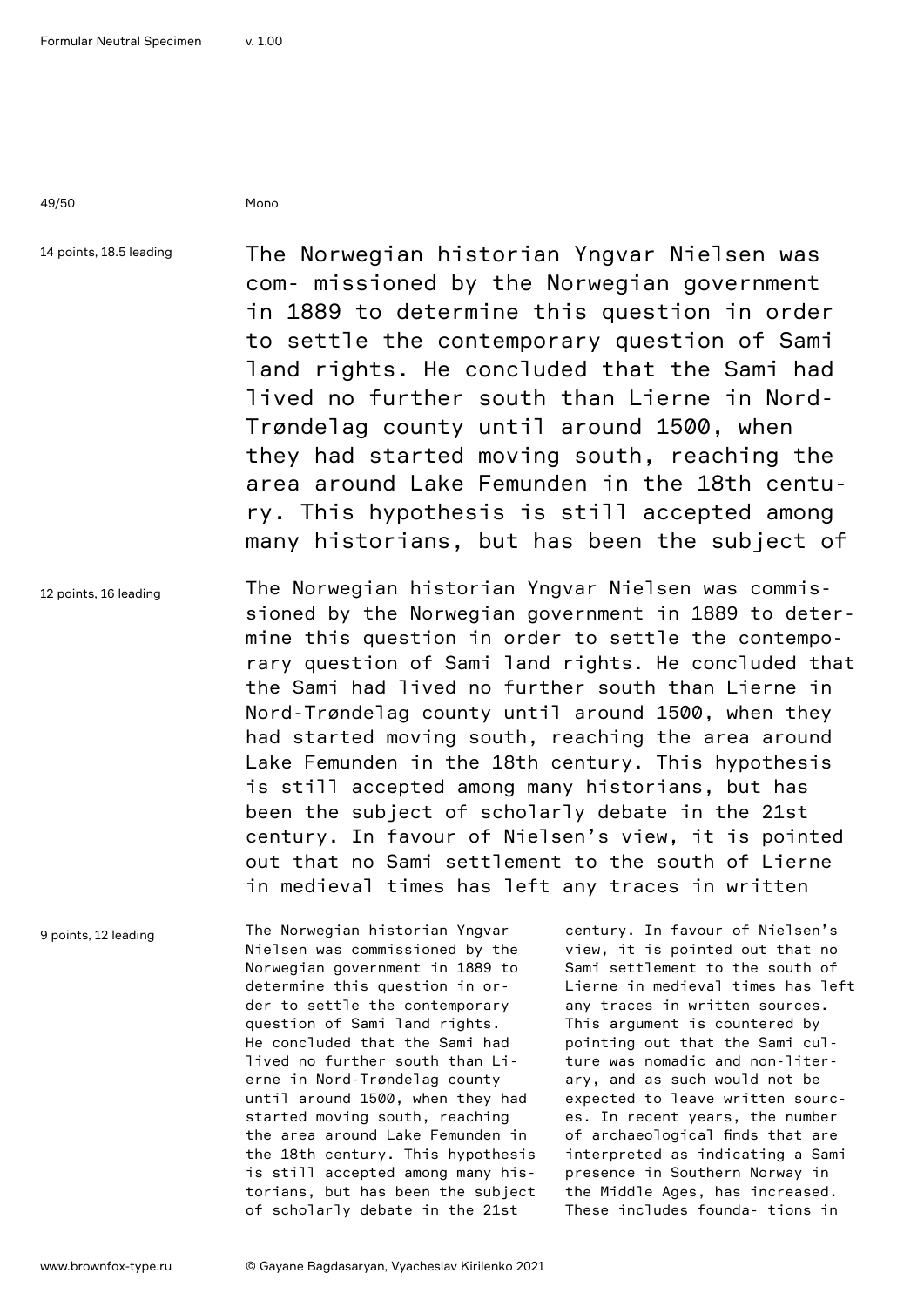Mono

14 points, 18.5 leading

The Norwegian historian Yngvar Nielsen was com- missioned by the Norwegian government in 1889 to determine this question in order to settle the contemporary question of Sami land rights. He concluded that the Sami had lived no further south than Lierne in Nord-Trøndelag county until around 1500, when they had started moving south, reaching the area around Lake Femunden in the 18th centu- ry. This hypothesis is still accepted among many historians, but has been the subject of

12 points, 16 leading

The Norwegian historian Yngvar Nielsen was commis- sioned by the Norwegian government in 1889 to deter- mine this question in order to settle the contempo- rary question of Sami land rights. He concluded that the Sami had lived no further south than Lierne in Nord-Trøndelag county until around 1500, when they had started moving south, reaching the area around Lake Femunden in the 18th century. This hypothesis is still accepted among many historians, but has been the subject of scholarly debate in the 21st century. In favour of Nielsen's view, it is pointed out that no Sami settlement to the south of Lierne in medieval times has left any traces in written

9 points, 12 leading

The Norwegian historian Yngvar Nielsen was commissioned by the Norwegian government in 1889 to determine this question in or- der to settle the contemporary question of Sami land rights. He concluded that the Sami had lived no further south than Li- erne in Nord-Trøndelag county until around 1500, when they had started moving south, reaching the area around Lake Femunden in the 18th century. This hypothesis is still accepted among many his- torians, but has been the subject of scholarly debate in the 21st century. In favour of Nielsen's view, it is pointed out that no Sami settlement to the south of Lierne in medieval times has left any traces in written sources. This argument is countered by pointing out that the Sami cul- ture was nomadic and non-liter- ary, and as such would not be expected to leave written sourc- es. In recent years, the number of archaeological finds that are interpreted as indicating a Sami presence in Southern Norway in the Middle Ages, has increased. These includes founda- tions in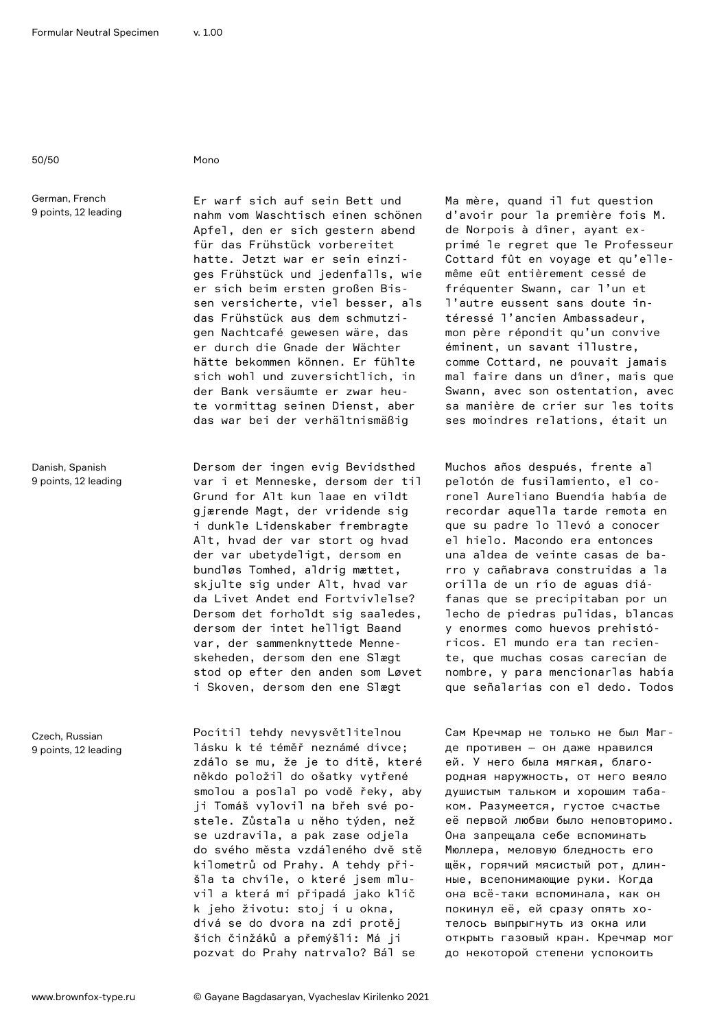Mono

German, French
9 points, 12 leading

Er warf sich auf sein Bett und nahm vom Waschtisch einen schönen Apfel, den er sich gestern abend für das Frühstück vorbereitet hatte. Jetzt war er sein einziges Frühstück und jedenfalls, wie er sich beim ersten großen Bissen versicherte, viel besser, als das Frühstück aus dem schmutzigen Nachtcafé gewesen wäre, das er durch die Gnade der Wächter hätte bekommen können. Er fühlte sich wohl und zuversichtlich, in der Bank versäumte er zwar heute vormittag seinen Dienst, aber das war bei der verhältnismäßig

Ma mère, quand il fut question d'avoir pour la première fois M. de Norpois à dîner, ayant exprimé le regret que le Professeur Cottard fût en voyage et qu'elle-même eût entièrement cessé de fréquenter Swann, car l'un et l'autre eussent sans doute intéressé l'ancien Ambassadeur, mon père répondit qu'un convive éminent, un savant illustre, comme Cottard, ne pouvait jamais mal faire dans un dîner, mais que Swann, avec son ostentation, avec sa manière de crier sur les toits ses moindres relations, était un

Danish, Spanish
9 points, 12 leading

Dersom der ingen evig Bevidsthed var i et Menneske, dersom der til Grund for Alt kun laae en vildt gjærende Magt, der vridende sig i dunkle Lidenskaber frembragte Alt, hvad der var stort og hvad der var ubetydeligt, dersom en bundløs Tomhed, aldrig mættet, skjulte sig under Alt, hvad var da Livet Andet end Fortvivlelse? Dersom det forholdt sig saaledes, dersom der intet helligt Baand var, der sammenknyttede Menneskeheden, dersom den ene Slægt stod op efter den anden som Løvet i Skoven, dersom den ene Slægt

Muchos años después, frente al pelotón de fusilamiento, el coronel Aureliano Buendía había de recordar aquella tarde remota en que su padre lo llevó a conocer el hielo. Macondo era entonces una aldea de veinte casas de barro y cañabrava construidas a la orilla de un río de aguas diáfanas que se precipitaban por un lecho de piedras pulidas, blancas y enormes como huevos prehistóricos. El mundo era tan reciente, que muchas cosas carecían de nombre, y para mencionarlas había que señalarías con el dedo. Todos

Czech, Russian
9 points, 12 leading

Pocítil tehdy nevysvětlitelnou lásku k té téměř neznámé dívce; zdálo se mu, že je to dítě, které někdo položil do ošatky vytřené smolou a poslal po vodě řeky, aby ji Tomáš vylovil na břeh své postele. Zůstala u něho týden, než se uzdravila, a pak zase odjela do svého města vzdáleného dvě stě kilometrů od Prahy. A tehdy přišla ta chvíle, o které jsem mluvil a která mi připadá jako klíč k jeho životu: stoj í u okna, dívá se do dvora na zdi protěj ších činžáků a přemýšlí: Má ji pozvat do Prahy natrvalo? Bál se

Сам Кречмар не только не был Магде противен — он даже нравился ей. У него была мягкая, благородная наружность, от него веяло душистым тальком и хорошим табаком. Разумеется, густое счастье её первой любви было неповторимо. Она запрещала себе вспоминать Мюллера, меловую бледность его щёк, горячий мясистый рот, длинные, всепонимающие руки. Когда она всё-таки вспоминала, как он покинул её, ей сразу опять захотелось выпрыгнуть из окна или открыть газовый кран. Кречмар мог до некоторой степени успокоить